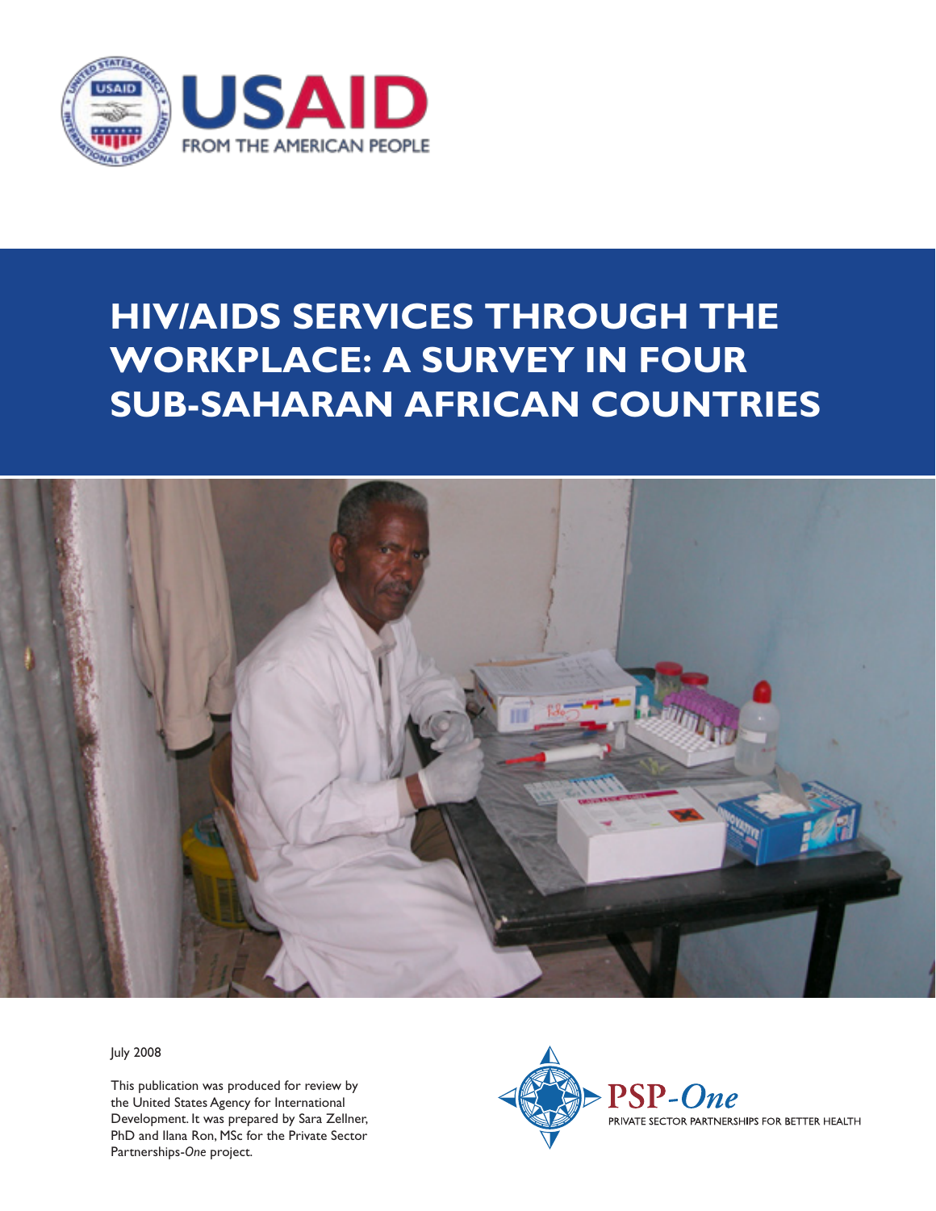USAID

FROM THE AMERICAN PEOPLE

# HIV/AIDS SERVICES THROUGH THE WORKPLACE: A SURVEY IN FOUR SUB-SAHARAN AFRICAN COUNTRIES

July 2008

This publication was produced for review by the United States Agency for International Development. It was prepared by Sara Zellner, PhD and Ilana Ron, MSc for the Private Sector Partnerships-*One* project.

PSP-*One*

PRIVATE SECTOR PARTNERSHIPS FOR BETTER HEALTH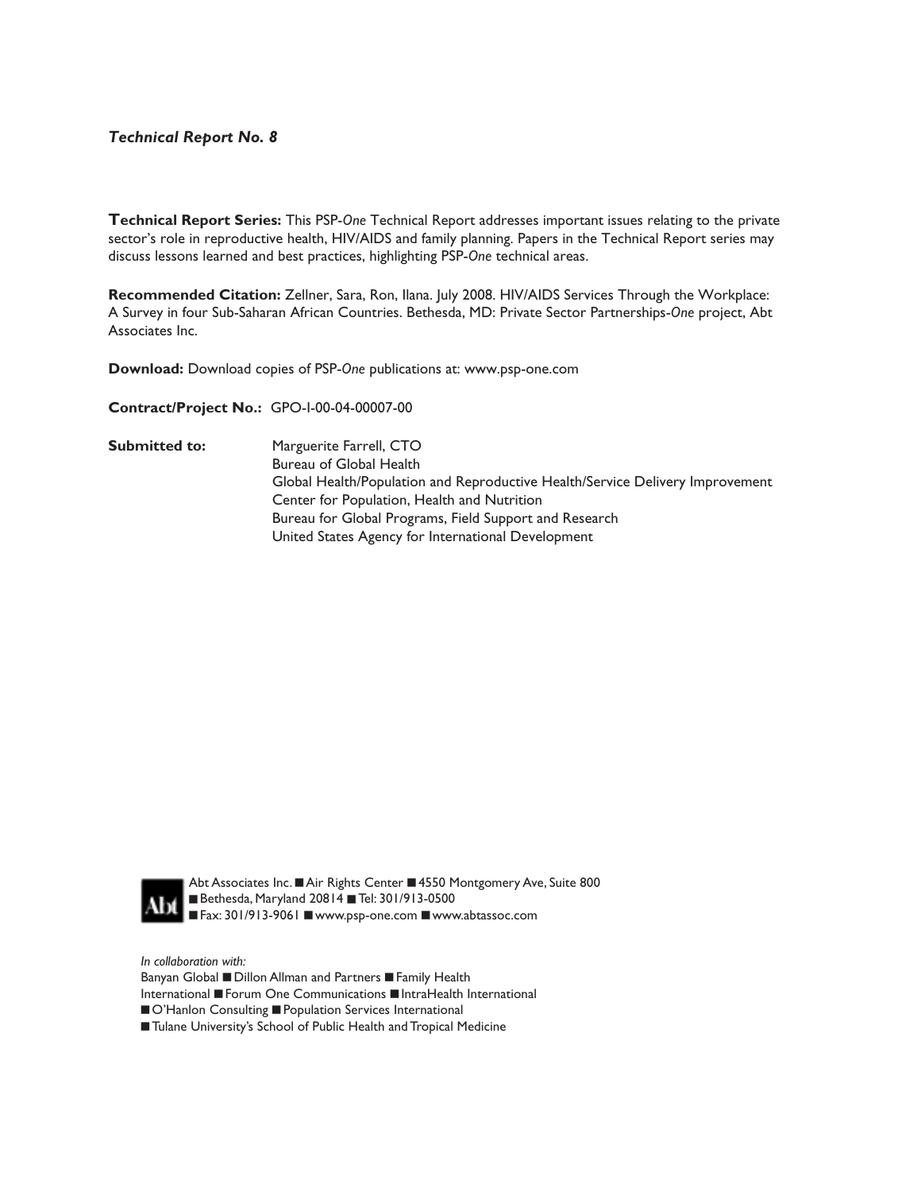*Technical Report No. 8*

**Technical Report Series:** This PSP-*One* Technical Report addresses important issues relating to the private sector's role in reproductive health, HIV/AIDS and family planning. Papers in the Technical Report series may discuss lessons learned and best practices, highlighting PSP-*One* technical areas.

**Recommended Citation:** Zellner, Sara, Ron, Ilana. July 2008. HIV/AIDS Services Through the Workplace: A Survey in four Sub-Saharan African Countries. Bethesda, MD: Private Sector Partnerships-*One* project, Abt Associates Inc.

**Download:** Download copies of PSP-*One* publications at: www.psp-one.com

**Contract/Project No.:** GPO-I-00-04-00007-00

**Submitted to:** Marguerite Farrell, CTO
Bureau of Global Health
Global Health/Population and Reproductive Health/Service Delivery Improvement
Center for Population, Health and Nutrition
Bureau for Global Programs, Field Support and Research
United States Agency for International Development

Abt Associates Inc. ■ Air Rights Center ■ 4550 Montgomery Ave, Suite 800 ■ Bethesda, Maryland 20814 ■ Tel: 301/913-0500 ■ Fax: 301/913-9061 ■ www.psp-one.com ■ www.abtassoc.com

*In collaboration with:*
Banyan Global ■ Dillon Allman and Partners ■ Family Health International ■ Forum One Communications ■ IntraHealth International ■ O'Hanlon Consulting ■ Population Services International ■ Tulane University's School of Public Health and Tropical Medicine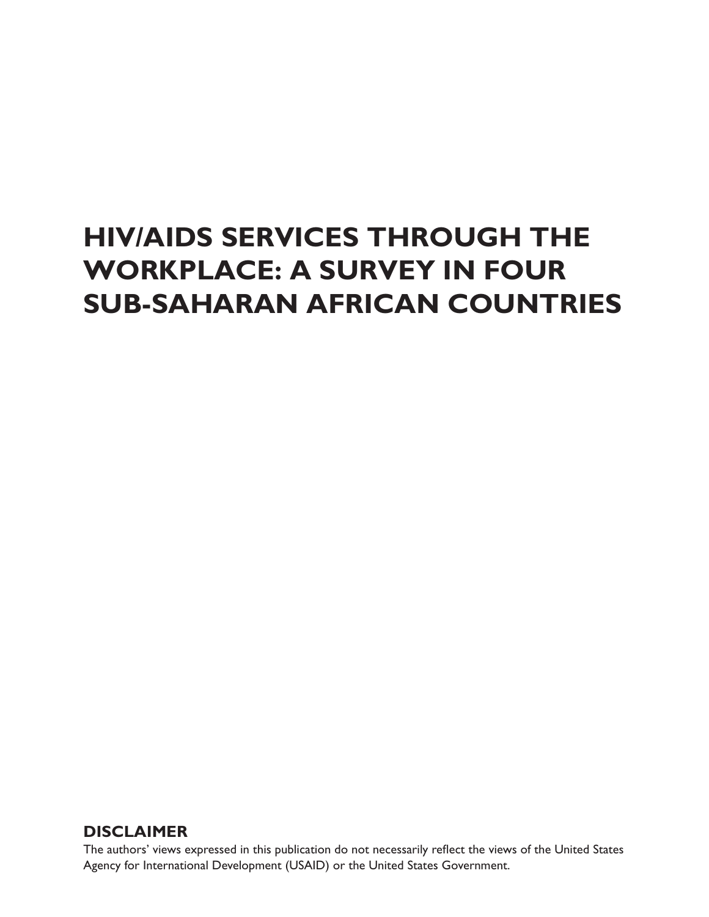# HIV/AIDS SERVICES THROUGH THE WORKPLACE: A SURVEY IN FOUR SUB-SAHARAN AFRICAN COUNTRIES

**DISCLAIMER**

The authors' views expressed in this publication do not necessarily reflect the views of the United States Agency for International Development (USAID) or the United States Government.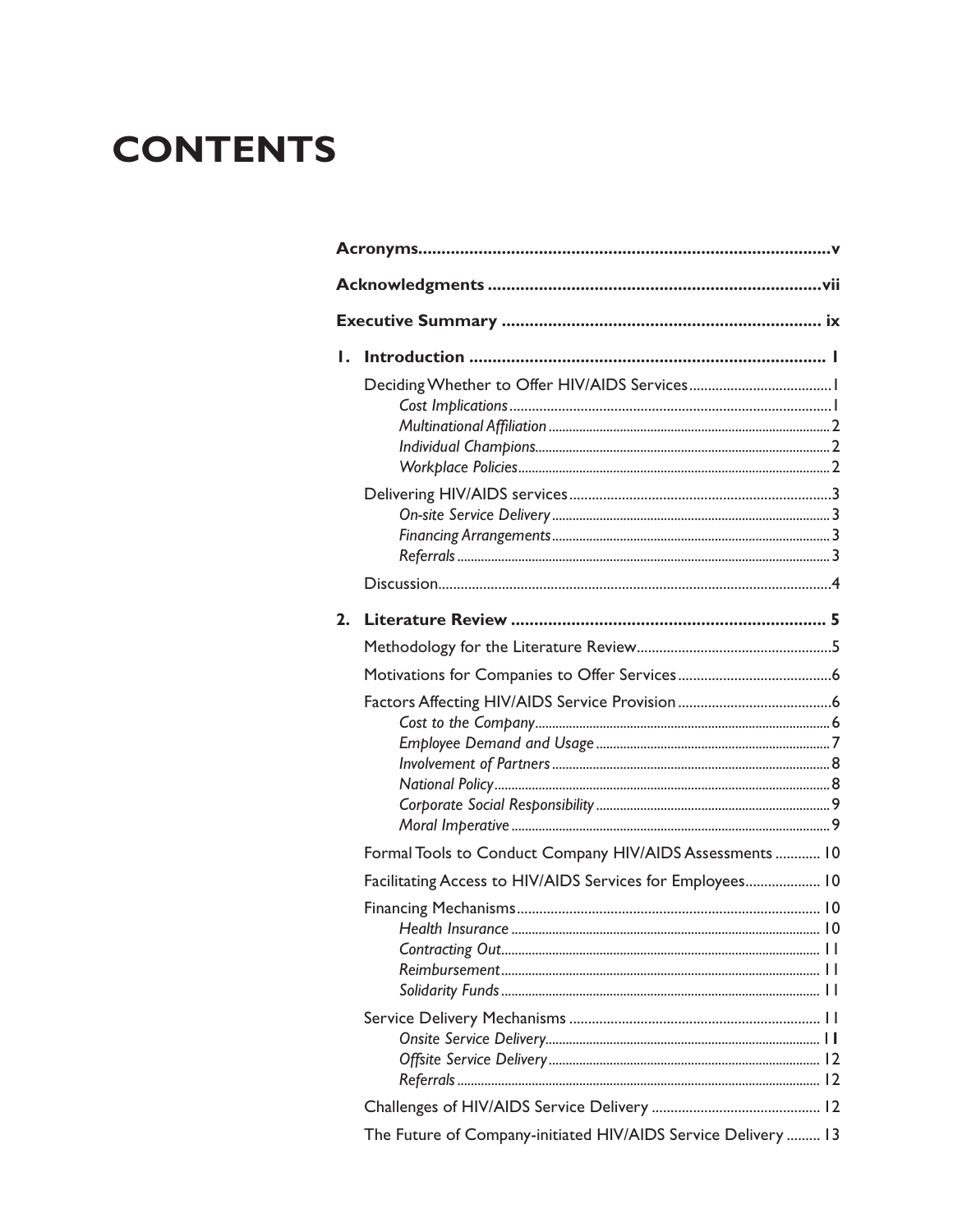# CONTENTS

**Acronyms** ..... v

**Acknowledgments** ..... vii

**Executive Summary** ..... ix

**1. Introduction** ..... 1

- Deciding Whether to Offer HIV/AIDS Services ..... 1
  - *Cost Implications* ..... 1
  - *Multinational Affiliation* ..... 2
  - *Individual Champions* ..... 2
  - *Workplace Policies* ..... 2
- Delivering HIV/AIDS services ..... 3
  - *On-site Service Delivery* ..... 3
  - *Financing Arrangements* ..... 3
  - *Referrals* ..... 3
- Discussion ..... 4

**2. Literature Review** ..... 5

- Methodology for the Literature Review ..... 5
- Motivations for Companies to Offer Services ..... 6
- Factors Affecting HIV/AIDS Service Provision ..... 6
  - *Cost to the Company* ..... 6
  - *Employee Demand and Usage* ..... 7
  - *Involvement of Partners* ..... 8
  - *National Policy* ..... 8
  - *Corporate Social Responsibility* ..... 9
  - *Moral Imperative* ..... 9
- Formal Tools to Conduct Company HIV/AIDS Assessments ..... 10
- Facilitating Access to HIV/AIDS Services for Employees ..... 10
- Financing Mechanisms ..... 10
  - *Health Insurance* ..... 10
  - *Contracting Out* ..... 11
  - *Reimbursement* ..... 11
  - *Solidarity Funds* ..... 11
- Service Delivery Mechanisms ..... 11
  - *Onsite Service Delivery* ..... 11
  - *Offsite Service Delivery* ..... 12
  - *Referrals* ..... 12
- Challenges of HIV/AIDS Service Delivery ..... 12
- The Future of Company-initiated HIV/AIDS Service Delivery ..... 13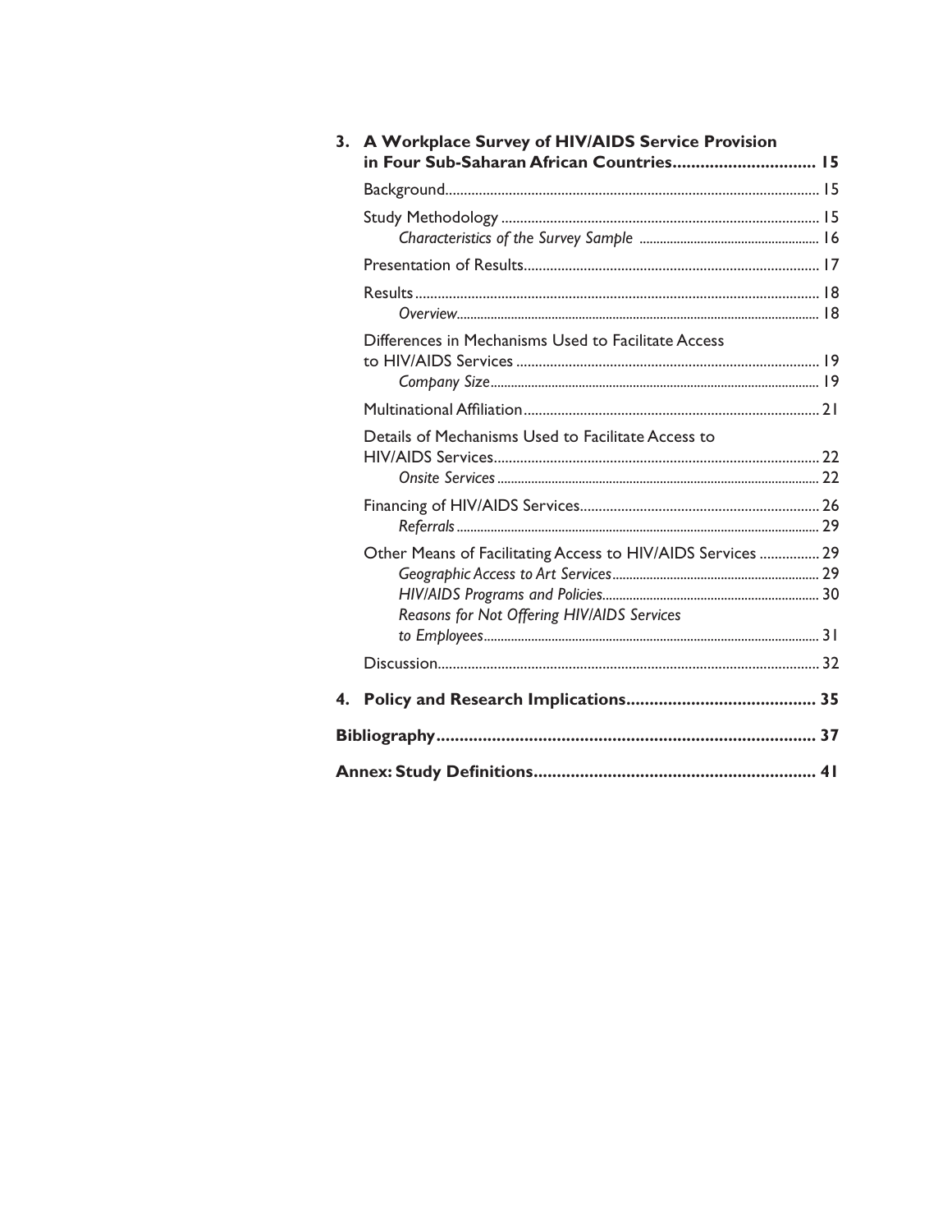**3. A Workplace Survey of HIV/AIDS Service Provision in Four Sub-Saharan African Countries.............................. 15**

Background.................................................................................................. 15

Study Methodology ................................................................................... 15

*Characteristics of the Survey Sample* .................................................... 16

Presentation of Results............................................................................. 17

Results.......................................................................................................... 18

*Overview*......................................................................................................... 18

Differences in Mechanisms Used to Facilitate Access to HIV/AIDS Services ................................................................................ 19

*Company Size*............................................................................................... 19

Multinational Affiliation............................................................................. 21

Details of Mechanisms Used to Facilitate Access to HIV/AIDS Services...................................................................................... 22

*Onsite Services*............................................................................................. 22

Financing of HIV/AIDS Services............................................................... 26

*Referrals*......................................................................................................... 29

Other Means of Facilitating Access to HIV/AIDS Services ................ 29

*Geographic Access to Art Services*............................................................ 29

*HIV/AIDS Programs and Policies*............................................................... 30

*Reasons for Not Offering HIV/AIDS Services to Employees*................................................................................................. 31

Discussion.................................................................................................... 32

**4. Policy and Research Implications......................................... 35**

**Bibliography.................................................................................. 37**

**Annex: Study Definitions............................................................. 41**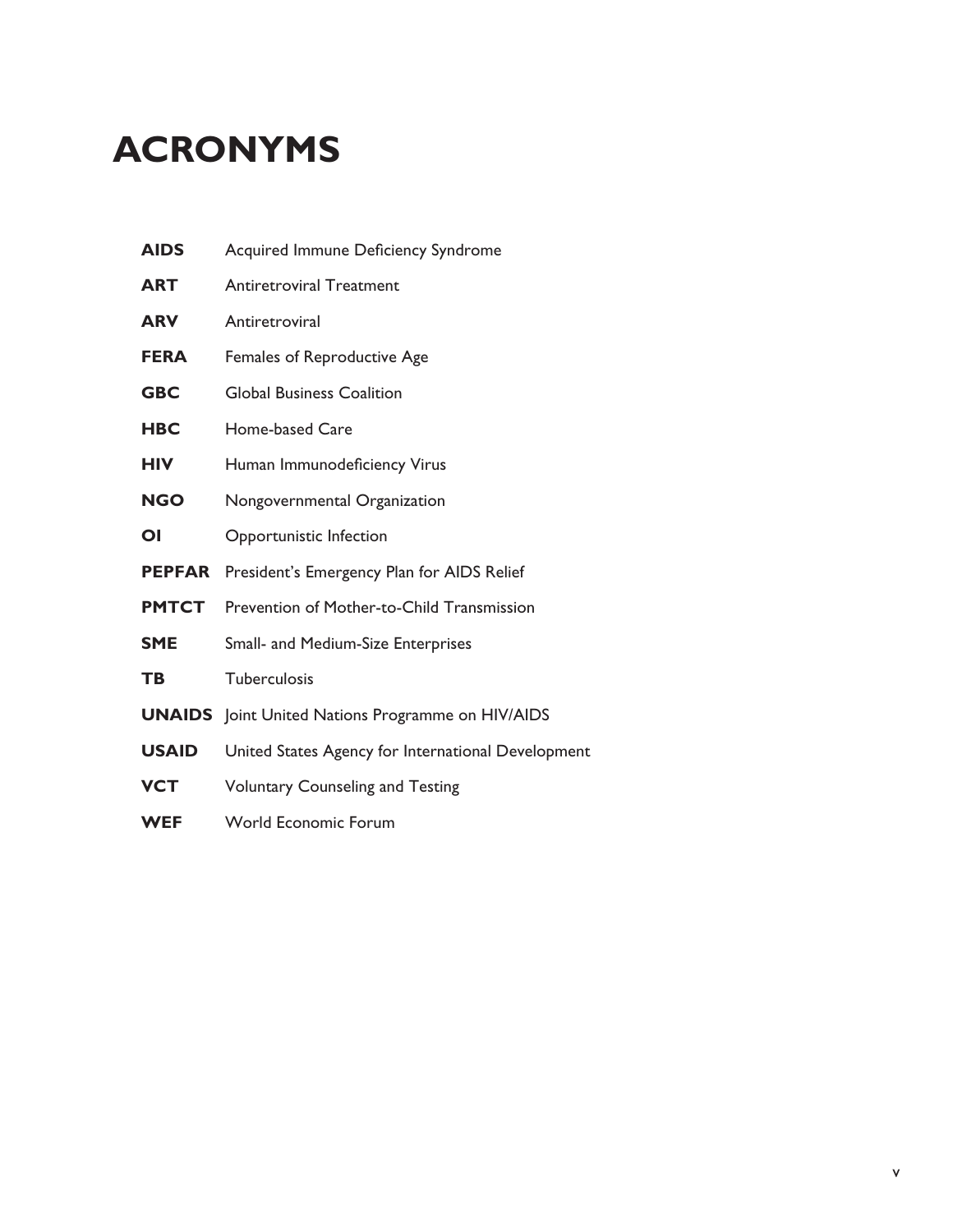# ACRONYMS

| | |
|---|---|
| **AIDS** | Acquired Immune Deficiency Syndrome |
| **ART** | Antiretroviral Treatment |
| **ARV** | Antiretroviral |
| **FERA** | Females of Reproductive Age |
| **GBC** | Global Business Coalition |
| **HBC** | Home-based Care |
| **HIV** | Human Immunodeficiency Virus |
| **NGO** | Nongovernmental Organization |
| **OI** | Opportunistic Infection |
| **PEPFAR** | President's Emergency Plan for AIDS Relief |
| **PMTCT** | Prevention of Mother-to-Child Transmission |
| **SME** | Small- and Medium-Size Enterprises |
| **TB** | Tuberculosis |
| **UNAIDS** | Joint United Nations Programme on HIV/AIDS |
| **USAID** | United States Agency for International Development |
| **VCT** | Voluntary Counseling and Testing |
| **WEF** | World Economic Forum |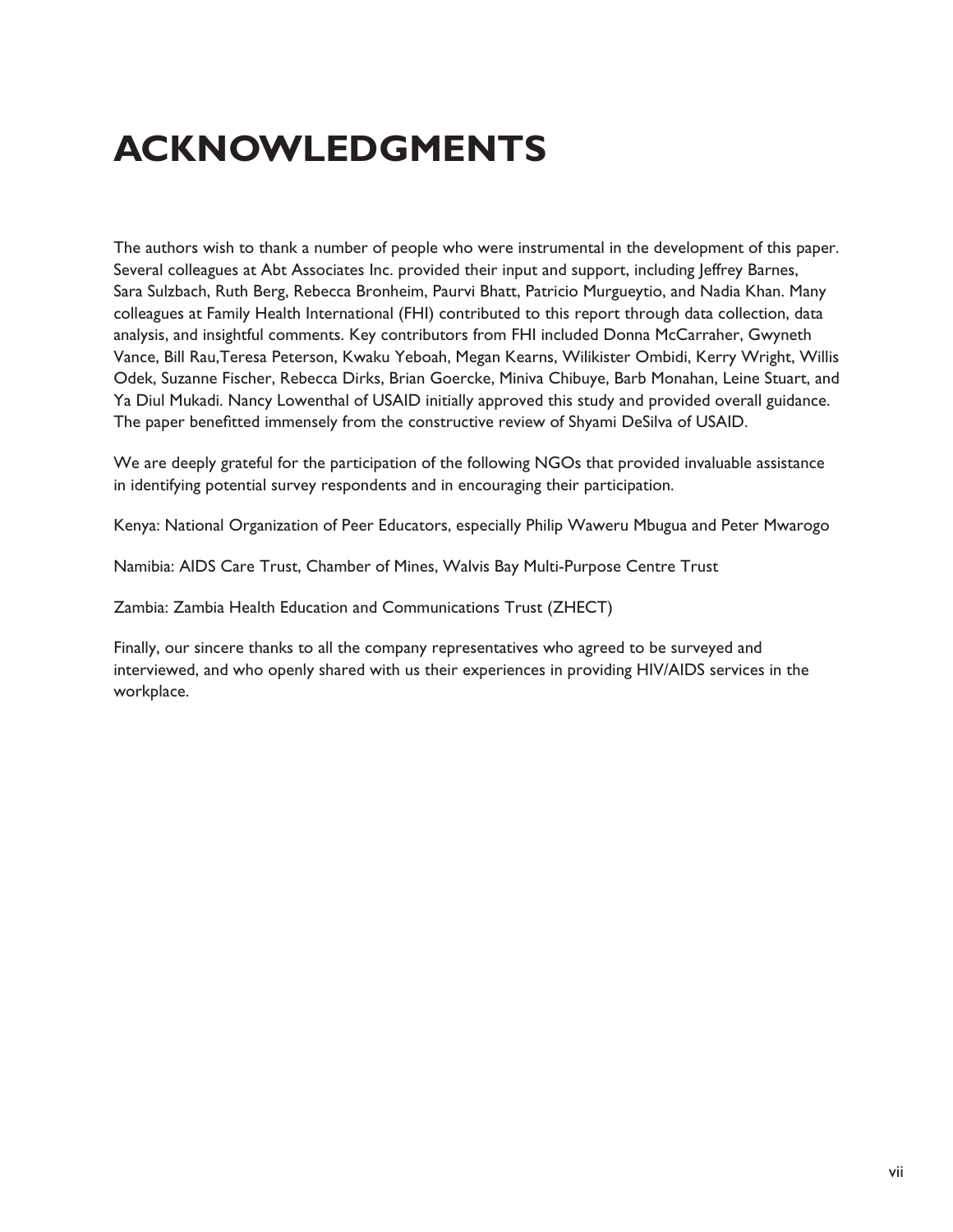# ACKNOWLEDGMENTS

The authors wish to thank a number of people who were instrumental in the development of this paper. Several colleagues at Abt Associates Inc. provided their input and support, including Jeffrey Barnes, Sara Sulzbach, Ruth Berg, Rebecca Bronheim, Paurvi Bhatt, Patricio Murgueytio, and Nadia Khan. Many colleagues at Family Health International (FHI) contributed to this report through data collection, data analysis, and insightful comments. Key contributors from FHI included Donna McCarraher, Gwyneth Vance, Bill Rau,Teresa Peterson, Kwaku Yeboah, Megan Kearns, Wilikister Ombidi, Kerry Wright, Willis Odek, Suzanne Fischer, Rebecca Dirks, Brian Goercke, Miniva Chibuye, Barb Monahan, Leine Stuart, and Ya Diul Mukadi. Nancy Lowenthal of USAID initially approved this study and provided overall guidance. The paper benefitted immensely from the constructive review of Shyami DeSilva of USAID.

We are deeply grateful for the participation of the following NGOs that provided invaluable assistance in identifying potential survey respondents and in encouraging their participation.

Kenya: National Organization of Peer Educators, especially Philip Waweru Mbugua and Peter Mwarogo

Namibia: AIDS Care Trust, Chamber of Mines, Walvis Bay Multi-Purpose Centre Trust

Zambia: Zambia Health Education and Communications Trust (ZHECT)

Finally, our sincere thanks to all the company representatives who agreed to be surveyed and interviewed, and who openly shared with us their experiences in providing HIV/AIDS services in the workplace.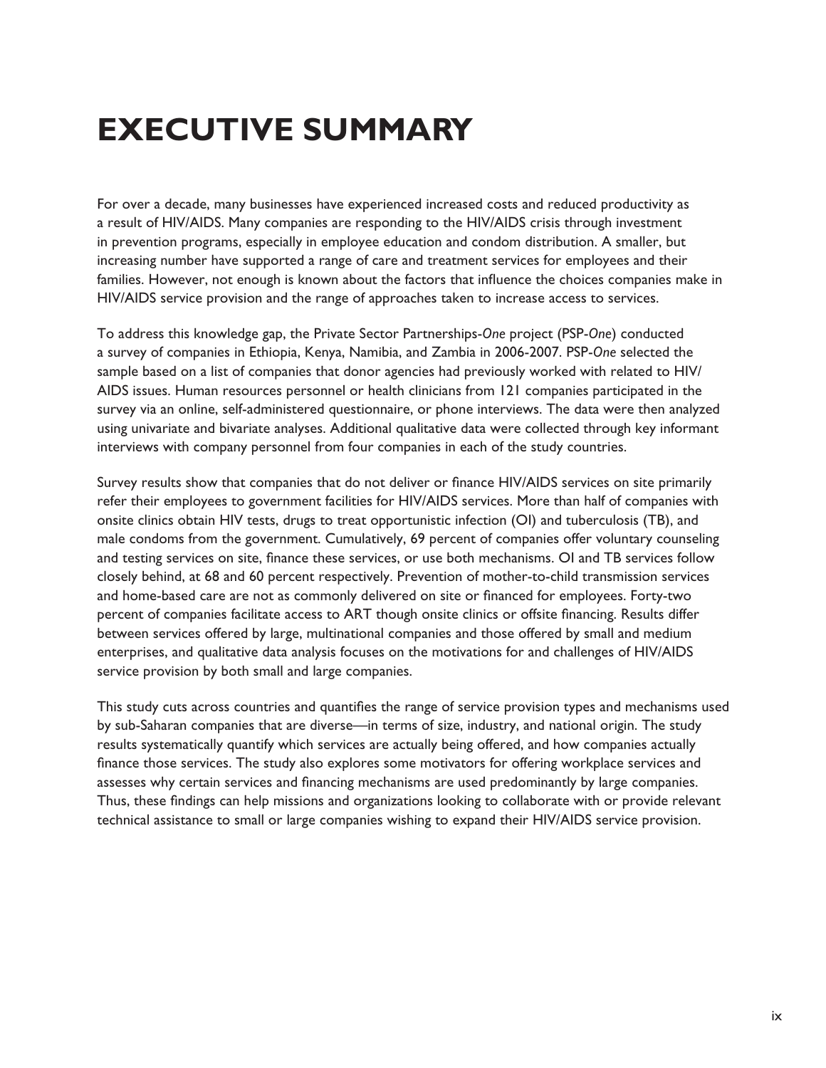# EXECUTIVE SUMMARY

For over a decade, many businesses have experienced increased costs and reduced productivity as a result of HIV/AIDS. Many companies are responding to the HIV/AIDS crisis through investment in prevention programs, especially in employee education and condom distribution. A smaller, but increasing number have supported a range of care and treatment services for employees and their families. However, not enough is known about the factors that influence the choices companies make in HIV/AIDS service provision and the range of approaches taken to increase access to services.

To address this knowledge gap, the Private Sector Partnerships-*One* project (PSP-*One*) conducted a survey of companies in Ethiopia, Kenya, Namibia, and Zambia in 2006-2007. PSP-*One* selected the sample based on a list of companies that donor agencies had previously worked with related to HIV/AIDS issues. Human resources personnel or health clinicians from 121 companies participated in the survey via an online, self-administered questionnaire, or phone interviews. The data were then analyzed using univariate and bivariate analyses. Additional qualitative data were collected through key informant interviews with company personnel from four companies in each of the study countries.

Survey results show that companies that do not deliver or finance HIV/AIDS services on site primarily refer their employees to government facilities for HIV/AIDS services. More than half of companies with onsite clinics obtain HIV tests, drugs to treat opportunistic infection (OI) and tuberculosis (TB), and male condoms from the government. Cumulatively, 69 percent of companies offer voluntary counseling and testing services on site, finance these services, or use both mechanisms. OI and TB services follow closely behind, at 68 and 60 percent respectively. Prevention of mother-to-child transmission services and home-based care are not as commonly delivered on site or financed for employees. Forty-two percent of companies facilitate access to ART though onsite clinics or offsite financing. Results differ between services offered by large, multinational companies and those offered by small and medium enterprises, and qualitative data analysis focuses on the motivations for and challenges of HIV/AIDS service provision by both small and large companies.

This study cuts across countries and quantifies the range of service provision types and mechanisms used by sub-Saharan companies that are diverse—in terms of size, industry, and national origin. The study results systematically quantify which services are actually being offered, and how companies actually finance those services. The study also explores some motivators for offering workplace services and assesses why certain services and financing mechanisms are used predominantly by large companies. Thus, these findings can help missions and organizations looking to collaborate with or provide relevant technical assistance to small or large companies wishing to expand their HIV/AIDS service provision.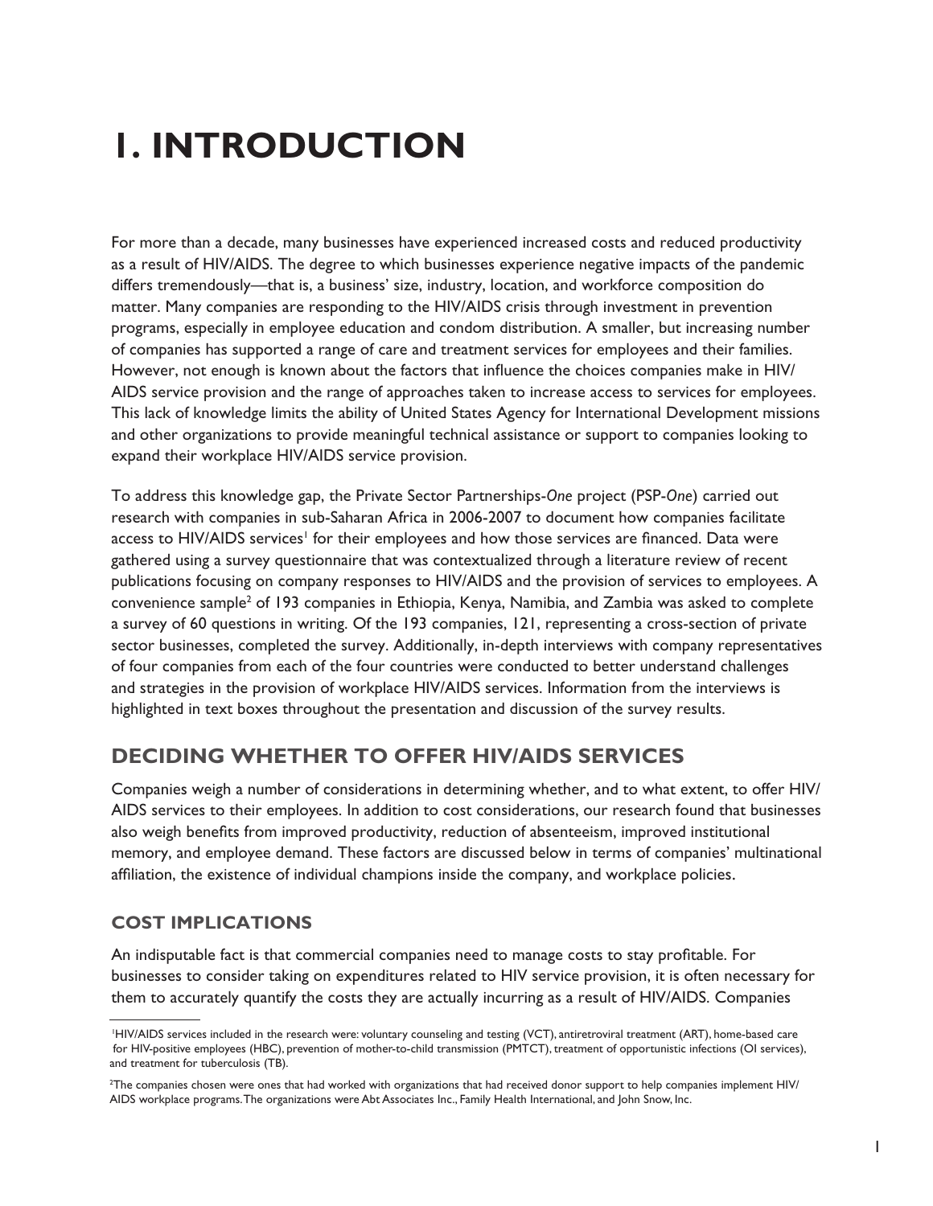# 1. INTRODUCTION

For more than a decade, many businesses have experienced increased costs and reduced productivity as a result of HIV/AIDS. The degree to which businesses experience negative impacts of the pandemic differs tremendously—that is, a business' size, industry, location, and workforce composition do matter. Many companies are responding to the HIV/AIDS crisis through investment in prevention programs, especially in employee education and condom distribution. A smaller, but increasing number of companies has supported a range of care and treatment services for employees and their families. However, not enough is known about the factors that influence the choices companies make in HIV/AIDS service provision and the range of approaches taken to increase access to services for employees. This lack of knowledge limits the ability of United States Agency for International Development missions and other organizations to provide meaningful technical assistance or support to companies looking to expand their workplace HIV/AIDS service provision.

To address this knowledge gap, the Private Sector Partnerships-*One* project (PSP-*One*) carried out research with companies in sub-Saharan Africa in 2006-2007 to document how companies facilitate access to HIV/AIDS services[1] for their employees and how those services are financed. Data were gathered using a survey questionnaire that was contextualized through a literature review of recent publications focusing on company responses to HIV/AIDS and the provision of services to employees. A convenience sample[2] of 193 companies in Ethiopia, Kenya, Namibia, and Zambia was asked to complete a survey of 60 questions in writing. Of the 193 companies, 121, representing a cross-section of private sector businesses, completed the survey. Additionally, in-depth interviews with company representatives of four companies from each of the four countries were conducted to better understand challenges and strategies in the provision of workplace HIV/AIDS services. Information from the interviews is highlighted in text boxes throughout the presentation and discussion of the survey results.

## DECIDING WHETHER TO OFFER HIV/AIDS SERVICES

Companies weigh a number of considerations in determining whether, and to what extent, to offer HIV/AIDS services to their employees. In addition to cost considerations, our research found that businesses also weigh benefits from improved productivity, reduction of absenteeism, improved institutional memory, and employee demand. These factors are discussed below in terms of companies' multinational affiliation, the existence of individual champions inside the company, and workplace policies.

### COST IMPLICATIONS

An indisputable fact is that commercial companies need to manage costs to stay profitable. For businesses to consider taking on expenditures related to HIV service provision, it is often necessary for them to accurately quantify the costs they are actually incurring as a result of HIV/AIDS. Companies

---

[1] HIV/AIDS services included in the research were: voluntary counseling and testing (VCT), antiretroviral treatment (ART), home-based care for HIV-positive employees (HBC), prevention of mother-to-child transmission (PMTCT), treatment of opportunistic infections (OI services), and treatment for tuberculosis (TB).

[2] The companies chosen were ones that had worked with organizations that had received donor support to help companies implement HIV/AIDS workplace programs. The organizations were Abt Associates Inc., Family Health International, and John Snow, Inc.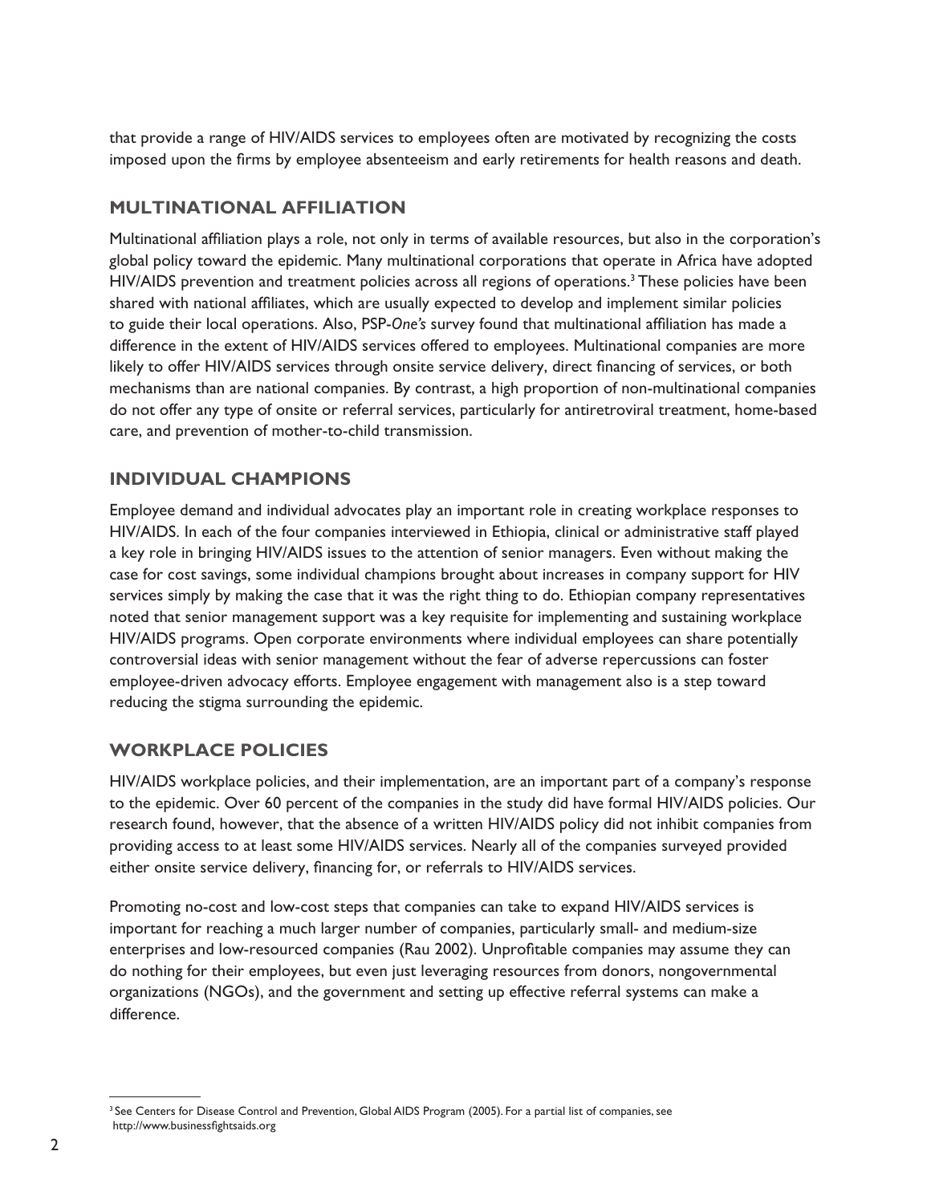that provide a range of HIV/AIDS services to employees often are motivated by recognizing the costs imposed upon the firms by employee absenteeism and early retirements for health reasons and death.

## MULTINATIONAL AFFILIATION

Multinational affiliation plays a role, not only in terms of available resources, but also in the corporation's global policy toward the epidemic. Many multinational corporations that operate in Africa have adopted HIV/AIDS prevention and treatment policies across all regions of operations.[3] These policies have been shared with national affiliates, which are usually expected to develop and implement similar policies to guide their local operations. Also, PSP-*One's* survey found that multinational affiliation has made a difference in the extent of HIV/AIDS services offered to employees. Multinational companies are more likely to offer HIV/AIDS services through onsite service delivery, direct financing of services, or both mechanisms than are national companies. By contrast, a high proportion of non-multinational companies do not offer any type of onsite or referral services, particularly for antiretroviral treatment, home-based care, and prevention of mother-to-child transmission.

## INDIVIDUAL CHAMPIONS

Employee demand and individual advocates play an important role in creating workplace responses to HIV/AIDS. In each of the four companies interviewed in Ethiopia, clinical or administrative staff played a key role in bringing HIV/AIDS issues to the attention of senior managers. Even without making the case for cost savings, some individual champions brought about increases in company support for HIV services simply by making the case that it was the right thing to do. Ethiopian company representatives noted that senior management support was a key requisite for implementing and sustaining workplace HIV/AIDS programs. Open corporate environments where individual employees can share potentially controversial ideas with senior management without the fear of adverse repercussions can foster employee-driven advocacy efforts. Employee engagement with management also is a step toward reducing the stigma surrounding the epidemic.

## WORKPLACE POLICIES

HIV/AIDS workplace policies, and their implementation, are an important part of a company's response to the epidemic. Over 60 percent of the companies in the study did have formal HIV/AIDS policies. Our research found, however, that the absence of a written HIV/AIDS policy did not inhibit companies from providing access to at least some HIV/AIDS services. Nearly all of the companies surveyed provided either onsite service delivery, financing for, or referrals to HIV/AIDS services.

Promoting no-cost and low-cost steps that companies can take to expand HIV/AIDS services is important for reaching a much larger number of companies, particularly small- and medium-size enterprises and low-resourced companies (Rau 2002). Unprofitable companies may assume they can do nothing for their employees, but even just leveraging resources from donors, nongovernmental organizations (NGOs), and the government and setting up effective referral systems can make a difference.

---

[3] See Centers for Disease Control and Prevention, Global AIDS Program (2005). For a partial list of companies, see http://www.businessfightsaids.org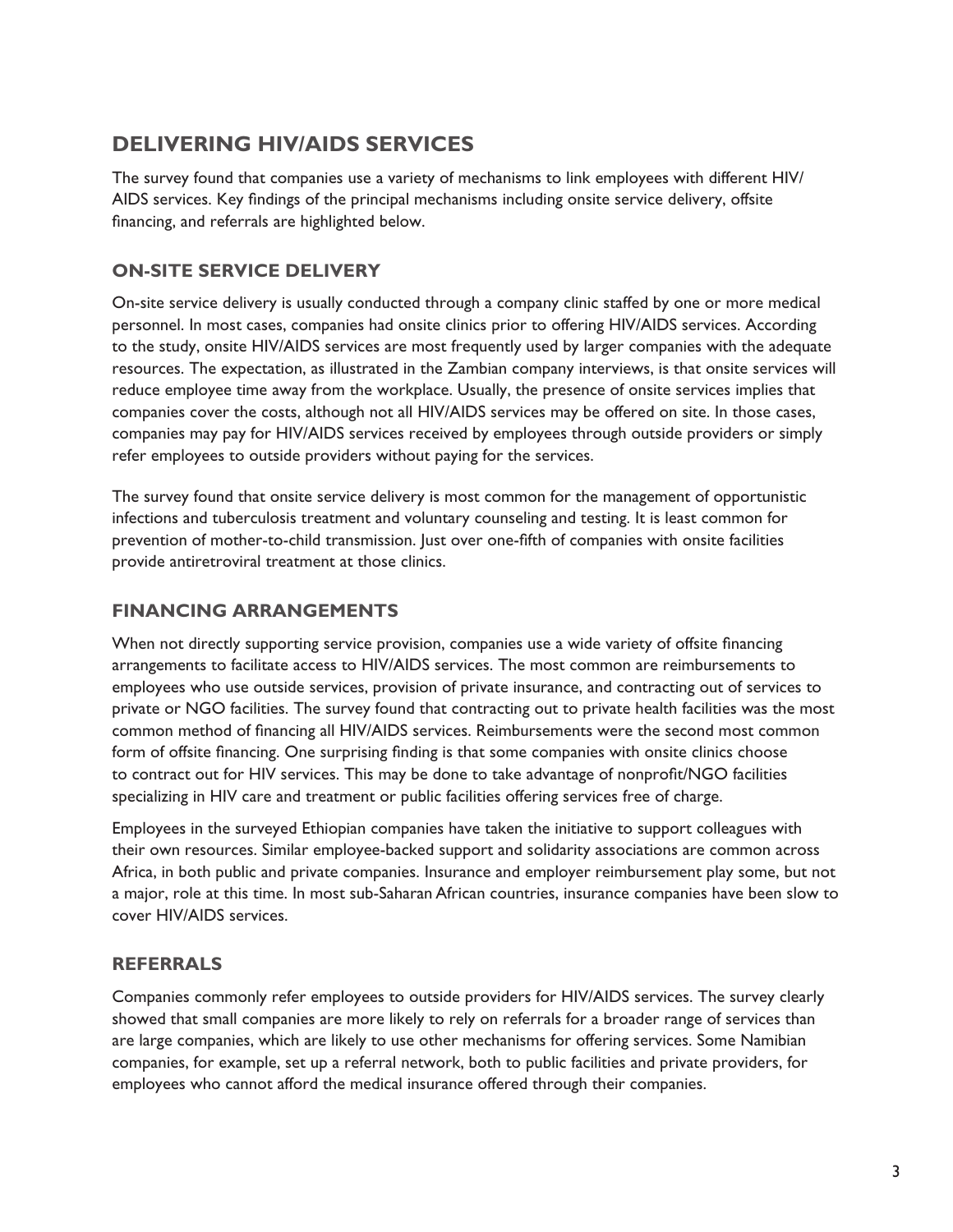## DELIVERING HIV/AIDS SERVICES

The survey found that companies use a variety of mechanisms to link employees with different HIV/AIDS services. Key findings of the principal mechanisms including onsite service delivery, offsite financing, and referrals are highlighted below.

### ON-SITE SERVICE DELIVERY

On-site service delivery is usually conducted through a company clinic staffed by one or more medical personnel. In most cases, companies had onsite clinics prior to offering HIV/AIDS services. According to the study, onsite HIV/AIDS services are most frequently used by larger companies with the adequate resources. The expectation, as illustrated in the Zambian company interviews, is that onsite services will reduce employee time away from the workplace. Usually, the presence of onsite services implies that companies cover the costs, although not all HIV/AIDS services may be offered on site. In those cases, companies may pay for HIV/AIDS services received by employees through outside providers or simply refer employees to outside providers without paying for the services.

The survey found that onsite service delivery is most common for the management of opportunistic infections and tuberculosis treatment and voluntary counseling and testing. It is least common for prevention of mother-to-child transmission. Just over one-fifth of companies with onsite facilities provide antiretroviral treatment at those clinics.

### FINANCING ARRANGEMENTS

When not directly supporting service provision, companies use a wide variety of offsite financing arrangements to facilitate access to HIV/AIDS services. The most common are reimbursements to employees who use outside services, provision of private insurance, and contracting out of services to private or NGO facilities. The survey found that contracting out to private health facilities was the most common method of financing all HIV/AIDS services. Reimbursements were the second most common form of offsite financing. One surprising finding is that some companies with onsite clinics choose to contract out for HIV services. This may be done to take advantage of nonprofit/NGO facilities specializing in HIV care and treatment or public facilities offering services free of charge.

Employees in the surveyed Ethiopian companies have taken the initiative to support colleagues with their own resources. Similar employee-backed support and solidarity associations are common across Africa, in both public and private companies. Insurance and employer reimbursement play some, but not a major, role at this time. In most sub-Saharan African countries, insurance companies have been slow to cover HIV/AIDS services.

### REFERRALS

Companies commonly refer employees to outside providers for HIV/AIDS services. The survey clearly showed that small companies are more likely to rely on referrals for a broader range of services than are large companies, which are likely to use other mechanisms for offering services. Some Namibian companies, for example, set up a referral network, both to public facilities and private providers, for employees who cannot afford the medical insurance offered through their companies.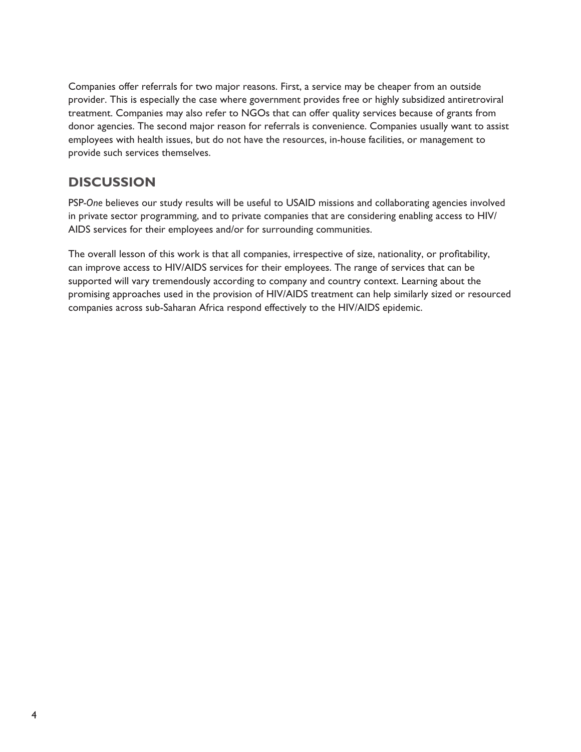Companies offer referrals for two major reasons. First, a service may be cheaper from an outside provider. This is especially the case where government provides free or highly subsidized antiretroviral treatment. Companies may also refer to NGOs that can offer quality services because of grants from donor agencies. The second major reason for referrals is convenience. Companies usually want to assist employees with health issues, but do not have the resources, in-house facilities, or management to provide such services themselves.

## DISCUSSION

PSP-*One* believes our study results will be useful to USAID missions and collaborating agencies involved in private sector programming, and to private companies that are considering enabling access to HIV/AIDS services for their employees and/or for surrounding communities.

The overall lesson of this work is that all companies, irrespective of size, nationality, or profitability, can improve access to HIV/AIDS services for their employees. The range of services that can be supported will vary tremendously according to company and country context. Learning about the promising approaches used in the provision of HIV/AIDS treatment can help similarly sized or resourced companies across sub-Saharan Africa respond effectively to the HIV/AIDS epidemic.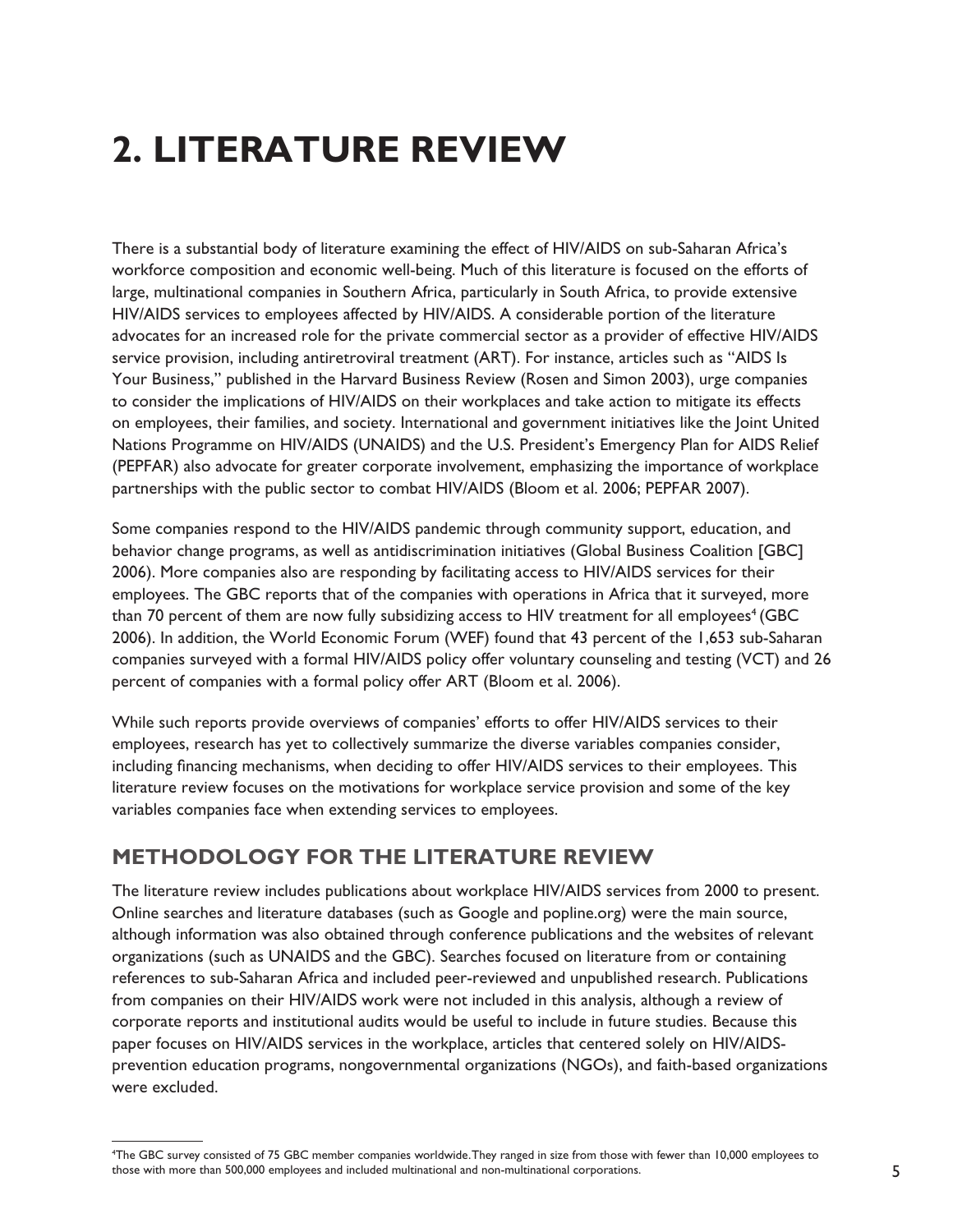# 2. LITERATURE REVIEW

There is a substantial body of literature examining the effect of HIV/AIDS on sub-Saharan Africa's workforce composition and economic well-being. Much of this literature is focused on the efforts of large, multinational companies in Southern Africa, particularly in South Africa, to provide extensive HIV/AIDS services to employees affected by HIV/AIDS. A considerable portion of the literature advocates for an increased role for the private commercial sector as a provider of effective HIV/AIDS service provision, including antiretroviral treatment (ART). For instance, articles such as "AIDS Is Your Business," published in the Harvard Business Review (Rosen and Simon 2003), urge companies to consider the implications of HIV/AIDS on their workplaces and take action to mitigate its effects on employees, their families, and society. International and government initiatives like the Joint United Nations Programme on HIV/AIDS (UNAIDS) and the U.S. President's Emergency Plan for AIDS Relief (PEPFAR) also advocate for greater corporate involvement, emphasizing the importance of workplace partnerships with the public sector to combat HIV/AIDS (Bloom et al. 2006; PEPFAR 2007).

Some companies respond to the HIV/AIDS pandemic through community support, education, and behavior change programs, as well as antidiscrimination initiatives (Global Business Coalition [GBC] 2006). More companies also are responding by facilitating access to HIV/AIDS services for their employees. The GBC reports that of the companies with operations in Africa that it surveyed, more than 70 percent of them are now fully subsidizing access to HIV treatment for all employees[4] (GBC 2006). In addition, the World Economic Forum (WEF) found that 43 percent of the 1,653 sub-Saharan companies surveyed with a formal HIV/AIDS policy offer voluntary counseling and testing (VCT) and 26 percent of companies with a formal policy offer ART (Bloom et al. 2006).

While such reports provide overviews of companies' efforts to offer HIV/AIDS services to their employees, research has yet to collectively summarize the diverse variables companies consider, including financing mechanisms, when deciding to offer HIV/AIDS services to their employees. This literature review focuses on the motivations for workplace service provision and some of the key variables companies face when extending services to employees.

## METHODOLOGY FOR THE LITERATURE REVIEW

The literature review includes publications about workplace HIV/AIDS services from 2000 to present. Online searches and literature databases (such as Google and popline.org) were the main source, although information was also obtained through conference publications and the websites of relevant organizations (such as UNAIDS and the GBC). Searches focused on literature from or containing references to sub-Saharan Africa and included peer-reviewed and unpublished research. Publications from companies on their HIV/AIDS work were not included in this analysis, although a review of corporate reports and institutional audits would be useful to include in future studies. Because this paper focuses on HIV/AIDS services in the workplace, articles that centered solely on HIV/AIDS-prevention education programs, nongovernmental organizations (NGOs), and faith-based organizations were excluded.

---

[4]The GBC survey consisted of 75 GBC member companies worldwide. They ranged in size from those with fewer than 10,000 employees to those with more than 500,000 employees and included multinational and non-multinational corporations.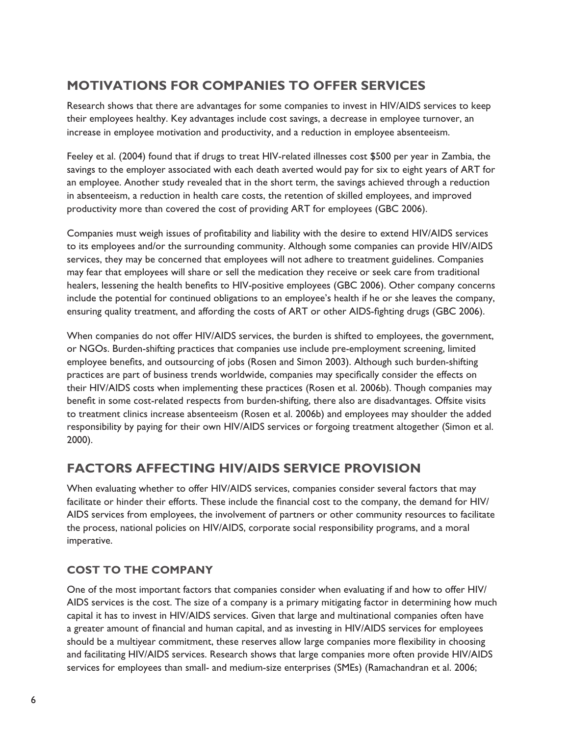## MOTIVATIONS FOR COMPANIES TO OFFER SERVICES

Research shows that there are advantages for some companies to invest in HIV/AIDS services to keep their employees healthy. Key advantages include cost savings, a decrease in employee turnover, an increase in employee motivation and productivity, and a reduction in employee absenteeism.

Feeley et al. (2004) found that if drugs to treat HIV-related illnesses cost $500 per year in Zambia, the savings to the employer associated with each death averted would pay for six to eight years of ART for an employee. Another study revealed that in the short term, the savings achieved through a reduction in absenteeism, a reduction in health care costs, the retention of skilled employees, and improved productivity more than covered the cost of providing ART for employees (GBC 2006).

Companies must weigh issues of profitability and liability with the desire to extend HIV/AIDS services to its employees and/or the surrounding community. Although some companies can provide HIV/AIDS services, they may be concerned that employees will not adhere to treatment guidelines. Companies may fear that employees will share or sell the medication they receive or seek care from traditional healers, lessening the health benefits to HIV-positive employees (GBC 2006). Other company concerns include the potential for continued obligations to an employee's health if he or she leaves the company, ensuring quality treatment, and affording the costs of ART or other AIDS-fighting drugs (GBC 2006).

When companies do not offer HIV/AIDS services, the burden is shifted to employees, the government, or NGOs. Burden-shifting practices that companies use include pre-employment screening, limited employee benefits, and outsourcing of jobs (Rosen and Simon 2003). Although such burden-shifting practices are part of business trends worldwide, companies may specifically consider the effects on their HIV/AIDS costs when implementing these practices (Rosen et al. 2006b). Though companies may benefit in some cost-related respects from burden-shifting, there also are disadvantages. Offsite visits to treatment clinics increase absenteeism (Rosen et al. 2006b) and employees may shoulder the added responsibility by paying for their own HIV/AIDS services or forgoing treatment altogether (Simon et al. 2000).

## FACTORS AFFECTING HIV/AIDS SERVICE PROVISION

When evaluating whether to offer HIV/AIDS services, companies consider several factors that may facilitate or hinder their efforts. These include the financial cost to the company, the demand for HIV/AIDS services from employees, the involvement of partners or other community resources to facilitate the process, national policies on HIV/AIDS, corporate social responsibility programs, and a moral imperative.

### COST TO THE COMPANY

One of the most important factors that companies consider when evaluating if and how to offer HIV/AIDS services is the cost. The size of a company is a primary mitigating factor in determining how much capital it has to invest in HIV/AIDS services. Given that large and multinational companies often have a greater amount of financial and human capital, and as investing in HIV/AIDS services for employees should be a multiyear commitment, these reserves allow large companies more flexibility in choosing and facilitating HIV/AIDS services. Research shows that large companies more often provide HIV/AIDS services for employees than small- and medium-size enterprises (SMEs) (Ramachandran et al. 2006;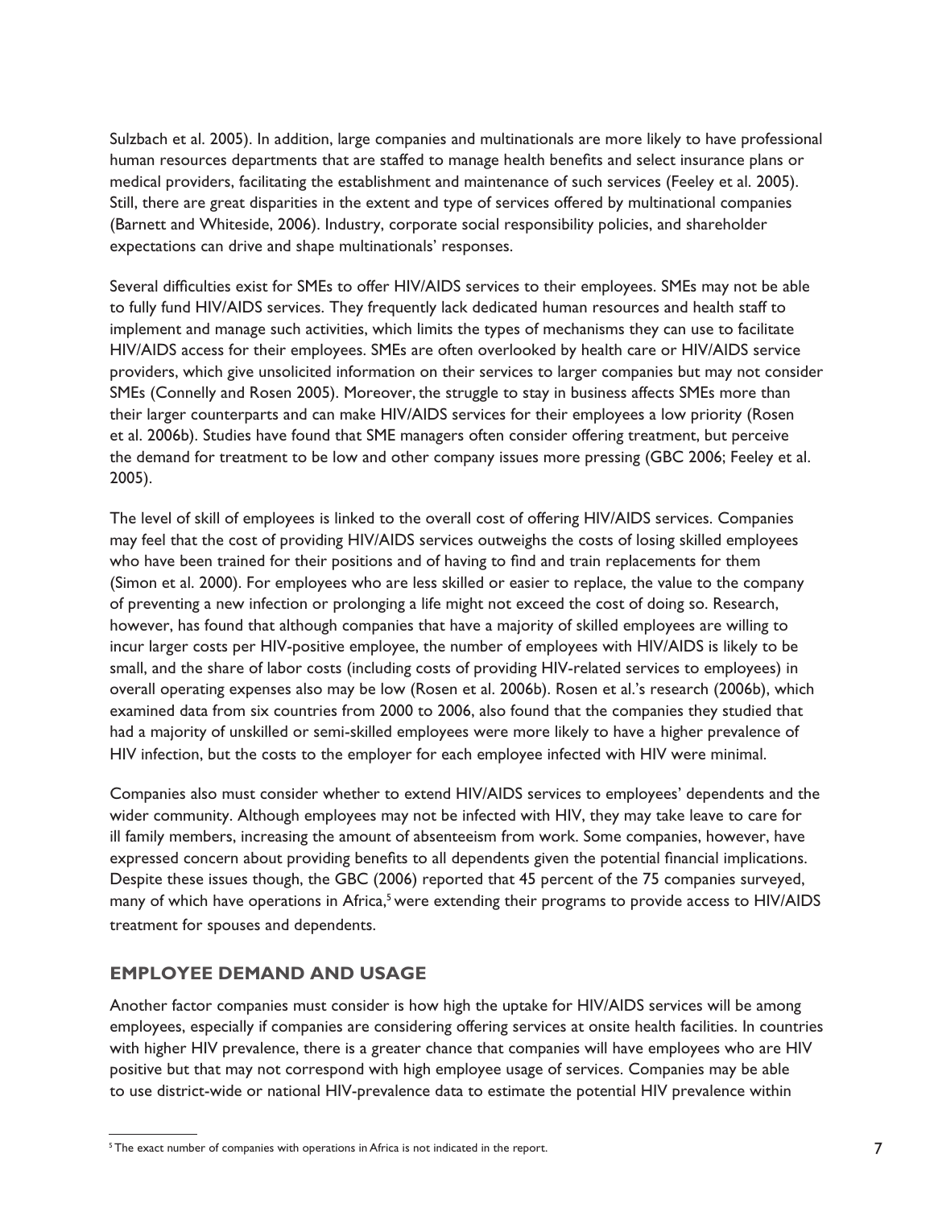Sulzbach et al. 2005). In addition, large companies and multinationals are more likely to have professional human resources departments that are staffed to manage health benefits and select insurance plans or medical providers, facilitating the establishment and maintenance of such services (Feeley et al. 2005). Still, there are great disparities in the extent and type of services offered by multinational companies (Barnett and Whiteside, 2006). Industry, corporate social responsibility policies, and shareholder expectations can drive and shape multinationals' responses.

Several difficulties exist for SMEs to offer HIV/AIDS services to their employees. SMEs may not be able to fully fund HIV/AIDS services. They frequently lack dedicated human resources and health staff to implement and manage such activities, which limits the types of mechanisms they can use to facilitate HIV/AIDS access for their employees. SMEs are often overlooked by health care or HIV/AIDS service providers, which give unsolicited information on their services to larger companies but may not consider SMEs (Connelly and Rosen 2005). Moreover, the struggle to stay in business affects SMEs more than their larger counterparts and can make HIV/AIDS services for their employees a low priority (Rosen et al. 2006b). Studies have found that SME managers often consider offering treatment, but perceive the demand for treatment to be low and other company issues more pressing (GBC 2006; Feeley et al. 2005).

The level of skill of employees is linked to the overall cost of offering HIV/AIDS services. Companies may feel that the cost of providing HIV/AIDS services outweighs the costs of losing skilled employees who have been trained for their positions and of having to find and train replacements for them (Simon et al. 2000). For employees who are less skilled or easier to replace, the value to the company of preventing a new infection or prolonging a life might not exceed the cost of doing so. Research, however, has found that although companies that have a majority of skilled employees are willing to incur larger costs per HIV-positive employee, the number of employees with HIV/AIDS is likely to be small, and the share of labor costs (including costs of providing HIV-related services to employees) in overall operating expenses also may be low (Rosen et al. 2006b). Rosen et al.'s research (2006b), which examined data from six countries from 2000 to 2006, also found that the companies they studied that had a majority of unskilled or semi-skilled employees were more likely to have a higher prevalence of HIV infection, but the costs to the employer for each employee infected with HIV were minimal.

Companies also must consider whether to extend HIV/AIDS services to employees' dependents and the wider community. Although employees may not be infected with HIV, they may take leave to care for ill family members, increasing the amount of absenteeism from work. Some companies, however, have expressed concern about providing benefits to all dependents given the potential financial implications. Despite these issues though, the GBC (2006) reported that 45 percent of the 75 companies surveyed, many of which have operations in Africa,[5] were extending their programs to provide access to HIV/AIDS treatment for spouses and dependents.

## EMPLOYEE DEMAND AND USAGE

Another factor companies must consider is how high the uptake for HIV/AIDS services will be among employees, especially if companies are considering offering services at onsite health facilities. In countries with higher HIV prevalence, there is a greater chance that companies will have employees who are HIV positive but that may not correspond with high employee usage of services. Companies may be able to use district-wide or national HIV-prevalence data to estimate the potential HIV prevalence within

---

[5] The exact number of companies with operations in Africa is not indicated in the report.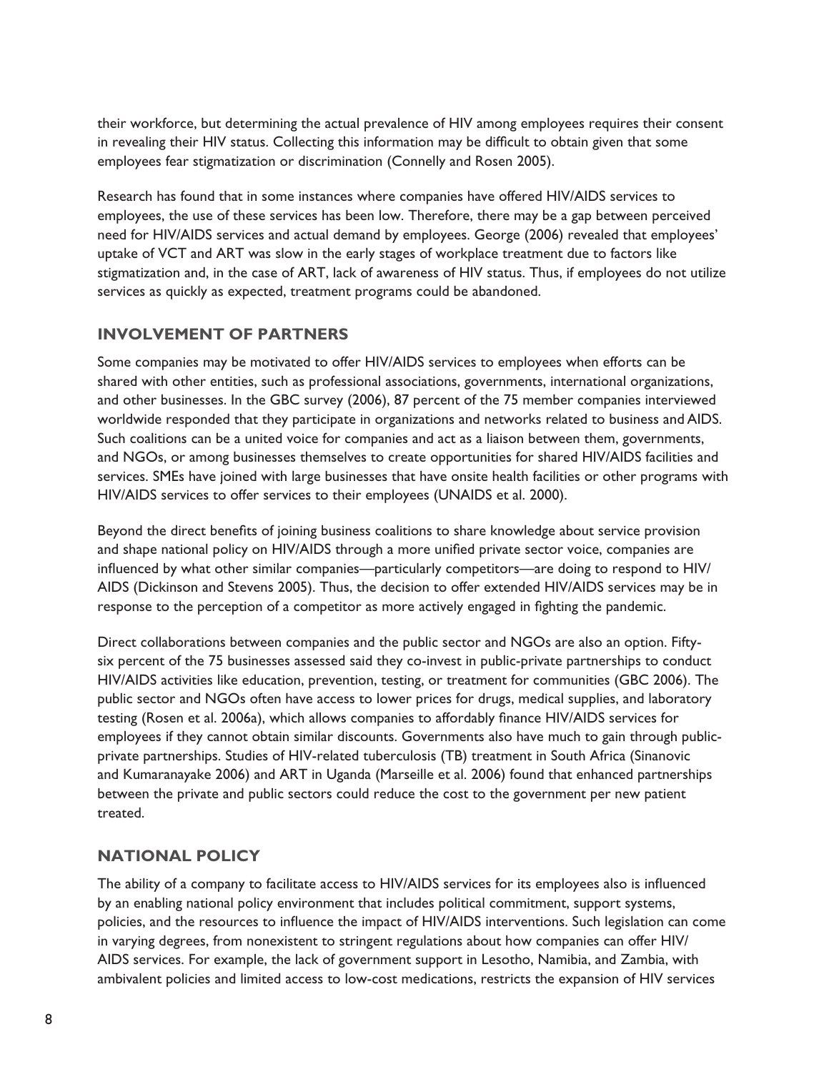their workforce, but determining the actual prevalence of HIV among employees requires their consent in revealing their HIV status. Collecting this information may be difficult to obtain given that some employees fear stigmatization or discrimination (Connelly and Rosen 2005).

Research has found that in some instances where companies have offered HIV/AIDS services to employees, the use of these services has been low. Therefore, there may be a gap between perceived need for HIV/AIDS services and actual demand by employees. George (2006) revealed that employees' uptake of VCT and ART was slow in the early stages of workplace treatment due to factors like stigmatization and, in the case of ART, lack of awareness of HIV status. Thus, if employees do not utilize services as quickly as expected, treatment programs could be abandoned.

## INVOLVEMENT OF PARTNERS

Some companies may be motivated to offer HIV/AIDS services to employees when efforts can be shared with other entities, such as professional associations, governments, international organizations, and other businesses. In the GBC survey (2006), 87 percent of the 75 member companies interviewed worldwide responded that they participate in organizations and networks related to business and AIDS. Such coalitions can be a united voice for companies and act as a liaison between them, governments, and NGOs, or among businesses themselves to create opportunities for shared HIV/AIDS facilities and services. SMEs have joined with large businesses that have onsite health facilities or other programs with HIV/AIDS services to offer services to their employees (UNAIDS et al. 2000).

Beyond the direct benefits of joining business coalitions to share knowledge about service provision and shape national policy on HIV/AIDS through a more unified private sector voice, companies are influenced by what other similar companies—particularly competitors—are doing to respond to HIV/AIDS (Dickinson and Stevens 2005). Thus, the decision to offer extended HIV/AIDS services may be in response to the perception of a competitor as more actively engaged in fighting the pandemic.

Direct collaborations between companies and the public sector and NGOs are also an option. Fifty-six percent of the 75 businesses assessed said they co-invest in public-private partnerships to conduct HIV/AIDS activities like education, prevention, testing, or treatment for communities (GBC 2006). The public sector and NGOs often have access to lower prices for drugs, medical supplies, and laboratory testing (Rosen et al. 2006a), which allows companies to affordably finance HIV/AIDS services for employees if they cannot obtain similar discounts. Governments also have much to gain through public-private partnerships. Studies of HIV-related tuberculosis (TB) treatment in South Africa (Sinanovic and Kumaranayake 2006) and ART in Uganda (Marseille et al. 2006) found that enhanced partnerships between the private and public sectors could reduce the cost to the government per new patient treated.

## NATIONAL POLICY

The ability of a company to facilitate access to HIV/AIDS services for its employees also is influenced by an enabling national policy environment that includes political commitment, support systems, policies, and the resources to influence the impact of HIV/AIDS interventions. Such legislation can come in varying degrees, from nonexistent to stringent regulations about how companies can offer HIV/AIDS services. For example, the lack of government support in Lesotho, Namibia, and Zambia, with ambivalent policies and limited access to low-cost medications, restricts the expansion of HIV services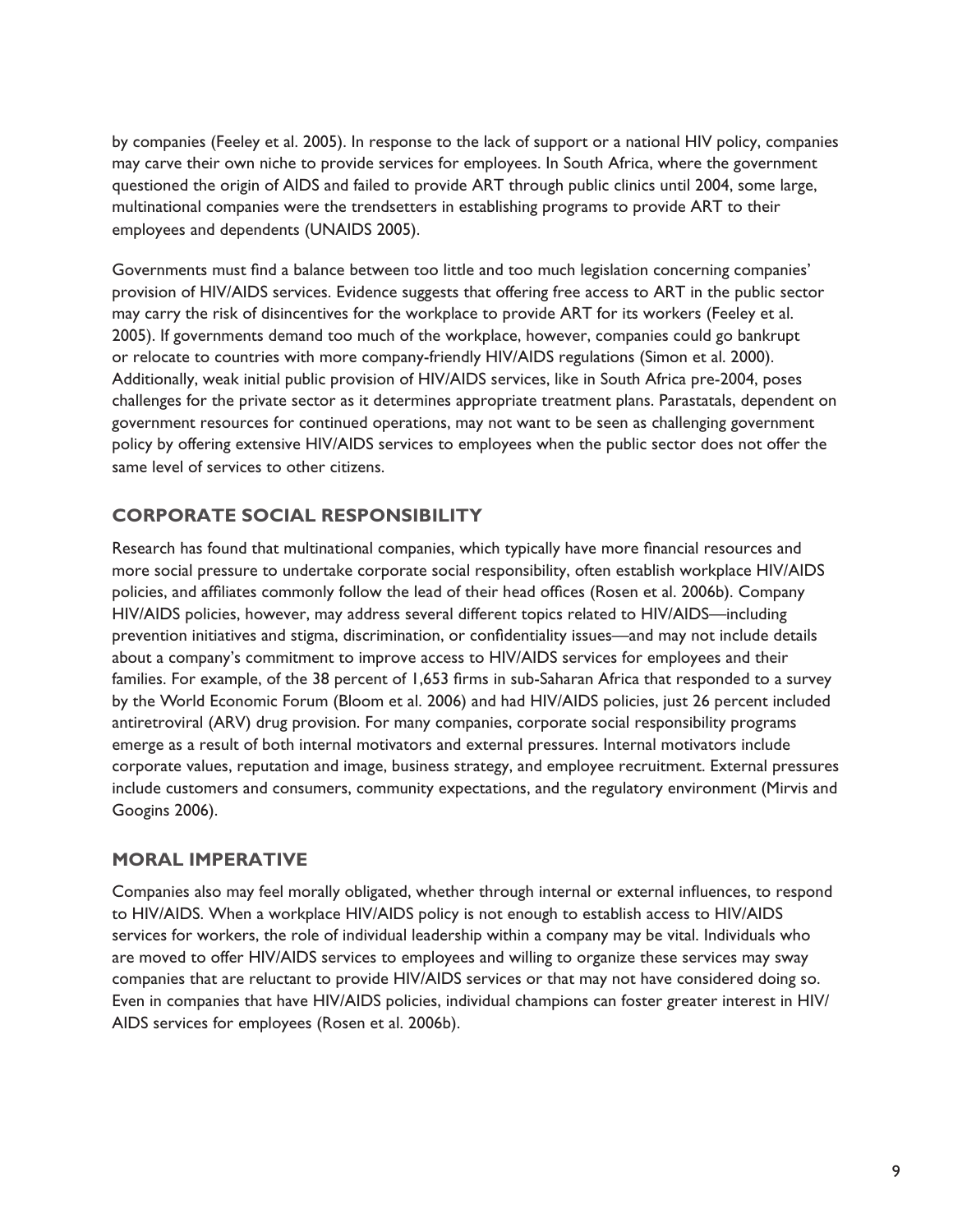by companies (Feeley et al. 2005). In response to the lack of support or a national HIV policy, companies may carve their own niche to provide services for employees. In South Africa, where the government questioned the origin of AIDS and failed to provide ART through public clinics until 2004, some large, multinational companies were the trendsetters in establishing programs to provide ART to their employees and dependents (UNAIDS 2005).

Governments must find a balance between too little and too much legislation concerning companies' provision of HIV/AIDS services. Evidence suggests that offering free access to ART in the public sector may carry the risk of disincentives for the workplace to provide ART for its workers (Feeley et al. 2005). If governments demand too much of the workplace, however, companies could go bankrupt or relocate to countries with more company-friendly HIV/AIDS regulations (Simon et al. 2000). Additionally, weak initial public provision of HIV/AIDS services, like in South Africa pre-2004, poses challenges for the private sector as it determines appropriate treatment plans. Parastatals, dependent on government resources for continued operations, may not want to be seen as challenging government policy by offering extensive HIV/AIDS services to employees when the public sector does not offer the same level of services to other citizens.

### CORPORATE SOCIAL RESPONSIBILITY

Research has found that multinational companies, which typically have more financial resources and more social pressure to undertake corporate social responsibility, often establish workplace HIV/AIDS policies, and affiliates commonly follow the lead of their head offices (Rosen et al. 2006b). Company HIV/AIDS policies, however, may address several different topics related to HIV/AIDS—including prevention initiatives and stigma, discrimination, or confidentiality issues—and may not include details about a company's commitment to improve access to HIV/AIDS services for employees and their families. For example, of the 38 percent of 1,653 firms in sub-Saharan Africa that responded to a survey by the World Economic Forum (Bloom et al. 2006) and had HIV/AIDS policies, just 26 percent included antiretroviral (ARV) drug provision. For many companies, corporate social responsibility programs emerge as a result of both internal motivators and external pressures. Internal motivators include corporate values, reputation and image, business strategy, and employee recruitment. External pressures include customers and consumers, community expectations, and the regulatory environment (Mirvis and Googins 2006).

### MORAL IMPERATIVE

Companies also may feel morally obligated, whether through internal or external influences, to respond to HIV/AIDS. When a workplace HIV/AIDS policy is not enough to establish access to HIV/AIDS services for workers, the role of individual leadership within a company may be vital. Individuals who are moved to offer HIV/AIDS services to employees and willing to organize these services may sway companies that are reluctant to provide HIV/AIDS services or that may not have considered doing so. Even in companies that have HIV/AIDS policies, individual champions can foster greater interest in HIV/AIDS services for employees (Rosen et al. 2006b).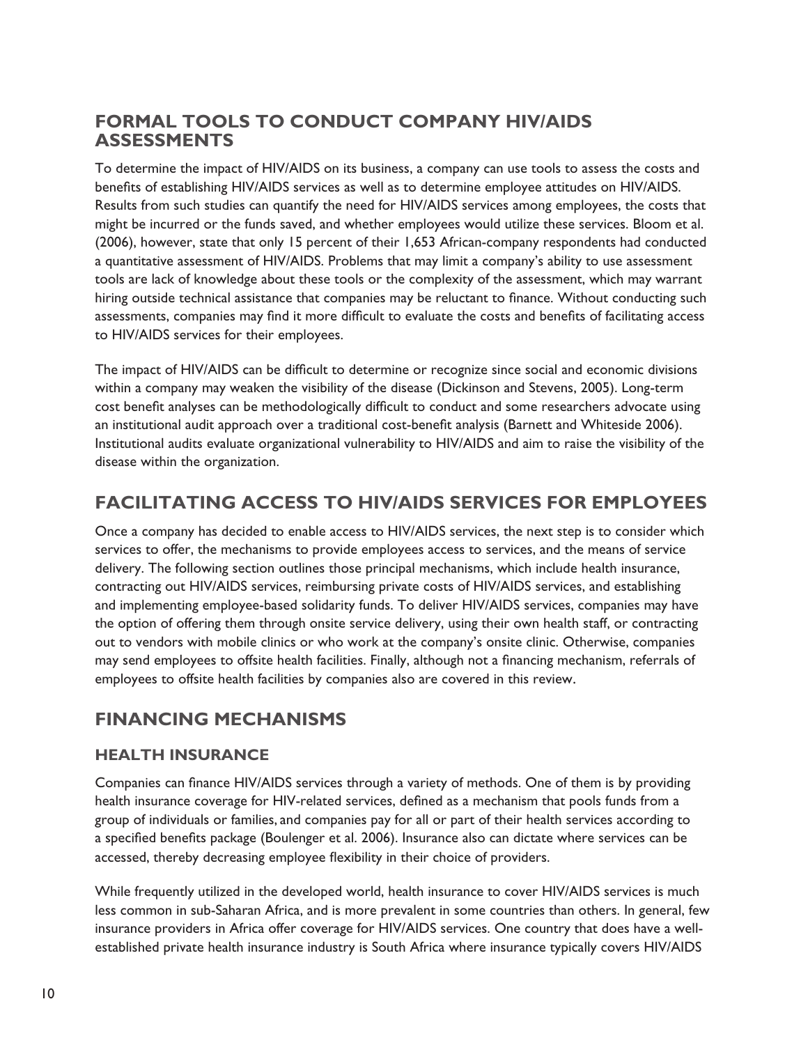## FORMAL TOOLS TO CONDUCT COMPANY HIV/AIDS ASSESSMENTS

To determine the impact of HIV/AIDS on its business, a company can use tools to assess the costs and benefits of establishing HIV/AIDS services as well as to determine employee attitudes on HIV/AIDS. Results from such studies can quantify the need for HIV/AIDS services among employees, the costs that might be incurred or the funds saved, and whether employees would utilize these services. Bloom et al. (2006), however, state that only 15 percent of their 1,653 African-company respondents had conducted a quantitative assessment of HIV/AIDS. Problems that may limit a company's ability to use assessment tools are lack of knowledge about these tools or the complexity of the assessment, which may warrant hiring outside technical assistance that companies may be reluctant to finance. Without conducting such assessments, companies may find it more difficult to evaluate the costs and benefits of facilitating access to HIV/AIDS services for their employees.

The impact of HIV/AIDS can be difficult to determine or recognize since social and economic divisions within a company may weaken the visibility of the disease (Dickinson and Stevens, 2005). Long-term cost benefit analyses can be methodologically difficult to conduct and some researchers advocate using an institutional audit approach over a traditional cost-benefit analysis (Barnett and Whiteside 2006). Institutional audits evaluate organizational vulnerability to HIV/AIDS and aim to raise the visibility of the disease within the organization.

## FACILITATING ACCESS TO HIV/AIDS SERVICES FOR EMPLOYEES

Once a company has decided to enable access to HIV/AIDS services, the next step is to consider which services to offer, the mechanisms to provide employees access to services, and the means of service delivery. The following section outlines those principal mechanisms, which include health insurance, contracting out HIV/AIDS services, reimbursing private costs of HIV/AIDS services, and establishing and implementing employee-based solidarity funds. To deliver HIV/AIDS services, companies may have the option of offering them through onsite service delivery, using their own health staff, or contracting out to vendors with mobile clinics or who work at the company's onsite clinic. Otherwise, companies may send employees to offsite health facilities. Finally, although not a financing mechanism, referrals of employees to offsite health facilities by companies also are covered in this review.

## FINANCING MECHANISMS

### HEALTH INSURANCE

Companies can finance HIV/AIDS services through a variety of methods. One of them is by providing health insurance coverage for HIV-related services, defined as a mechanism that pools funds from a group of individuals or families, and companies pay for all or part of their health services according to a specified benefits package (Boulenger et al. 2006). Insurance also can dictate where services can be accessed, thereby decreasing employee flexibility in their choice of providers.

While frequently utilized in the developed world, health insurance to cover HIV/AIDS services is much less common in sub-Saharan Africa, and is more prevalent in some countries than others. In general, few insurance providers in Africa offer coverage for HIV/AIDS services. One country that does have a well-established private health insurance industry is South Africa where insurance typically covers HIV/AIDS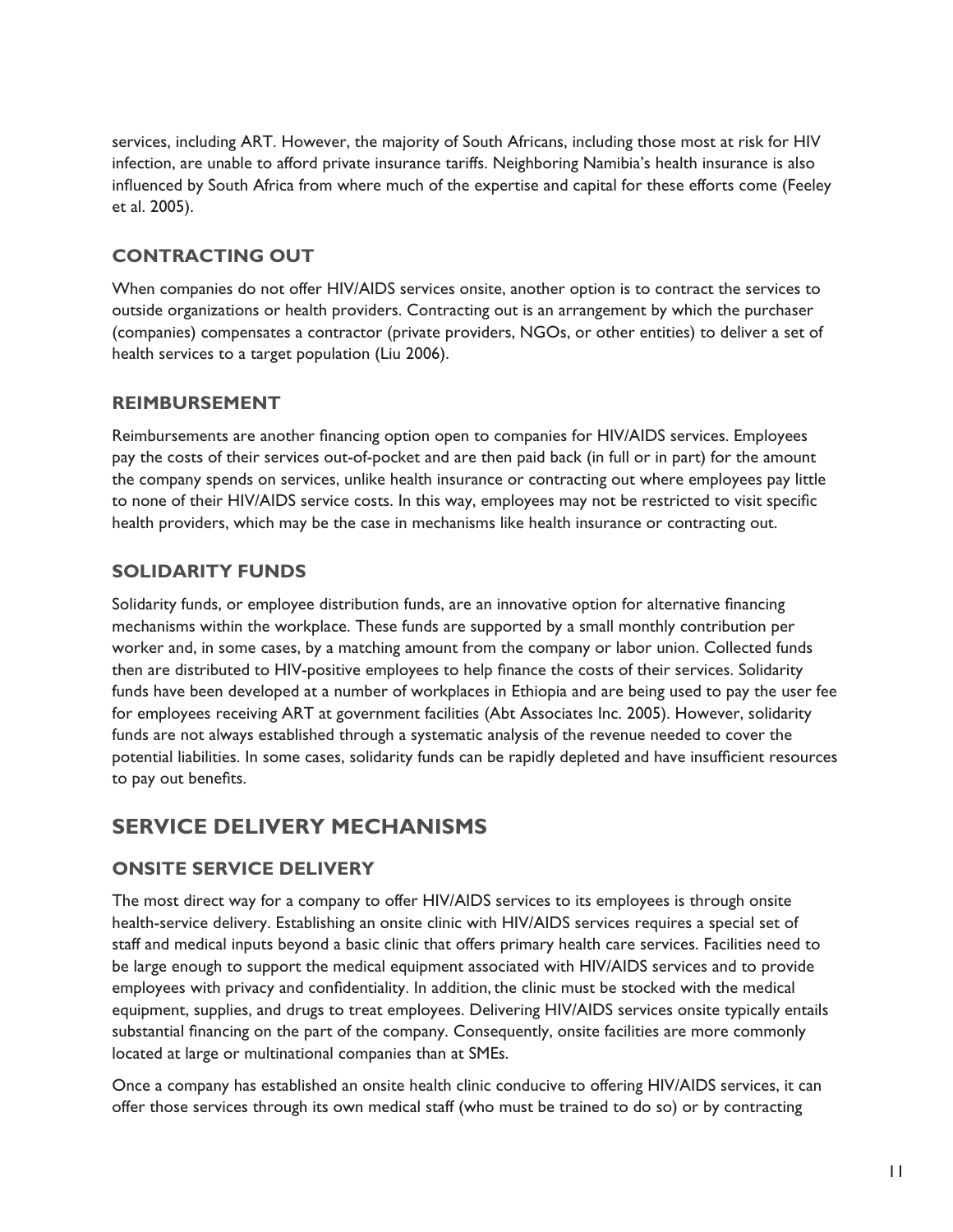services, including ART. However, the majority of South Africans, including those most at risk for HIV infection, are unable to afford private insurance tariffs. Neighboring Namibia's health insurance is also influenced by South Africa from where much of the expertise and capital for these efforts come (Feeley et al. 2005).

### CONTRACTING OUT

When companies do not offer HIV/AIDS services onsite, another option is to contract the services to outside organizations or health providers. Contracting out is an arrangement by which the purchaser (companies) compensates a contractor (private providers, NGOs, or other entities) to deliver a set of health services to a target population (Liu 2006).

### REIMBURSEMENT

Reimbursements are another financing option open to companies for HIV/AIDS services. Employees pay the costs of their services out-of-pocket and are then paid back (in full or in part) for the amount the company spends on services, unlike health insurance or contracting out where employees pay little to none of their HIV/AIDS service costs. In this way, employees may not be restricted to visit specific health providers, which may be the case in mechanisms like health insurance or contracting out.

### SOLIDARITY FUNDS

Solidarity funds, or employee distribution funds, are an innovative option for alternative financing mechanisms within the workplace. These funds are supported by a small monthly contribution per worker and, in some cases, by a matching amount from the company or labor union. Collected funds then are distributed to HIV-positive employees to help finance the costs of their services. Solidarity funds have been developed at a number of workplaces in Ethiopia and are being used to pay the user fee for employees receiving ART at government facilities (Abt Associates Inc. 2005). However, solidarity funds are not always established through a systematic analysis of the revenue needed to cover the potential liabilities. In some cases, solidarity funds can be rapidly depleted and have insufficient resources to pay out benefits.

## SERVICE DELIVERY MECHANISMS

### ONSITE SERVICE DELIVERY

The most direct way for a company to offer HIV/AIDS services to its employees is through onsite health-service delivery. Establishing an onsite clinic with HIV/AIDS services requires a special set of staff and medical inputs beyond a basic clinic that offers primary health care services. Facilities need to be large enough to support the medical equipment associated with HIV/AIDS services and to provide employees with privacy and confidentiality. In addition, the clinic must be stocked with the medical equipment, supplies, and drugs to treat employees. Delivering HIV/AIDS services onsite typically entails substantial financing on the part of the company. Consequently, onsite facilities are more commonly located at large or multinational companies than at SMEs.

Once a company has established an onsite health clinic conducive to offering HIV/AIDS services, it can offer those services through its own medical staff (who must be trained to do so) or by contracting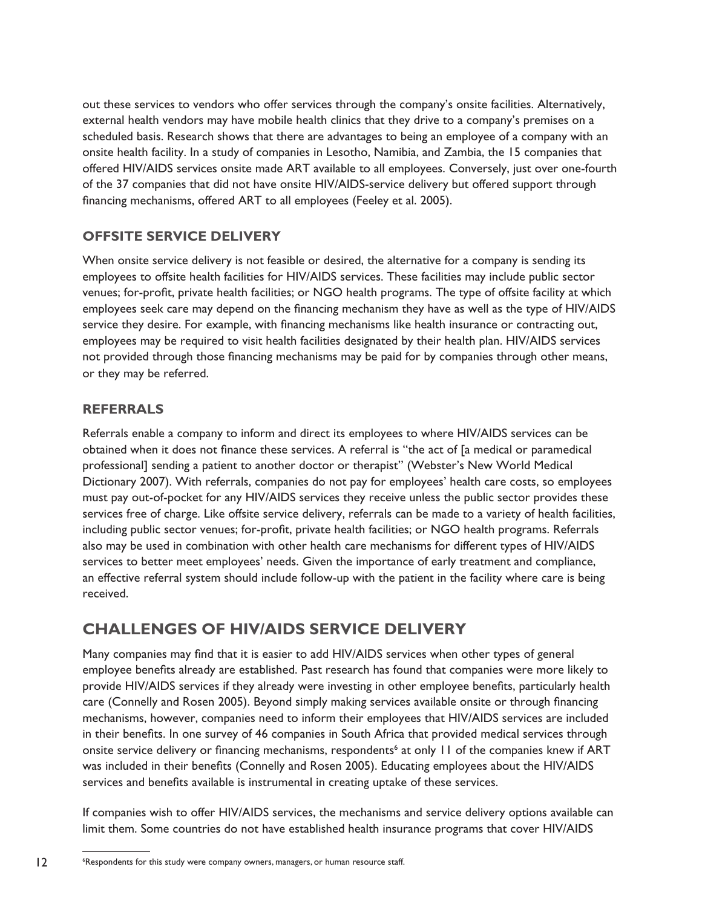out these services to vendors who offer services through the company's onsite facilities. Alternatively, external health vendors may have mobile health clinics that they drive to a company's premises on a scheduled basis. Research shows that there are advantages to being an employee of a company with an onsite health facility. In a study of companies in Lesotho, Namibia, and Zambia, the 15 companies that offered HIV/AIDS services onsite made ART available to all employees. Conversely, just over one-fourth of the 37 companies that did not have onsite HIV/AIDS-service delivery but offered support through financing mechanisms, offered ART to all employees (Feeley et al. 2005).

### OFFSITE SERVICE DELIVERY

When onsite service delivery is not feasible or desired, the alternative for a company is sending its employees to offsite health facilities for HIV/AIDS services. These facilities may include public sector venues; for-profit, private health facilities; or NGO health programs. The type of offsite facility at which employees seek care may depend on the financing mechanism they have as well as the type of HIV/AIDS service they desire. For example, with financing mechanisms like health insurance or contracting out, employees may be required to visit health facilities designated by their health plan. HIV/AIDS services not provided through those financing mechanisms may be paid for by companies through other means, or they may be referred.

### REFERRALS

Referrals enable a company to inform and direct its employees to where HIV/AIDS services can be obtained when it does not finance these services. A referral is "the act of [a medical or paramedical professional] sending a patient to another doctor or therapist" (Webster's New World Medical Dictionary 2007). With referrals, companies do not pay for employees' health care costs, so employees must pay out-of-pocket for any HIV/AIDS services they receive unless the public sector provides these services free of charge. Like offsite service delivery, referrals can be made to a variety of health facilities, including public sector venues; for-profit, private health facilities; or NGO health programs. Referrals also may be used in combination with other health care mechanisms for different types of HIV/AIDS services to better meet employees' needs. Given the importance of early treatment and compliance, an effective referral system should include follow-up with the patient in the facility where care is being received.

## CHALLENGES OF HIV/AIDS SERVICE DELIVERY

Many companies may find that it is easier to add HIV/AIDS services when other types of general employee benefits already are established. Past research has found that companies were more likely to provide HIV/AIDS services if they already were investing in other employee benefits, particularly health care (Connelly and Rosen 2005). Beyond simply making services available onsite or through financing mechanisms, however, companies need to inform their employees that HIV/AIDS services are included in their benefits. In one survey of 46 companies in South Africa that provided medical services through onsite service delivery or financing mechanisms, respondents[6] at only 11 of the companies knew if ART was included in their benefits (Connelly and Rosen 2005). Educating employees about the HIV/AIDS services and benefits available is instrumental in creating uptake of these services.

If companies wish to offer HIV/AIDS services, the mechanisms and service delivery options available can limit them. Some countries do not have established health insurance programs that cover HIV/AIDS

[6] Respondents for this study were company owners, managers, or human resource staff.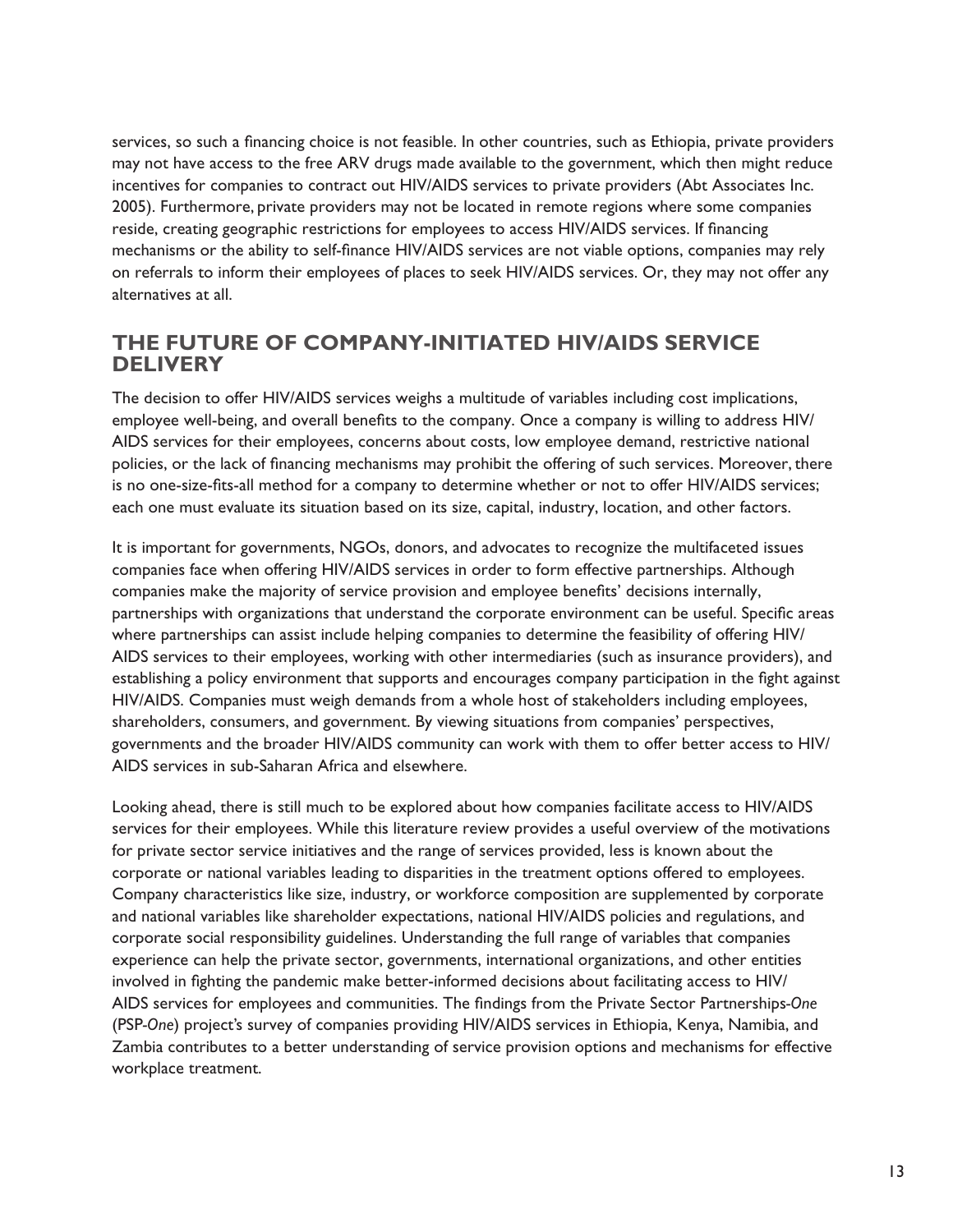services, so such a financing choice is not feasible. In other countries, such as Ethiopia, private providers may not have access to the free ARV drugs made available to the government, which then might reduce incentives for companies to contract out HIV/AIDS services to private providers (Abt Associates Inc. 2005). Furthermore, private providers may not be located in remote regions where some companies reside, creating geographic restrictions for employees to access HIV/AIDS services. If financing mechanisms or the ability to self-finance HIV/AIDS services are not viable options, companies may rely on referrals to inform their employees of places to seek HIV/AIDS services. Or, they may not offer any alternatives at all.

## THE FUTURE OF COMPANY-INITIATED HIV/AIDS SERVICE DELIVERY

The decision to offer HIV/AIDS services weighs a multitude of variables including cost implications, employee well-being, and overall benefits to the company. Once a company is willing to address HIV/AIDS services for their employees, concerns about costs, low employee demand, restrictive national policies, or the lack of financing mechanisms may prohibit the offering of such services. Moreover, there is no one-size-fits-all method for a company to determine whether or not to offer HIV/AIDS services; each one must evaluate its situation based on its size, capital, industry, location, and other factors.

It is important for governments, NGOs, donors, and advocates to recognize the multifaceted issues companies face when offering HIV/AIDS services in order to form effective partnerships. Although companies make the majority of service provision and employee benefits' decisions internally, partnerships with organizations that understand the corporate environment can be useful. Specific areas where partnerships can assist include helping companies to determine the feasibility of offering HIV/AIDS services to their employees, working with other intermediaries (such as insurance providers), and establishing a policy environment that supports and encourages company participation in the fight against HIV/AIDS. Companies must weigh demands from a whole host of stakeholders including employees, shareholders, consumers, and government. By viewing situations from companies' perspectives, governments and the broader HIV/AIDS community can work with them to offer better access to HIV/AIDS services in sub-Saharan Africa and elsewhere.

Looking ahead, there is still much to be explored about how companies facilitate access to HIV/AIDS services for their employees. While this literature review provides a useful overview of the motivations for private sector service initiatives and the range of services provided, less is known about the corporate or national variables leading to disparities in the treatment options offered to employees. Company characteristics like size, industry, or workforce composition are supplemented by corporate and national variables like shareholder expectations, national HIV/AIDS policies and regulations, and corporate social responsibility guidelines. Understanding the full range of variables that companies experience can help the private sector, governments, international organizations, and other entities involved in fighting the pandemic make better-informed decisions about facilitating access to HIV/AIDS services for employees and communities. The findings from the Private Sector Partnerships-*One* (PSP-*One*) project's survey of companies providing HIV/AIDS services in Ethiopia, Kenya, Namibia, and Zambia contributes to a better understanding of service provision options and mechanisms for effective workplace treatment.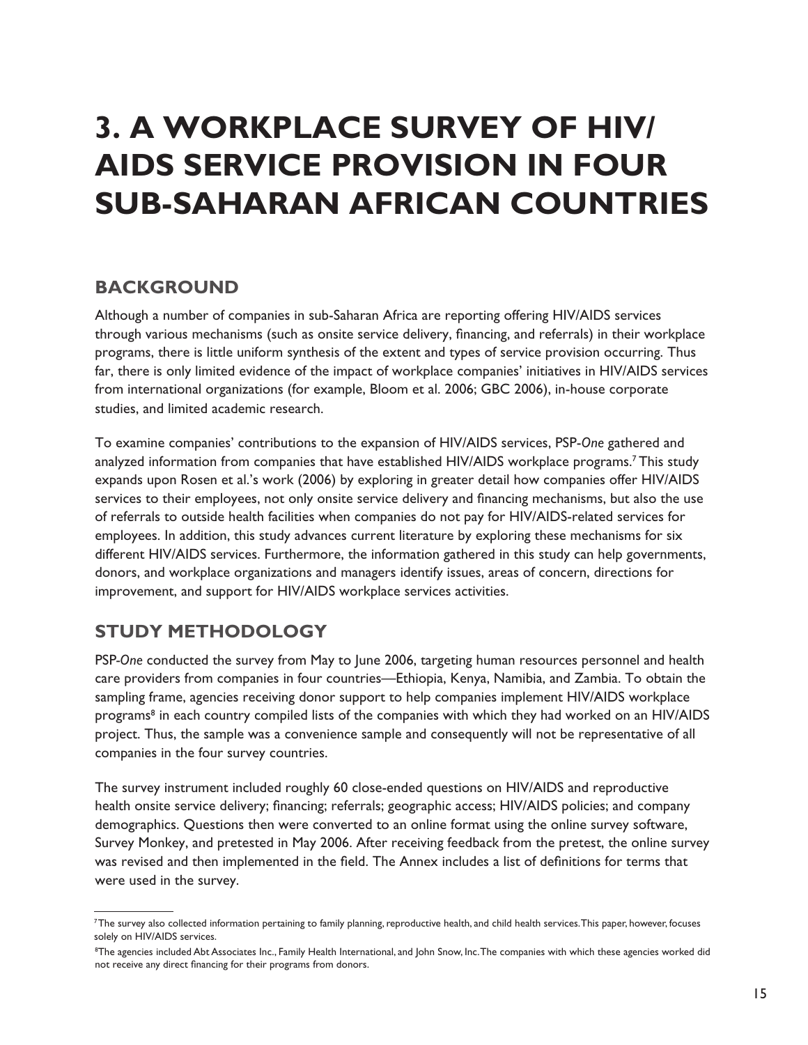# 3. A WORKPLACE SURVEY OF HIV/AIDS SERVICE PROVISION IN FOUR SUB-SAHARAN AFRICAN COUNTRIES

## BACKGROUND

Although a number of companies in sub-Saharan Africa are reporting offering HIV/AIDS services through various mechanisms (such as onsite service delivery, financing, and referrals) in their workplace programs, there is little uniform synthesis of the extent and types of service provision occurring. Thus far, there is only limited evidence of the impact of workplace companies' initiatives in HIV/AIDS services from international organizations (for example, Bloom et al. 2006; GBC 2006), in-house corporate studies, and limited academic research.

To examine companies' contributions to the expansion of HIV/AIDS services, PSP-*One* gathered and analyzed information from companies that have established HIV/AIDS workplace programs.[7] This study expands upon Rosen et al.'s work (2006) by exploring in greater detail how companies offer HIV/AIDS services to their employees, not only onsite service delivery and financing mechanisms, but also the use of referrals to outside health facilities when companies do not pay for HIV/AIDS-related services for employees. In addition, this study advances current literature by exploring these mechanisms for six different HIV/AIDS services. Furthermore, the information gathered in this study can help governments, donors, and workplace organizations and managers identify issues, areas of concern, directions for improvement, and support for HIV/AIDS workplace services activities.

## STUDY METHODOLOGY

PSP-*One* conducted the survey from May to June 2006, targeting human resources personnel and health care providers from companies in four countries—Ethiopia, Kenya, Namibia, and Zambia. To obtain the sampling frame, agencies receiving donor support to help companies implement HIV/AIDS workplace programs[8] in each country compiled lists of the companies with which they had worked on an HIV/AIDS project. Thus, the sample was a convenience sample and consequently will not be representative of all companies in the four survey countries.

The survey instrument included roughly 60 close-ended questions on HIV/AIDS and reproductive health onsite service delivery; financing; referrals; geographic access; HIV/AIDS policies; and company demographics. Questions then were converted to an online format using the online survey software, Survey Monkey, and pretested in May 2006. After receiving feedback from the pretest, the online survey was revised and then implemented in the field. The Annex includes a list of definitions for terms that were used in the survey.

---

[7] The survey also collected information pertaining to family planning, reproductive health, and child health services. This paper, however, focuses solely on HIV/AIDS services.

[8] The agencies included Abt Associates Inc., Family Health International, and John Snow, Inc. The companies with which these agencies worked did not receive any direct financing for their programs from donors.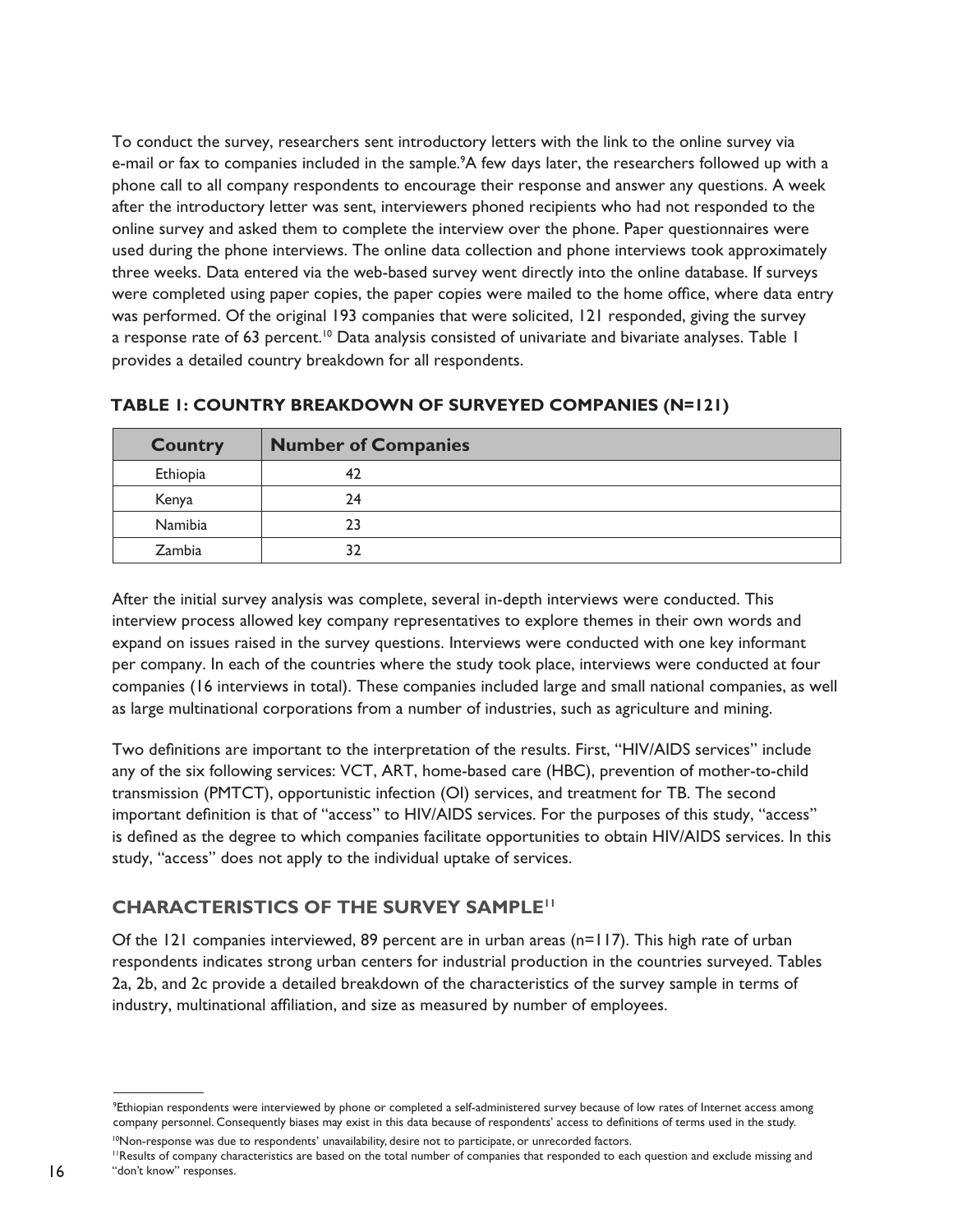To conduct the survey, researchers sent introductory letters with the link to the online survey via e-mail or fax to companies included in the sample.[9] A few days later, the researchers followed up with a phone call to all company respondents to encourage their response and answer any questions. A week after the introductory letter was sent, interviewers phoned recipients who had not responded to the online survey and asked them to complete the interview over the phone. Paper questionnaires were used during the phone interviews. The online data collection and phone interviews took approximately three weeks. Data entered via the web-based survey went directly into the online database. If surveys were completed using paper copies, the paper copies were mailed to the home office, where data entry was performed. Of the original 193 companies that were solicited, 121 responded, giving the survey a response rate of 63 percent.[10] Data analysis consisted of univariate and bivariate analyses. Table 1 provides a detailed country breakdown for all respondents.

**TABLE 1: COUNTRY BREAKDOWN OF SURVEYED COMPANIES (N=121)**

| Country | Number of Companies |
|---|---|
| Ethiopia | 42 |
| Kenya | 24 |
| Namibia | 23 |
| Zambia | 32 |

After the initial survey analysis was complete, several in-depth interviews were conducted. This interview process allowed key company representatives to explore themes in their own words and expand on issues raised in the survey questions. Interviews were conducted with one key informant per company. In each of the countries where the study took place, interviews were conducted at four companies (16 interviews in total). These companies included large and small national companies, as well as large multinational corporations from a number of industries, such as agriculture and mining.

Two definitions are important to the interpretation of the results. First, "HIV/AIDS services" include any of the six following services: VCT, ART, home-based care (HBC), prevention of mother-to-child transmission (PMTCT), opportunistic infection (OI) services, and treatment for TB. The second important definition is that of "access" to HIV/AIDS services. For the purposes of this study, "access" is defined as the degree to which companies facilitate opportunities to obtain HIV/AIDS services. In this study, "access" does not apply to the individual uptake of services.

## CHARACTERISTICS OF THE SURVEY SAMPLE[11]

Of the 121 companies interviewed, 89 percent are in urban areas (n=117). This high rate of urban respondents indicates strong urban centers for industrial production in the countries surveyed. Tables 2a, 2b, and 2c provide a detailed breakdown of the characteristics of the survey sample in terms of industry, multinational affiliation, and size as measured by number of employees.

---

[9] Ethiopian respondents were interviewed by phone or completed a self-administered survey because of low rates of Internet access among company personnel. Consequently biases may exist in this data because of respondents' access to definitions of terms used in the study.

[10] Non-response was due to respondents' unavailability, desire not to participate, or unrecorded factors.

[11] Results of company characteristics are based on the total number of companies that responded to each question and exclude missing and "don't know" responses.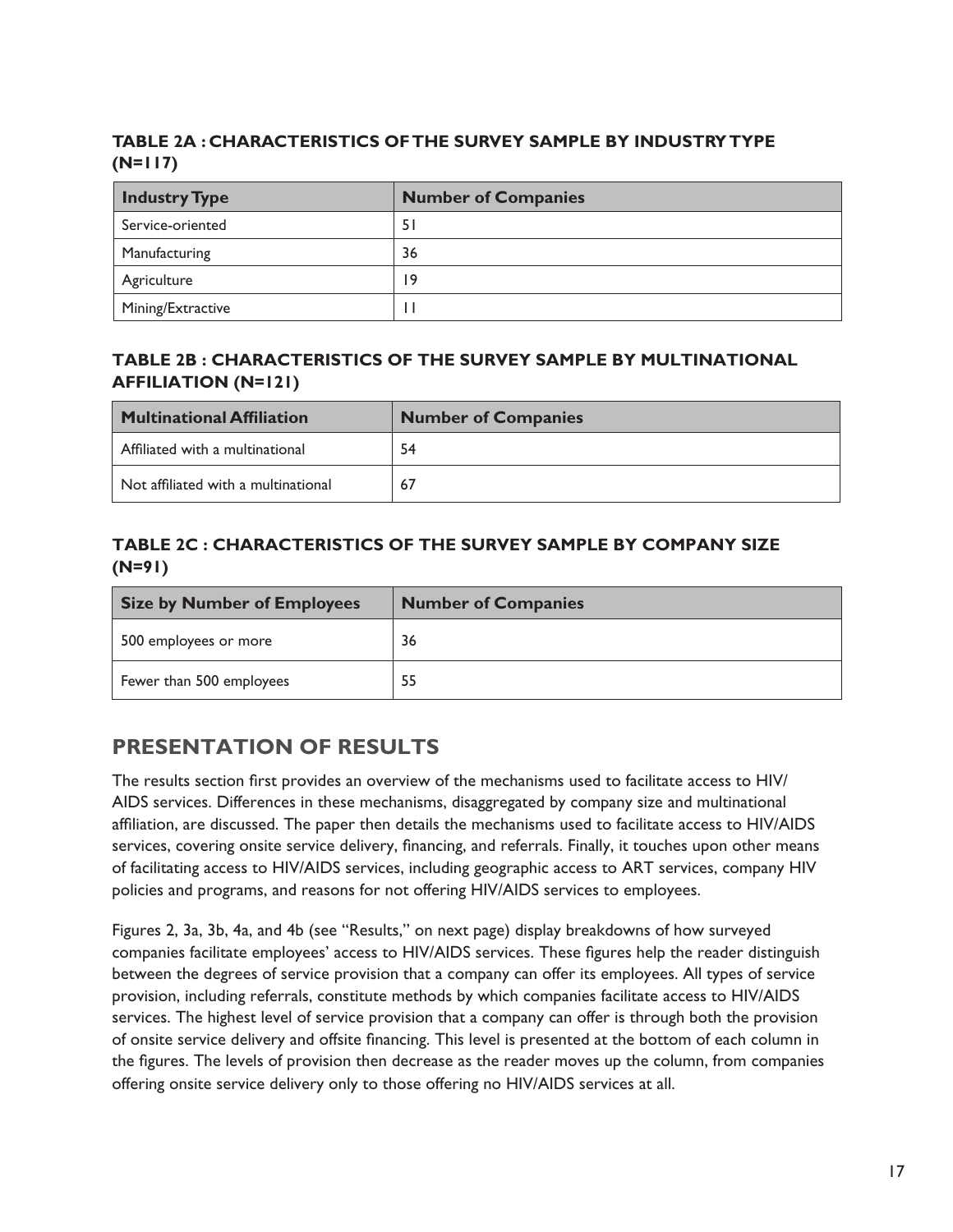**TABLE 2A : CHARACTERISTICS OF THE SURVEY SAMPLE BY INDUSTRY TYPE (N=117)**

| Industry Type | Number of Companies |
|---|---|
| Service-oriented | 51 |
| Manufacturing | 36 |
| Agriculture | 19 |
| Mining/Extractive | 11 |

**TABLE 2B : CHARACTERISTICS OF THE SURVEY SAMPLE BY MULTINATIONAL AFFILIATION (N=121)**

| Multinational Affiliation | Number of Companies |
|---|---|
| Affiliated with a multinational | 54 |
| Not affiliated with a multinational | 67 |

**TABLE 2C : CHARACTERISTICS OF THE SURVEY SAMPLE BY COMPANY SIZE (N=91)**

| Size by Number of Employees | Number of Companies |
|---|---|
| 500 employees or more | 36 |
| Fewer than 500 employees | 55 |

## PRESENTATION OF RESULTS

The results section first provides an overview of the mechanisms used to facilitate access to HIV/AIDS services. Differences in these mechanisms, disaggregated by company size and multinational affiliation, are discussed. The paper then details the mechanisms used to facilitate access to HIV/AIDS services, covering onsite service delivery, financing, and referrals. Finally, it touches upon other means of facilitating access to HIV/AIDS services, including geographic access to ART services, company HIV policies and programs, and reasons for not offering HIV/AIDS services to employees.

Figures 2, 3a, 3b, 4a, and 4b (see "Results," on next page) display breakdowns of how surveyed companies facilitate employees' access to HIV/AIDS services. These figures help the reader distinguish between the degrees of service provision that a company can offer its employees. All types of service provision, including referrals, constitute methods by which companies facilitate access to HIV/AIDS services. The highest level of service provision that a company can offer is through both the provision of onsite service delivery and offsite financing. This level is presented at the bottom of each column in the figures. The levels of provision then decrease as the reader moves up the column, from companies offering onsite service delivery only to those offering no HIV/AIDS services at all.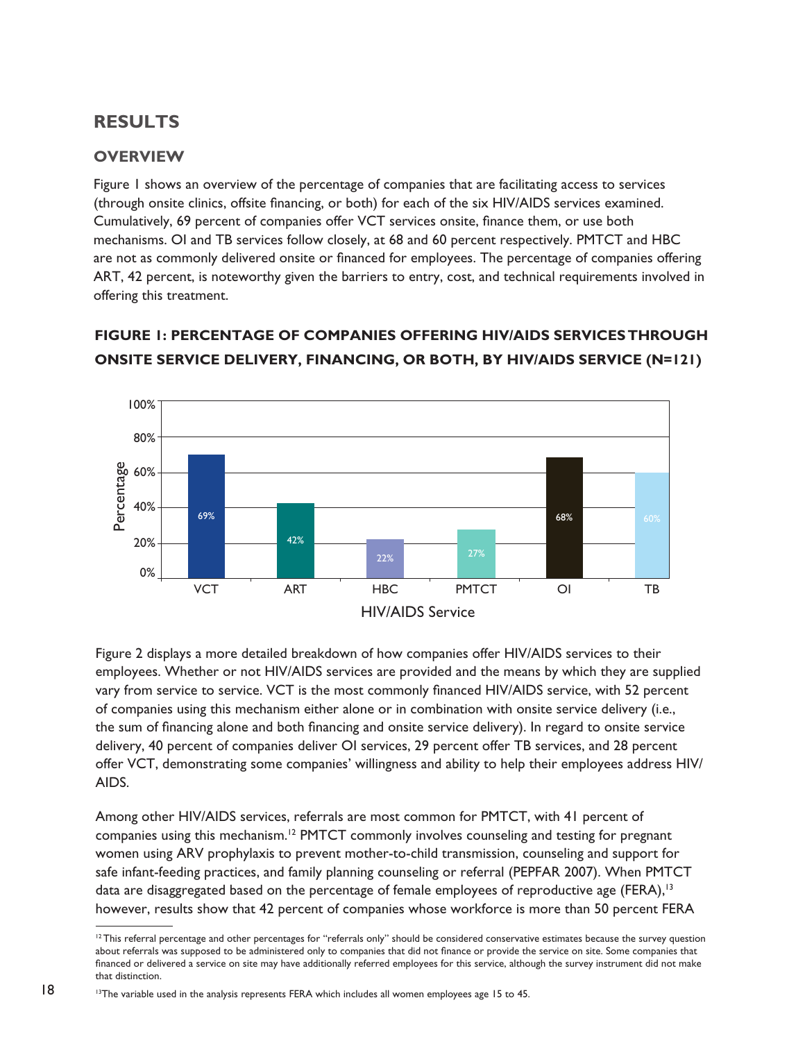## RESULTS

### OVERVIEW

Figure 1 shows an overview of the percentage of companies that are facilitating access to services (through onsite clinics, offsite financing, or both) for each of the six HIV/AIDS services examined. Cumulatively, 69 percent of companies offer VCT services onsite, finance them, or use both mechanisms. OI and TB services follow closely, at 68 and 60 percent respectively. PMTCT and HBC are not as commonly delivered onsite or financed for employees. The percentage of companies offering ART, 42 percent, is noteworthy given the barriers to entry, cost, and technical requirements involved in offering this treatment.

**FIGURE 1: PERCENTAGE OF COMPANIES OFFERING HIV/AIDS SERVICES THROUGH ONSITE SERVICE DELIVERY, FINANCING, OR BOTH, BY HIV/AIDS SERVICE (N=121)**

| HIV/AIDS Service | Percentage |
|---|---|
| VCT | 69% |
| ART | 42% |
| HBC | 22% |
| PMTCT | 27% |
| OI | 68% |
| TB | 60% |

Figure 2 displays a more detailed breakdown of how companies offer HIV/AIDS services to their employees. Whether or not HIV/AIDS services are provided and the means by which they are supplied vary from service to service. VCT is the most commonly financed HIV/AIDS service, with 52 percent of companies using this mechanism either alone or in combination with onsite service delivery (i.e., the sum of financing alone and both financing and onsite service delivery). In regard to onsite service delivery, 40 percent of companies deliver OI services, 29 percent offer TB services, and 28 percent offer VCT, demonstrating some companies' willingness and ability to help their employees address HIV/AIDS.

Among other HIV/AIDS services, referrals are most common for PMTCT, with 41 percent of companies using this mechanism.[12] PMTCT commonly involves counseling and testing for pregnant women using ARV prophylaxis to prevent mother-to-child transmission, counseling and support for safe infant-feeding practices, and family planning counseling or referral (PEPFAR 2007). When PMTCT data are disaggregated based on the percentage of female employees of reproductive age (FERA),[13] however, results show that 42 percent of companies whose workforce is more than 50 percent FERA

---

[12] This referral percentage and other percentages for "referrals only" should be considered conservative estimates because the survey question about referrals was supposed to be administered only to companies that did not finance or provide the service on site. Some companies that financed or delivered a service on site may have additionally referred employees for this service, although the survey instrument did not make that distinction.

[13] The variable used in the analysis represents FERA which includes all women employees age 15 to 45.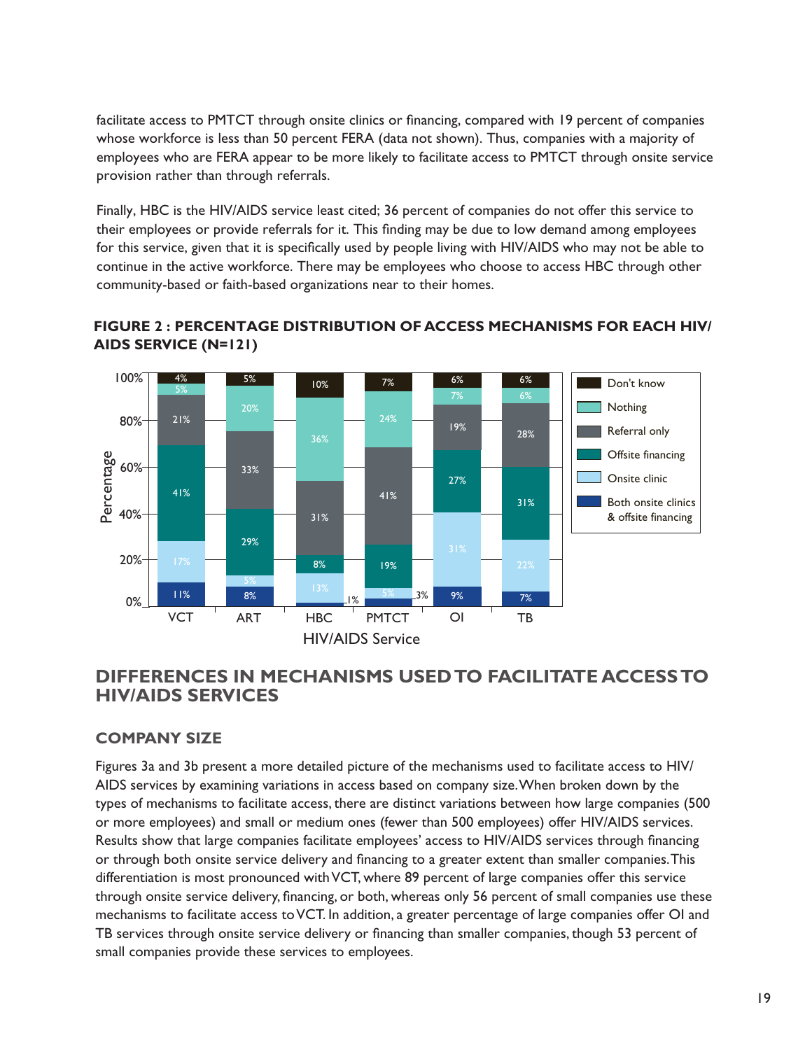facilitate access to PMTCT through onsite clinics or financing, compared with 19 percent of companies whose workforce is less than 50 percent FERA (data not shown). Thus, companies with a majority of employees who are FERA appear to be more likely to facilitate access to PMTCT through onsite service provision rather than through referrals.

Finally, HBC is the HIV/AIDS service least cited; 36 percent of companies do not offer this service to their employees or provide referrals for it. This finding may be due to low demand among employees for this service, given that it is specifically used by people living with HIV/AIDS who may not be able to continue in the active workforce. There may be employees who choose to access HBC through other community-based or faith-based organizations near to their homes.

**FIGURE 2 : PERCENTAGE DISTRIBUTION OF ACCESS MECHANISMS FOR EACH HIV/AIDS SERVICE (N=121)**

| HIV/AIDS Service | Both onsite clinics & offsite financing | Onsite clinic | Offsite financing | Referral only | Nothing | Don't know |
|---|---|---|---|---|---|---|
| VCT | 11% | 17% | 41% | 21% | 5% | 4% |
| ART | 8% | 5% | 29% | 33% | 20% | 5% |
| HBC | 1% | 13% | 8% | 31% | 36% | 10% |
| PMTCT | 3% | 5% | 19% | 41% | 24% | 7% |
| OI | 9% | 31% | 27% | 19% | 7% | 6% |
| TB | 7% | 22% | 31% | 28% | 6% | 6% |

## DIFFERENCES IN MECHANISMS USED TO FACILITATE ACCESS TO HIV/AIDS SERVICES

### COMPANY SIZE

Figures 3a and 3b present a more detailed picture of the mechanisms used to facilitate access to HIV/AIDS services by examining variations in access based on company size. When broken down by the types of mechanisms to facilitate access, there are distinct variations between how large companies (500 or more employees) and small or medium ones (fewer than 500 employees) offer HIV/AIDS services. Results show that large companies facilitate employees' access to HIV/AIDS services through financing or through both onsite service delivery and financing to a greater extent than smaller companies. This differentiation is most pronounced with VCT, where 89 percent of large companies offer this service through onsite service delivery, financing, or both, whereas only 56 percent of small companies use these mechanisms to facilitate access to VCT. In addition, a greater percentage of large companies offer OI and TB services through onsite service delivery or financing than smaller companies, though 53 percent of small companies provide these services to employees.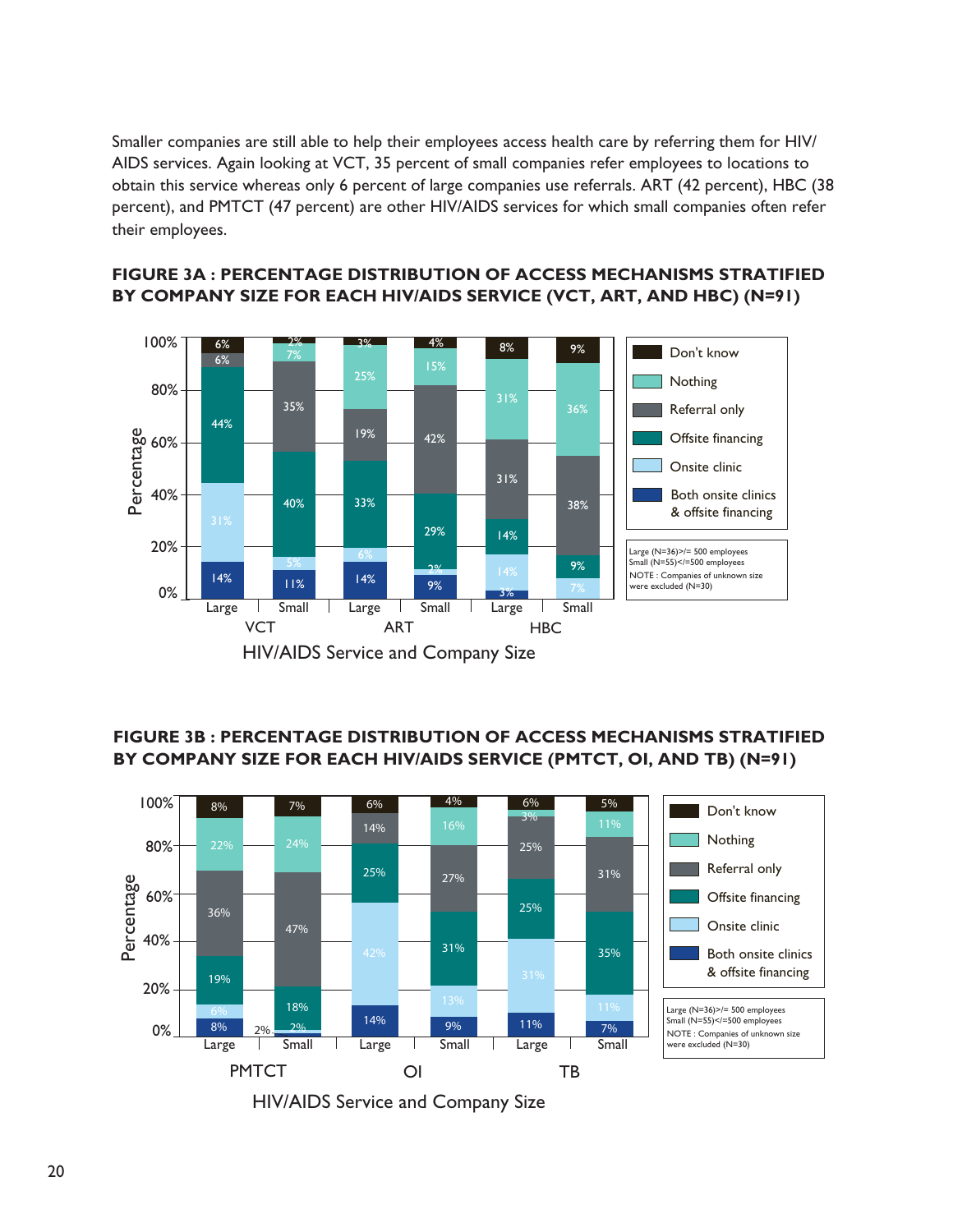Smaller companies are still able to help their employees access health care by referring them for HIV/AIDS services. Again looking at VCT, 35 percent of small companies refer employees to locations to obtain this service whereas only 6 percent of large companies use referrals. ART (42 percent), HBC (38 percent), and PMTCT (47 percent) are other HIV/AIDS services for which small companies often refer their employees.

**FIGURE 3A : PERCENTAGE DISTRIBUTION OF ACCESS MECHANISMS STRATIFIED BY COMPANY SIZE FOR EACH HIV/AIDS SERVICE (VCT, ART, AND HBC) (N=91)**

| Access mechanism | VCT Large | VCT Small | ART Large | ART Small | HBC Large | HBC Small |
|---|---|---|---|---|---|---|
| Don't know | 6% | 2% | 3% | 4% | 8% | 9% |
| Nothing | | 7% | 25% | 15% | 31% | 36% |
| Referral only | 6% | 35% | 19% | 42% | 31% | 38% |
| Offsite financing | 44% | 40% | 33% | 29% | 14% | 9% |
| Onsite clinic | 31% | 5% | 6% | 2% | 14% | 7% |
| Both onsite clinics & offsite financing | 14% | 11% | 14% | 9% | 3% | |

Large (N=36)>/= 500 employees
Small (N=55)</=500 employees
NOTE : Companies of unknown size were excluded (N=30)

**FIGURE 3B : PERCENTAGE DISTRIBUTION OF ACCESS MECHANISMS STRATIFIED BY COMPANY SIZE FOR EACH HIV/AIDS SERVICE (PMTCT, OI, AND TB) (N=91)**

| Access mechanism | PMTCT Large | PMTCT Small | OI Large | OI Small | TB Large | TB Small |
|---|---|---|---|---|---|---|
| Don't know | 8% | 7% | 6% | 4% | 6% | 5% |
| Nothing | 22% | 24% | | 16% | 3% | 11% |
| Referral only | 36% | 47% | 14% | 27% | 25% | 31% |
| Offsite financing | 19% | 18% | 25% | 31% | 25% | 35% |
| Onsite clinic | 6% | 2% | 42% | 13% | 31% | 11% |
| Both onsite clinics & offsite financing | 8% | 2% | 14% | 9% | 11% | 7% |

Large (N=36)>/= 500 employees
Small (N=55)</=500 employees
NOTE : Companies of unknown size were excluded (N=30)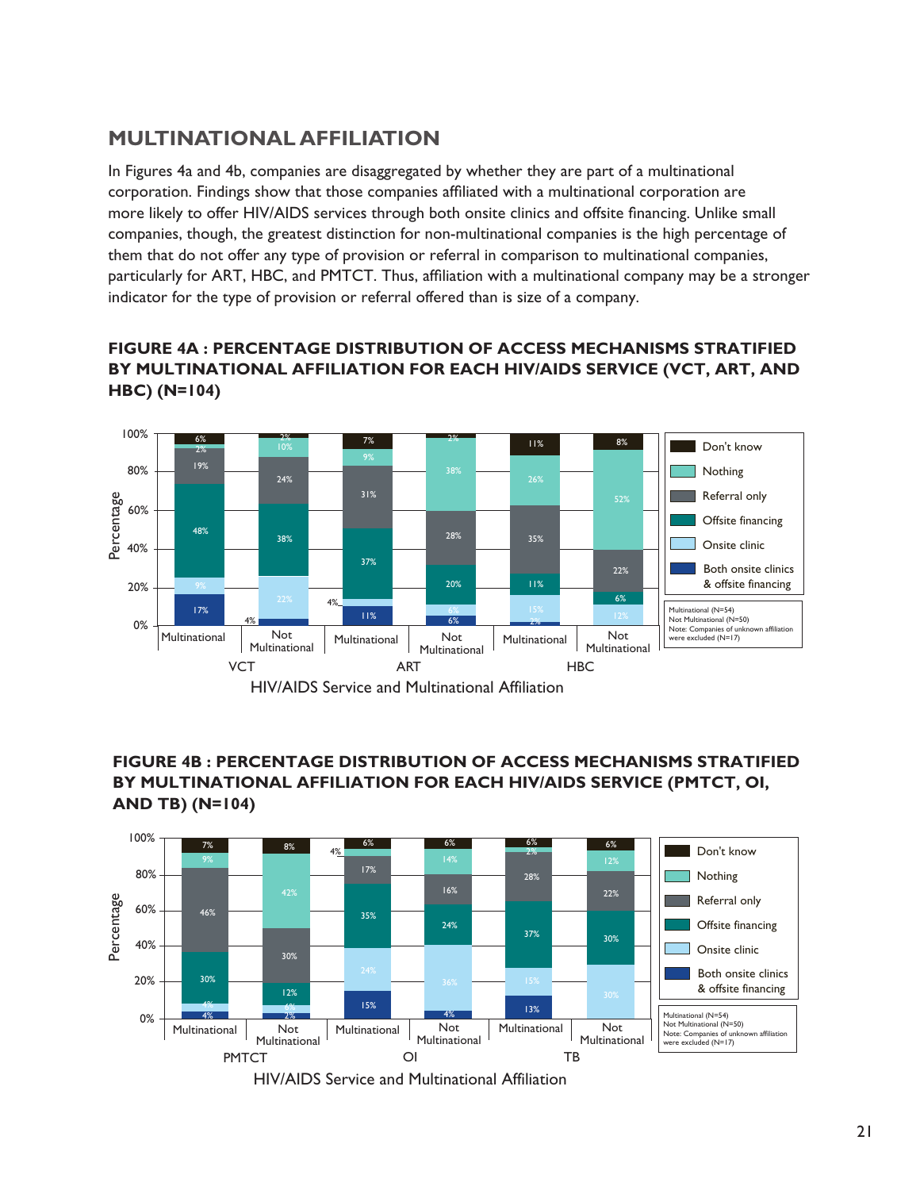## MULTINATIONAL AFFILIATION

In Figures 4a and 4b, companies are disaggregated by whether they are part of a multinational corporation. Findings show that those companies affiliated with a multinational corporation are more likely to offer HIV/AIDS services through both onsite clinics and offsite financing. Unlike small companies, though, the greatest distinction for non-multinational companies is the high percentage of them that do not offer any type of provision or referral in comparison to multinational companies, particularly for ART, HBC, and PMTCT. Thus, affiliation with a multinational company may be a stronger indicator for the type of provision or referral offered than is size of a company.

### FIGURE 4A : PERCENTAGE DISTRIBUTION OF ACCESS MECHANISMS STRATIFIED BY MULTINATIONAL AFFILIATION FOR EACH HIV/AIDS SERVICE (VCT, ART, AND HBC) (N=104)

| Service | Affiliation | Both onsite clinics & offsite financing | Onsite clinic | Offsite financing | Referral only | Nothing | Don't know |
|---|---|---|---|---|---|---|---|
| VCT | Multinational | 17% | 9% | 48% | 19% | 2% | 6% |
| VCT | Not Multinational | 4% | 22% | 38% | 24% | 10% | 2% |
| ART | Multinational | 11% | 4% | 37% | 31% | 9% | 7% |
| ART | Not Multinational | 6% | 6% | 20% | 28% | 38% | 2% |
| HBC | Multinational | 2% | 15% | 11% | 35% | 26% | 11% |
| HBC | Not Multinational | | 12% | 6% | 22% | 52% | 8% |

Multinational (N=54)
Not Multinational (N=50)
Note: Companies of unknown affiliation were excluded (N=17)

HIV/AIDS Service and Multinational Affiliation

### FIGURE 4B : PERCENTAGE DISTRIBUTION OF ACCESS MECHANISMS STRATIFIED BY MULTINATIONAL AFFILIATION FOR EACH HIV/AIDS SERVICE (PMTCT, OI, AND TB) (N=104)

| Service | Affiliation | Both onsite clinics & offsite financing | Onsite clinic | Offsite financing | Referral only | Nothing | Don't know |
|---|---|---|---|---|---|---|---|
| PMTCT | Multinational | 4% | 4% | 30% | 46% | 9% | 7% |
| PMTCT | Not Multinational | 2% | 6% | 12% | 30% | 42% | 8% |
| OI | Multinational | 15% | 24% | 35% | 17% | 4% | 6% |
| OI | Not Multinational | 4% | 36% | 24% | 16% | 14% | 6% |
| TB | Multinational | 13% | 15% | 37% | 28% | 2% | 6% |
| TB | Not Multinational | | 30% | 30% | 22% | 12% | 6% |

Multinational (N=54)
Not Multinational (N=50)
Note: Companies of unknown affiliation were excluded (N=17)

HIV/AIDS Service and Multinational Affiliation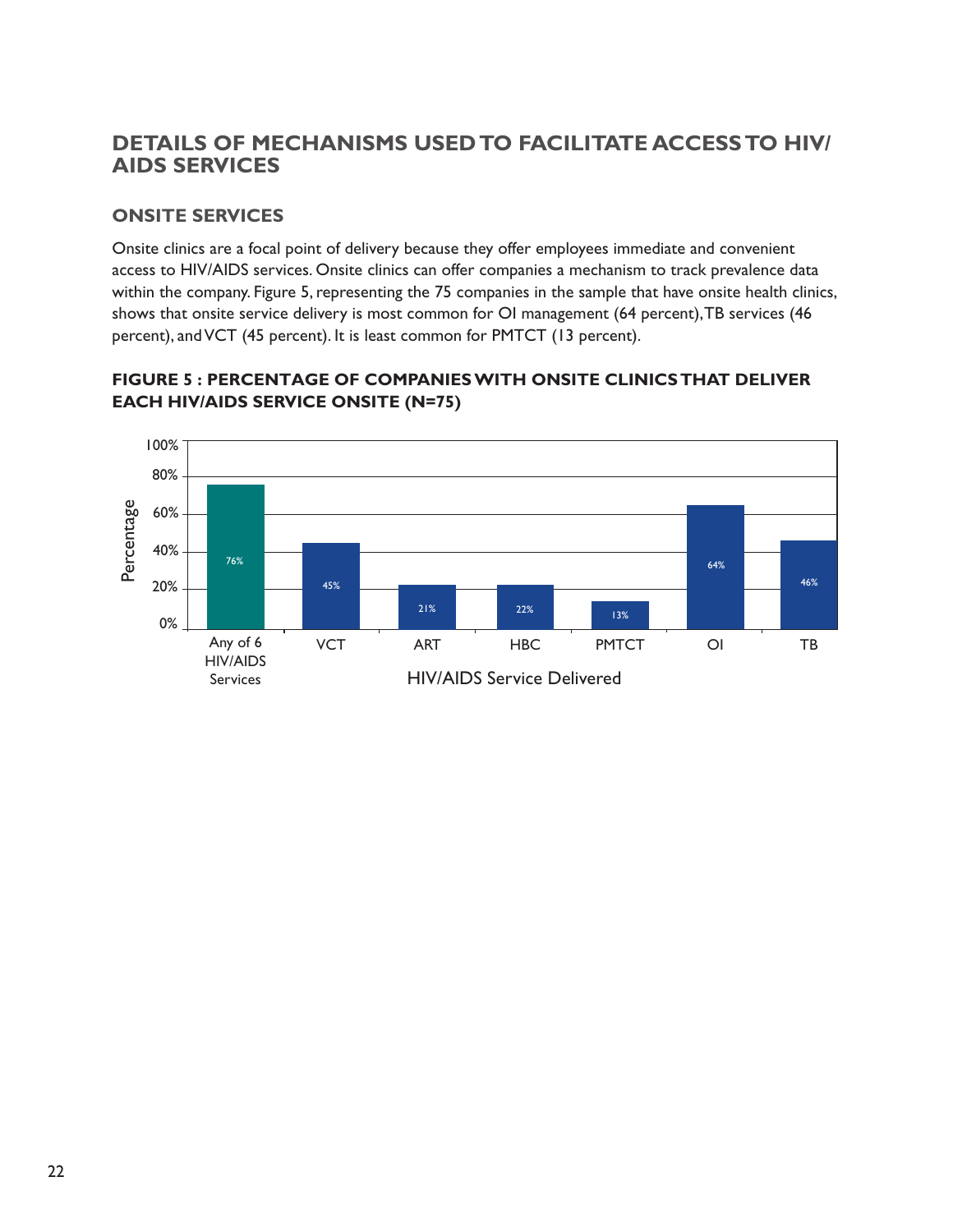## DETAILS OF MECHANISMS USED TO FACILITATE ACCESS TO HIV/AIDS SERVICES

### ONSITE SERVICES

Onsite clinics are a focal point of delivery because they offer employees immediate and convenient access to HIV/AIDS services. Onsite clinics can offer companies a mechanism to track prevalence data within the company. Figure 5, representing the 75 companies in the sample that have onsite health clinics, shows that onsite service delivery is most common for OI management (64 percent), TB services (46 percent), and VCT (45 percent). It is least common for PMTCT (13 percent).

**FIGURE 5 : PERCENTAGE OF COMPANIES WITH ONSITE CLINICS THAT DELIVER EACH HIV/AIDS SERVICE ONSITE (N=75)**

| HIV/AIDS Service Delivered | Percentage |
|---|---|
| Any of 6 HIV/AIDS Services | 76% |
| VCT | 45% |
| ART | 21% |
| HBC | 22% |
| PMTCT | 13% |
| OI | 64% |
| TB | 46% |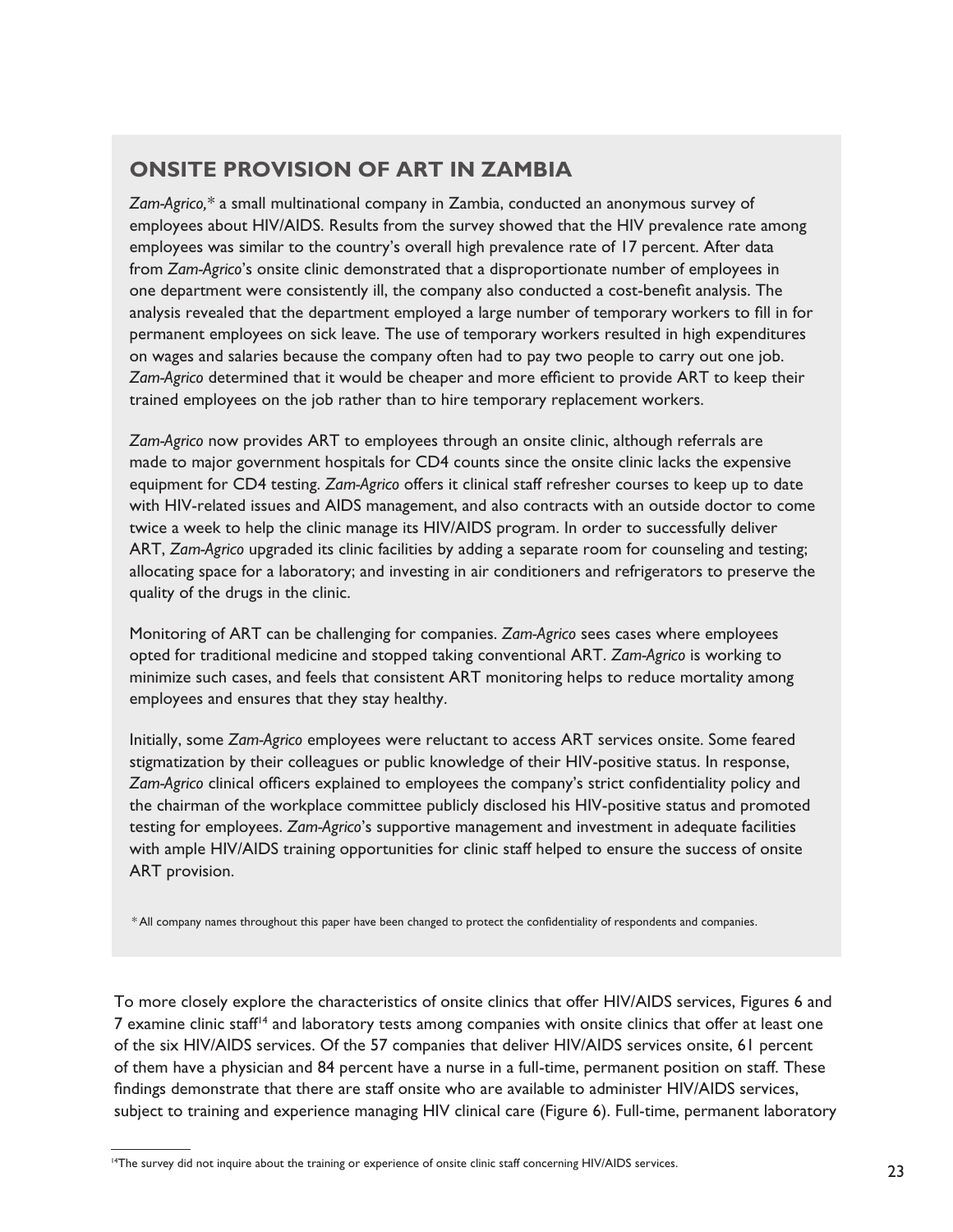## ONSITE PROVISION OF ART IN ZAMBIA

*Zam-Agrico,** a small multinational company in Zambia, conducted an anonymous survey of employees about HIV/AIDS. Results from the survey showed that the HIV prevalence rate among employees was similar to the country's overall high prevalence rate of 17 percent. After data from *Zam-Agrico*'s onsite clinic demonstrated that a disproportionate number of employees in one department were consistently ill, the company also conducted a cost-benefit analysis. The analysis revealed that the department employed a large number of temporary workers to fill in for permanent employees on sick leave. The use of temporary workers resulted in high expenditures on wages and salaries because the company often had to pay two people to carry out one job. *Zam-Agrico* determined that it would be cheaper and more efficient to provide ART to keep their trained employees on the job rather than to hire temporary replacement workers.

*Zam-Agrico* now provides ART to employees through an onsite clinic, although referrals are made to major government hospitals for CD4 counts since the onsite clinic lacks the expensive equipment for CD4 testing. *Zam-Agrico* offers it clinical staff refresher courses to keep up to date with HIV-related issues and AIDS management, and also contracts with an outside doctor to come twice a week to help the clinic manage its HIV/AIDS program. In order to successfully deliver ART, *Zam-Agrico* upgraded its clinic facilities by adding a separate room for counseling and testing; allocating space for a laboratory; and investing in air conditioners and refrigerators to preserve the quality of the drugs in the clinic.

Monitoring of ART can be challenging for companies. *Zam-Agrico* sees cases where employees opted for traditional medicine and stopped taking conventional ART. *Zam-Agrico* is working to minimize such cases, and feels that consistent ART monitoring helps to reduce mortality among employees and ensures that they stay healthy.

Initially, some *Zam-Agrico* employees were reluctant to access ART services onsite. Some feared stigmatization by their colleagues or public knowledge of their HIV-positive status. In response, *Zam-Agrico* clinical officers explained to employees the company's strict confidentiality policy and the chairman of the workplace committee publicly disclosed his HIV-positive status and promoted testing for employees. *Zam-Agrico*'s supportive management and investment in adequate facilities with ample HIV/AIDS training opportunities for clinic staff helped to ensure the success of onsite ART provision.

*All company names throughout this paper have been changed to protect the confidentiality of respondents and companies.

To more closely explore the characteristics of onsite clinics that offer HIV/AIDS services, Figures 6 and 7 examine clinic staff[14] and laboratory tests among companies with onsite clinics that offer at least one of the six HIV/AIDS services. Of the 57 companies that deliver HIV/AIDS services onsite, 61 percent of them have a physician and 84 percent have a nurse in a full-time, permanent position on staff. These findings demonstrate that there are staff onsite who are available to administer HIV/AIDS services, subject to training and experience managing HIV clinical care (Figure 6). Full-time, permanent laboratory

[14] The survey did not inquire about the training or experience of onsite clinic staff concerning HIV/AIDS services.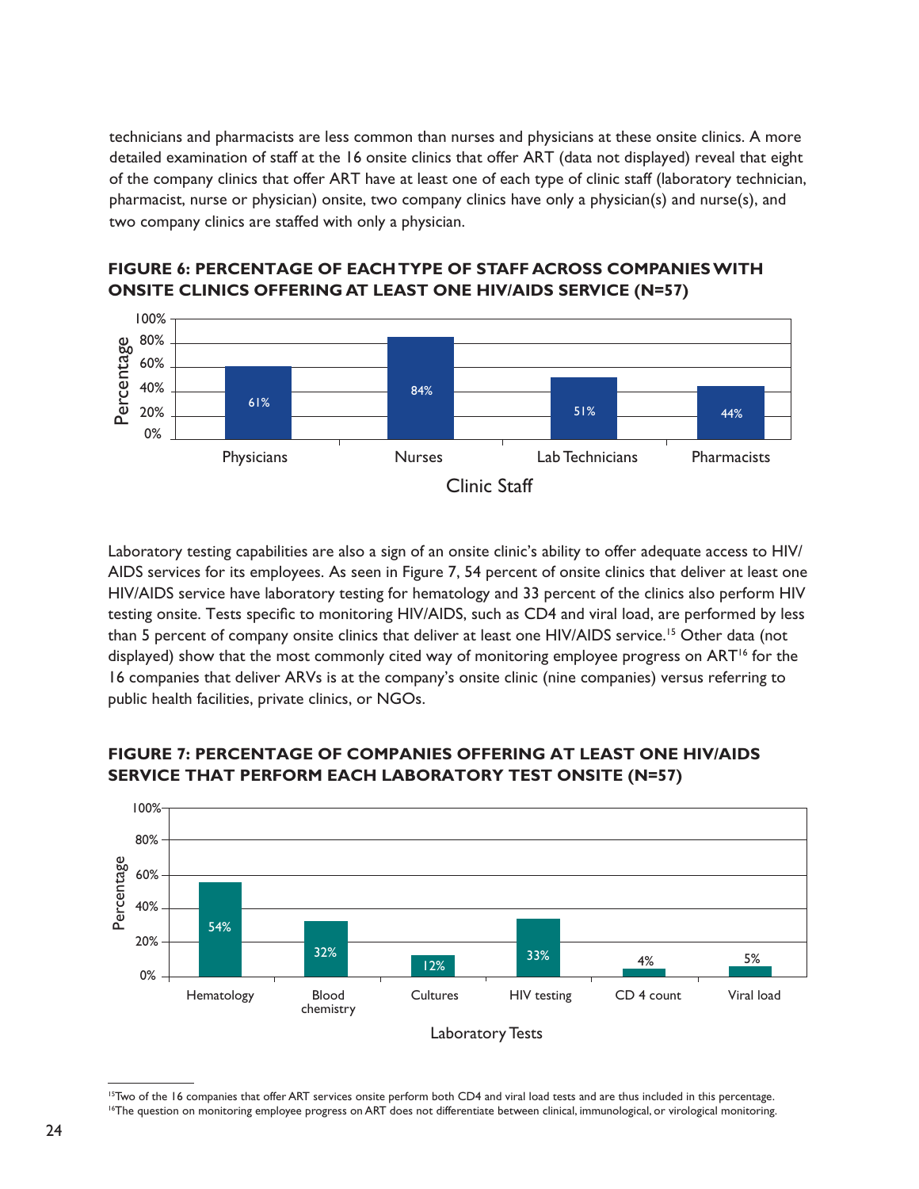technicians and pharmacists are less common than nurses and physicians at these onsite clinics. A more detailed examination of staff at the 16 onsite clinics that offer ART (data not displayed) reveal that eight of the company clinics that offer ART have at least one of each type of clinic staff (laboratory technician, pharmacist, nurse or physician) onsite, two company clinics have only a physician(s) and nurse(s), and two company clinics are staffed with only a physician.

**FIGURE 6: PERCENTAGE OF EACH TYPE OF STAFF ACROSS COMPANIES WITH ONSITE CLINICS OFFERING AT LEAST ONE HIV/AIDS SERVICE (N=57)**

| Clinic Staff | Percentage |
|---|---|
| Physicians | 61% |
| Nurses | 84% |
| Lab Technicians | 51% |
| Pharmacists | 44% |

Laboratory testing capabilities are also a sign of an onsite clinic's ability to offer adequate access to HIV/AIDS services for its employees. As seen in Figure 7, 54 percent of onsite clinics that deliver at least one HIV/AIDS service have laboratory testing for hematology and 33 percent of the clinics also perform HIV testing onsite. Tests specific to monitoring HIV/AIDS, such as CD4 and viral load, are performed by less than 5 percent of company onsite clinics that deliver at least one HIV/AIDS service.[15] Other data (not displayed) show that the most commonly cited way of monitoring employee progress on ART[16] for the 16 companies that deliver ARVs is at the company's onsite clinic (nine companies) versus referring to public health facilities, private clinics, or NGOs.

**FIGURE 7: PERCENTAGE OF COMPANIES OFFERING AT LEAST ONE HIV/AIDS SERVICE THAT PERFORM EACH LABORATORY TEST ONSITE (N=57)**

| Laboratory Tests | Percentage |
|---|---|
| Hematology | 54% |
| Blood chemistry | 32% |
| Cultures | 12% |
| HIV testing | 33% |
| CD 4 count | 4% |
| Viral load | 5% |

[15]Two of the 16 companies that offer ART services onsite perform both CD4 and viral load tests and are thus included in this percentage.
[16]The question on monitoring employee progress on ART does not differentiate between clinical, immunological, or virological monitoring.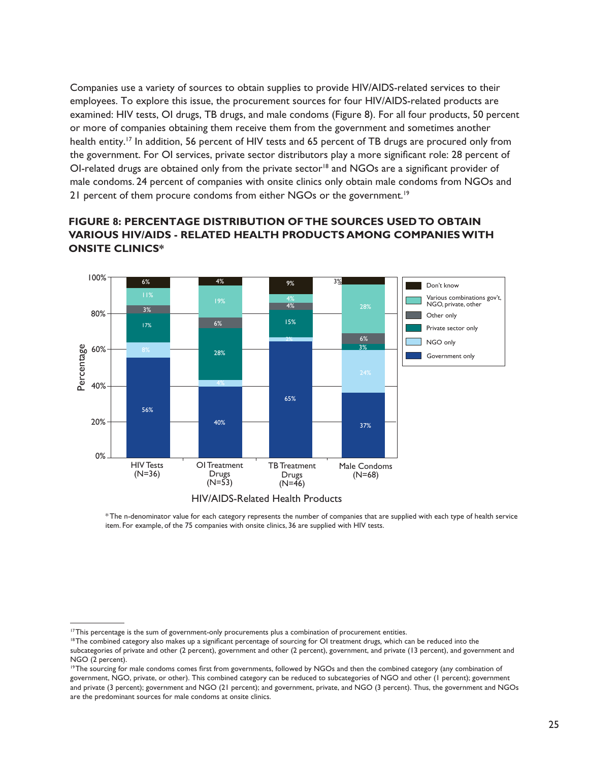Companies use a variety of sources to obtain supplies to provide HIV/AIDS-related services to their employees. To explore this issue, the procurement sources for four HIV/AIDS-related products are examined: HIV tests, OI drugs, TB drugs, and male condoms (Figure 8). For all four products, 50 percent or more of companies obtaining them receive them from the government and sometimes another health entity.[17] In addition, 56 percent of HIV tests and 65 percent of TB drugs are procured only from the government. For OI services, private sector distributors play a more significant role: 28 percent of OI-related drugs are obtained only from the private sector[18] and NGOs are a significant provider of male condoms. 24 percent of companies with onsite clinics only obtain male condoms from NGOs and 21 percent of them procure condoms from either NGOs or the government.[19]

**FIGURE 8: PERCENTAGE DISTRIBUTION OF THE SOURCES USED TO OBTAIN VARIOUS HIV/AIDS - RELATED HEALTH PRODUCTS AMONG COMPANIES WITH ONSITE CLINICS***

| Source | HIV Tests (N=36) | OI Treatment Drugs (N=53) | TB Treatment Drugs (N=46) | Male Condoms (N=68) |
|---|---|---|---|---|
| Don't know | 6% | 4% | 9% | 3% |
| Various combinations gov't, NGO, private, other | 11% | 19% | 4% | 28% |
| Other only | 3% | 6% | 4% | 6% |
| Private sector only | 17% | 28% | 15% | 3% |
| NGO only | 8% | 4% | 2% | 24% |
| Government only | 56% | 40% | 65% | 37% |

*The n-denominator value for each category represents the number of companies that are supplied with each type of health service item. For example, of the 75 companies with onsite clinics, 36 are supplied with HIV tests.

---

[17] This percentage is the sum of government-only procurements plus a combination of procurement entities.

[18] The combined category also makes up a significant percentage of sourcing for OI treatment drugs, which can be reduced into the subcategories of private and other (2 percent), government and other (2 percent), government, and private (13 percent), and government and NGO (2 percent).

[19] The sourcing for male condoms comes first from governments, followed by NGOs and then the combined category (any combination of government, NGO, private, or other). This combined category can be reduced to subcategories of NGO and other (1 percent); government and private (3 percent); government and NGO (21 percent); and government, private, and NGO (3 percent). Thus, the government and NGOs are the predominant sources for male condoms at onsite clinics.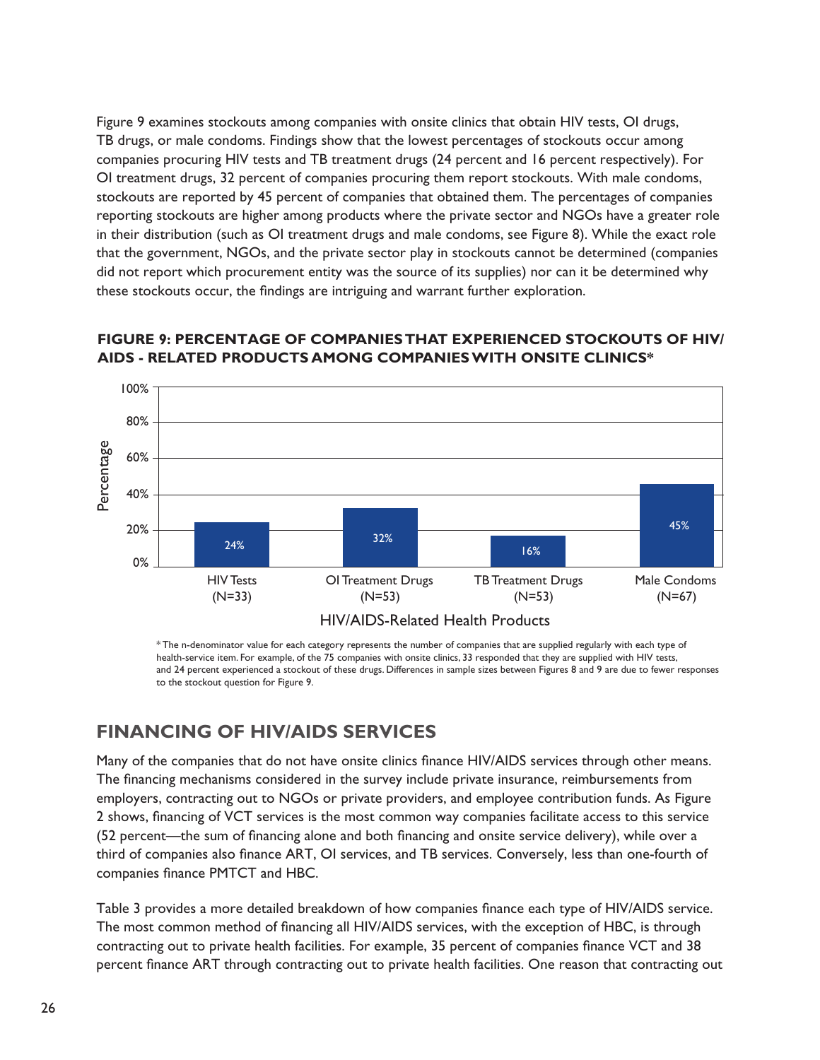Figure 9 examines stockouts among companies with onsite clinics that obtain HIV tests, OI drugs, TB drugs, or male condoms. Findings show that the lowest percentages of stockouts occur among companies procuring HIV tests and TB treatment drugs (24 percent and 16 percent respectively). For OI treatment drugs, 32 percent of companies procuring them report stockouts. With male condoms, stockouts are reported by 45 percent of companies that obtained them. The percentages of companies reporting stockouts are higher among products where the private sector and NGOs have a greater role in their distribution (such as OI treatment drugs and male condoms, see Figure 8). While the exact role that the government, NGOs, and the private sector play in stockouts cannot be determined (companies did not report which procurement entity was the source of its supplies) nor can it be determined why these stockouts occur, the findings are intriguing and warrant further exploration.

**FIGURE 9: PERCENTAGE OF COMPANIES THAT EXPERIENCED STOCKOUTS OF HIV/AIDS - RELATED PRODUCTS AMONG COMPANIES WITH ONSITE CLINICS***

| HIV/AIDS-Related Health Products | Percentage |
|---|---|
| HIV Tests (N=33) | 24% |
| OI Treatment Drugs (N=53) | 32% |
| TB Treatment Drugs (N=53) | 16% |
| Male Condoms (N=67) | 45% |

*The n-denominator value for each category represents the number of companies that are supplied regularly with each type of health-service item. For example, of the 75 companies with onsite clinics, 33 responded that they are supplied with HIV tests, and 24 percent experienced a stockout of these drugs. Differences in sample sizes between Figures 8 and 9 are due to fewer responses to the stockout question for Figure 9.

## FINANCING OF HIV/AIDS SERVICES

Many of the companies that do not have onsite clinics finance HIV/AIDS services through other means. The financing mechanisms considered in the survey include private insurance, reimbursements from employers, contracting out to NGOs or private providers, and employee contribution funds. As Figure 2 shows, financing of VCT services is the most common way companies facilitate access to this service (52 percent—the sum of financing alone and both financing and onsite service delivery), while over a third of companies also finance ART, OI services, and TB services. Conversely, less than one-fourth of companies finance PMTCT and HBC.

Table 3 provides a more detailed breakdown of how companies finance each type of HIV/AIDS service. The most common method of financing all HIV/AIDS services, with the exception of HBC, is through contracting out to private health facilities. For example, 35 percent of companies finance VCT and 38 percent finance ART through contracting out to private health facilities. One reason that contracting out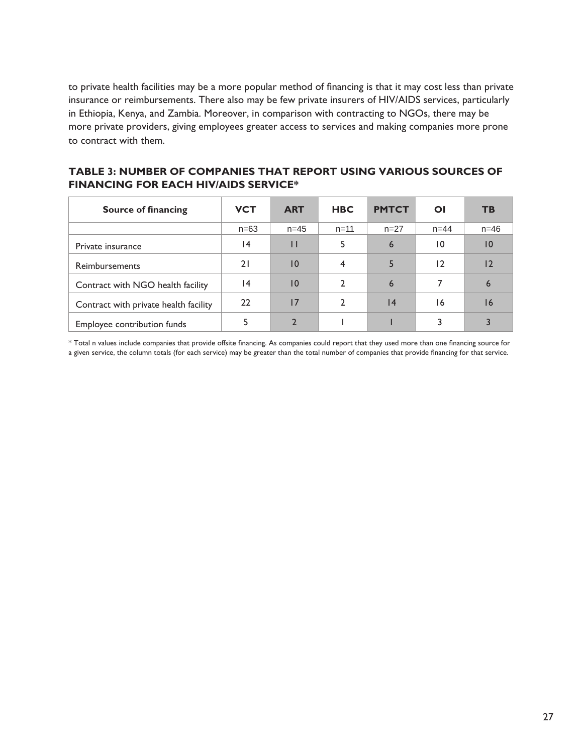to private health facilities may be a more popular method of financing is that it may cost less than private insurance or reimbursements. There also may be few private insurers of HIV/AIDS services, particularly in Ethiopia, Kenya, and Zambia. Moreover, in comparison with contracting to NGOs, there may be more private providers, giving employees greater access to services and making companies more prone to contract with them.

**TABLE 3: NUMBER OF COMPANIES THAT REPORT USING VARIOUS SOURCES OF FINANCING FOR EACH HIV/AIDS SERVICE***

| Source of financing | VCT | ART | HBC | PMTCT | OI | TB |
|---|---|---|---|---|---|---|
| | n=63 | n=45 | n=11 | n=27 | n=44 | n=46 |
| Private insurance | 14 | 11 | 5 | 6 | 10 | 10 |
| Reimbursements | 21 | 10 | 4 | 5 | 12 | 12 |
| Contract with NGO health facility | 14 | 10 | 2 | 6 | 7 | 6 |
| Contract with private health facility | 22 | 17 | 2 | 14 | 16 | 16 |
| Employee contribution funds | 5 | 2 | 1 | 1 | 3 | 3 |

* Total n values include companies that provide offsite financing. As companies could report that they used more than one financing source for a given service, the column totals (for each service) may be greater than the total number of companies that provide financing for that service.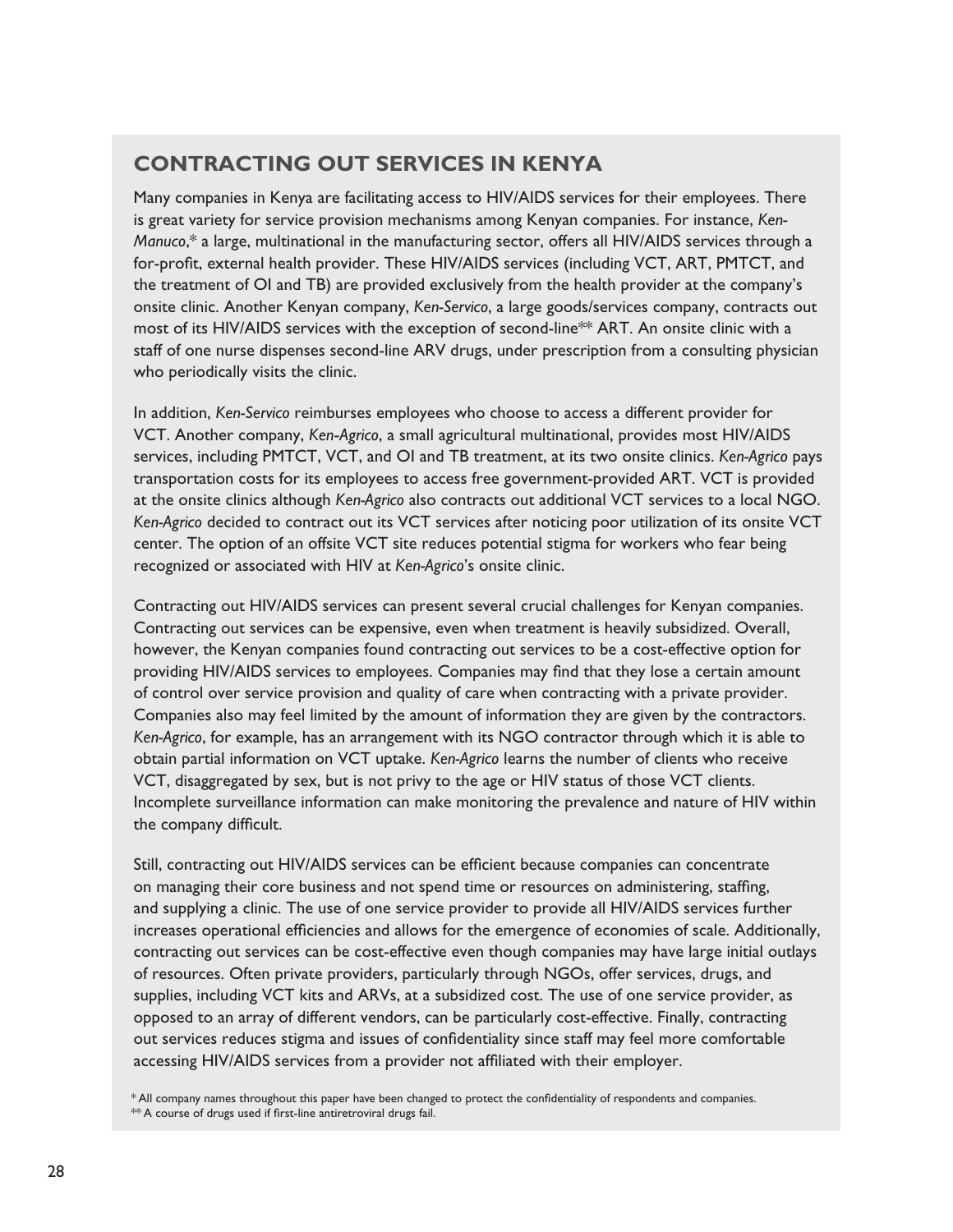## CONTRACTING OUT SERVICES IN KENYA

Many companies in Kenya are facilitating access to HIV/AIDS services for their employees. There is great variety for service provision mechanisms among Kenyan companies. For instance, *Ken-Manuco*,* a large, multinational in the manufacturing sector, offers all HIV/AIDS services through a for-profit, external health provider. These HIV/AIDS services (including VCT, ART, PMTCT, and the treatment of OI and TB) are provided exclusively from the health provider at the company's onsite clinic. Another Kenyan company, *Ken-Servico*, a large goods/services company, contracts out most of its HIV/AIDS services with the exception of second-line** ART. An onsite clinic with a staff of one nurse dispenses second-line ARV drugs, under prescription from a consulting physician who periodically visits the clinic.

In addition, *Ken-Servico* reimburses employees who choose to access a different provider for VCT. Another company, *Ken-Agrico*, a small agricultural multinational, provides most HIV/AIDS services, including PMTCT, VCT, and OI and TB treatment, at its two onsite clinics. *Ken-Agrico* pays transportation costs for its employees to access free government-provided ART. VCT is provided at the onsite clinics although *Ken-Agrico* also contracts out additional VCT services to a local NGO. *Ken-Agrico* decided to contract out its VCT services after noticing poor utilization of its onsite VCT center. The option of an offsite VCT site reduces potential stigma for workers who fear being recognized or associated with HIV at *Ken-Agrico*'s onsite clinic.

Contracting out HIV/AIDS services can present several crucial challenges for Kenyan companies. Contracting out services can be expensive, even when treatment is heavily subsidized. Overall, however, the Kenyan companies found contracting out services to be a cost-effective option for providing HIV/AIDS services to employees. Companies may find that they lose a certain amount of control over service provision and quality of care when contracting with a private provider. Companies also may feel limited by the amount of information they are given by the contractors. *Ken-Agrico*, for example, has an arrangement with its NGO contractor through which it is able to obtain partial information on VCT uptake. *Ken-Agrico* learns the number of clients who receive VCT, disaggregated by sex, but is not privy to the age or HIV status of those VCT clients. Incomplete surveillance information can make monitoring the prevalence and nature of HIV within the company difficult.

Still, contracting out HIV/AIDS services can be efficient because companies can concentrate on managing their core business and not spend time or resources on administering, staffing, and supplying a clinic. The use of one service provider to provide all HIV/AIDS services further increases operational efficiencies and allows for the emergence of economies of scale. Additionally, contracting out services can be cost-effective even though companies may have large initial outlays of resources. Often private providers, particularly through NGOs, offer services, drugs, and supplies, including VCT kits and ARVs, at a subsidized cost. The use of one service provider, as opposed to an array of different vendors, can be particularly cost-effective. Finally, contracting out services reduces stigma and issues of confidentiality since staff may feel more comfortable accessing HIV/AIDS services from a provider not affiliated with their employer.

\* All company names throughout this paper have been changed to protect the confidentiality of respondents and companies.
\*\* A course of drugs used if first-line antiretroviral drugs fail.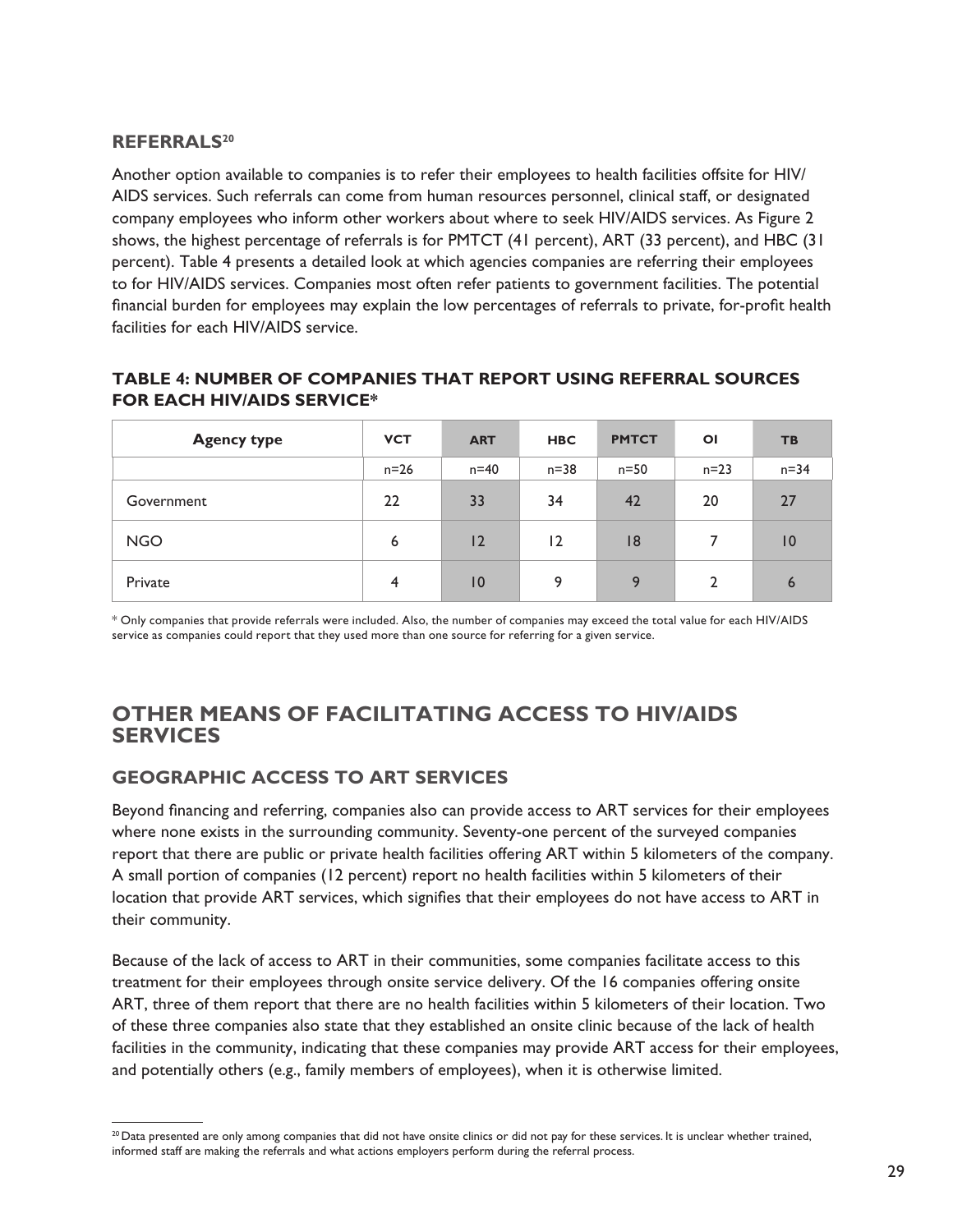### REFERRALS[20]

Another option available to companies is to refer their employees to health facilities offsite for HIV/AIDS services. Such referrals can come from human resources personnel, clinical staff, or designated company employees who inform other workers about where to seek HIV/AIDS services. As Figure 2 shows, the highest percentage of referrals is for PMTCT (41 percent), ART (33 percent), and HBC (31 percent). Table 4 presents a detailed look at which agencies companies are referring their employees to for HIV/AIDS services. Companies most often refer patients to government facilities. The potential financial burden for employees may explain the low percentages of referrals to private, for-profit health facilities for each HIV/AIDS service.

**TABLE 4: NUMBER OF COMPANIES THAT REPORT USING REFERRAL SOURCES FOR EACH HIV/AIDS SERVICE***

| Agency type | VCT | ART | HBC | PMTCT | OI | TB |
|---|---|---|---|---|---|---|
| | n=26 | n=40 | n=38 | n=50 | n=23 | n=34 |
| Government | 22 | 33 | 34 | 42 | 20 | 27 |
| NGO | 6 | 12 | 12 | 18 | 7 | 10 |
| Private | 4 | 10 | 9 | 9 | 2 | 6 |

* Only companies that provide referrals were included. Also, the number of companies may exceed the total value for each HIV/AIDS service as companies could report that they used more than one source for referring for a given service.

## OTHER MEANS OF FACILITATING ACCESS TO HIV/AIDS SERVICES

### GEOGRAPHIC ACCESS TO ART SERVICES

Beyond financing and referring, companies also can provide access to ART services for their employees where none exists in the surrounding community. Seventy-one percent of the surveyed companies report that there are public or private health facilities offering ART within 5 kilometers of the company. A small portion of companies (12 percent) report no health facilities within 5 kilometers of their location that provide ART services, which signifies that their employees do not have access to ART in their community.

Because of the lack of access to ART in their communities, some companies facilitate access to this treatment for their employees through onsite service delivery. Of the 16 companies offering onsite ART, three of them report that there are no health facilities within 5 kilometers of their location. Two of these three companies also state that they established an onsite clinic because of the lack of health facilities in the community, indicating that these companies may provide ART access for their employees, and potentially others (e.g., family members of employees), when it is otherwise limited.

[20] Data presented are only among companies that did not have onsite clinics or did not pay for these services. It is unclear whether trained, informed staff are making the referrals and what actions employers perform during the referral process.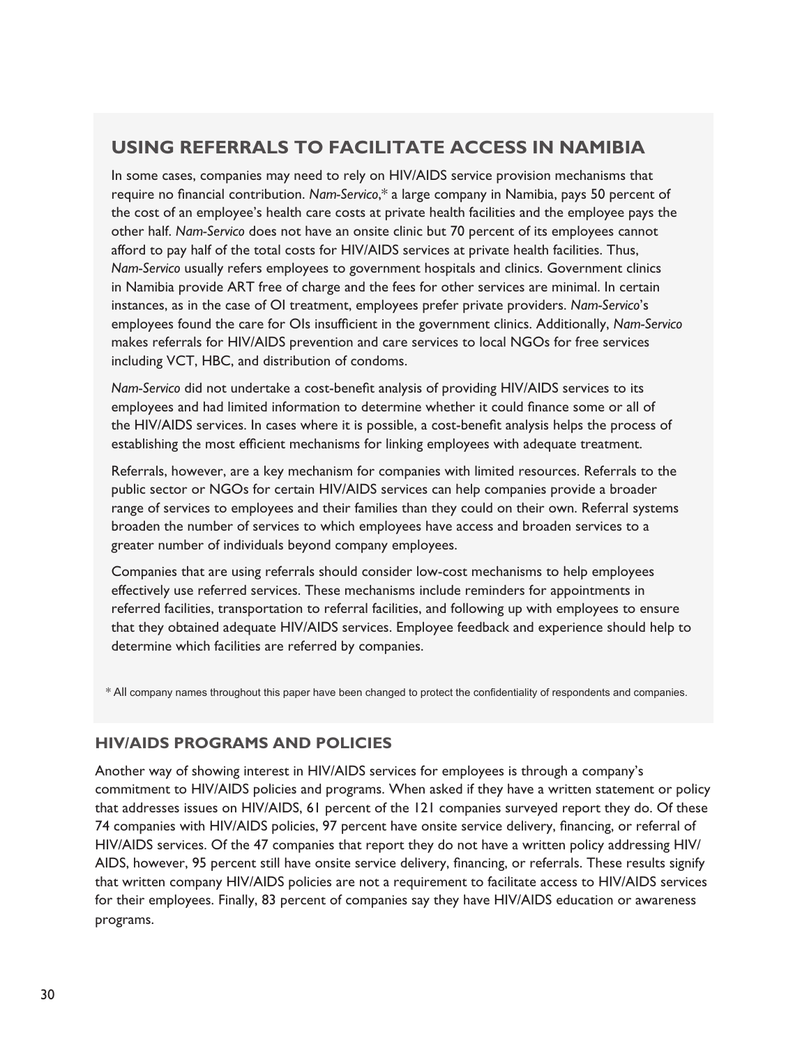## USING REFERRALS TO FACILITATE ACCESS IN NAMIBIA

In some cases, companies may need to rely on HIV/AIDS service provision mechanisms that require no financial contribution. *Nam-Servico*,* a large company in Namibia, pays 50 percent of the cost of an employee's health care costs at private health facilities and the employee pays the other half. *Nam-Servico* does not have an onsite clinic but 70 percent of its employees cannot afford to pay half of the total costs for HIV/AIDS services at private health facilities. Thus, *Nam-Servico* usually refers employees to government hospitals and clinics. Government clinics in Namibia provide ART free of charge and the fees for other services are minimal. In certain instances, as in the case of OI treatment, employees prefer private providers. *Nam-Servico*'s employees found the care for OIs insufficient in the government clinics. Additionally, *Nam-Servico* makes referrals for HIV/AIDS prevention and care services to local NGOs for free services including VCT, HBC, and distribution of condoms.

*Nam-Servico* did not undertake a cost-benefit analysis of providing HIV/AIDS services to its employees and had limited information to determine whether it could finance some or all of the HIV/AIDS services. In cases where it is possible, a cost-benefit analysis helps the process of establishing the most efficient mechanisms for linking employees with adequate treatment.

Referrals, however, are a key mechanism for companies with limited resources. Referrals to the public sector or NGOs for certain HIV/AIDS services can help companies provide a broader range of services to employees and their families than they could on their own. Referral systems broaden the number of services to which employees have access and broaden services to a greater number of individuals beyond company employees.

Companies that are using referrals should consider low-cost mechanisms to help employees effectively use referred services. These mechanisms include reminders for appointments in referred facilities, transportation to referral facilities, and following up with employees to ensure that they obtained adequate HIV/AIDS services. Employee feedback and experience should help to determine which facilities are referred by companies.

* All company names throughout this paper have been changed to protect the confidentiality of respondents and companies.

### HIV/AIDS PROGRAMS AND POLICIES

Another way of showing interest in HIV/AIDS services for employees is through a company's commitment to HIV/AIDS policies and programs. When asked if they have a written statement or policy that addresses issues on HIV/AIDS, 61 percent of the 121 companies surveyed report they do. Of these 74 companies with HIV/AIDS policies, 97 percent have onsite service delivery, financing, or referral of HIV/AIDS services. Of the 47 companies that report they do not have a written policy addressing HIV/AIDS, however, 95 percent still have onsite service delivery, financing, or referrals. These results signify that written company HIV/AIDS policies are not a requirement to facilitate access to HIV/AIDS services for their employees. Finally, 83 percent of companies say they have HIV/AIDS education or awareness programs.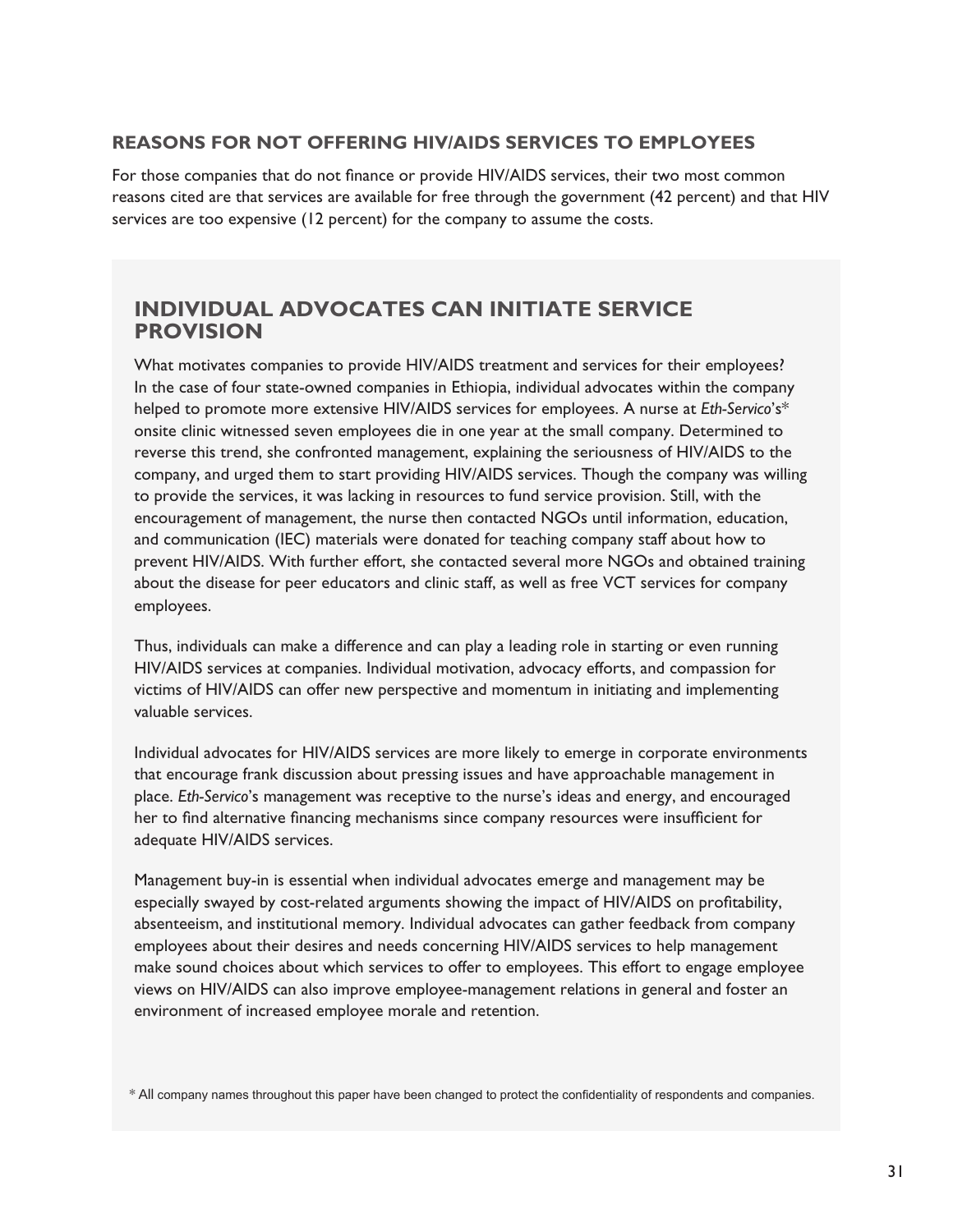### REASONS FOR NOT OFFERING HIV/AIDS SERVICES TO EMPLOYEES

For those companies that do not finance or provide HIV/AIDS services, their two most common reasons cited are that services are available for free through the government (42 percent) and that HIV services are too expensive (12 percent) for the company to assume the costs.

## INDIVIDUAL ADVOCATES CAN INITIATE SERVICE PROVISION

What motivates companies to provide HIV/AIDS treatment and services for their employees? In the case of four state-owned companies in Ethiopia, individual advocates within the company helped to promote more extensive HIV/AIDS services for employees. A nurse at *Eth-Servico*'s* onsite clinic witnessed seven employees die in one year at the small company. Determined to reverse this trend, she confronted management, explaining the seriousness of HIV/AIDS to the company, and urged them to start providing HIV/AIDS services. Though the company was willing to provide the services, it was lacking in resources to fund service provision. Still, with the encouragement of management, the nurse then contacted NGOs until information, education, and communication (IEC) materials were donated for teaching company staff about how to prevent HIV/AIDS. With further effort, she contacted several more NGOs and obtained training about the disease for peer educators and clinic staff, as well as free VCT services for company employees.

Thus, individuals can make a difference and can play a leading role in starting or even running HIV/AIDS services at companies. Individual motivation, advocacy efforts, and compassion for victims of HIV/AIDS can offer new perspective and momentum in initiating and implementing valuable services.

Individual advocates for HIV/AIDS services are more likely to emerge in corporate environments that encourage frank discussion about pressing issues and have approachable management in place. *Eth-Servico*'s management was receptive to the nurse's ideas and energy, and encouraged her to find alternative financing mechanisms since company resources were insufficient for adequate HIV/AIDS services.

Management buy-in is essential when individual advocates emerge and management may be especially swayed by cost-related arguments showing the impact of HIV/AIDS on profitability, absenteeism, and institutional memory. Individual advocates can gather feedback from company employees about their desires and needs concerning HIV/AIDS services to help management make sound choices about which services to offer to employees. This effort to engage employee views on HIV/AIDS can also improve employee-management relations in general and foster an environment of increased employee morale and retention.

\* All company names throughout this paper have been changed to protect the confidentiality of respondents and companies.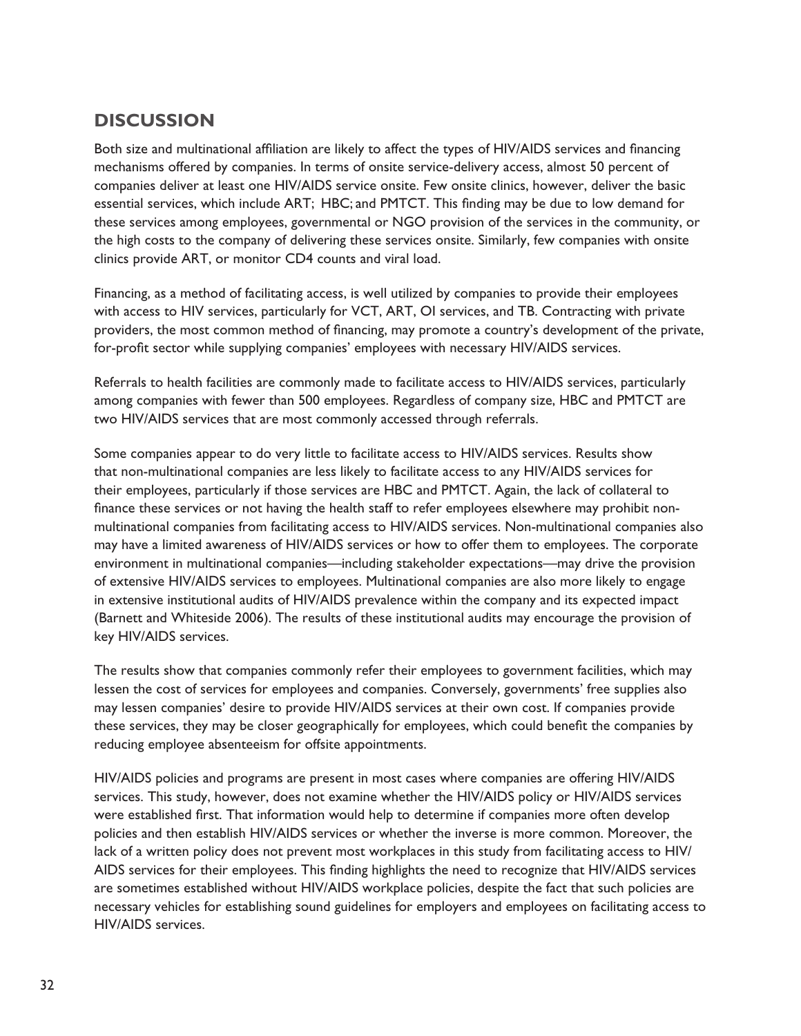## DISCUSSION

Both size and multinational affiliation are likely to affect the types of HIV/AIDS services and financing mechanisms offered by companies. In terms of onsite service-delivery access, almost 50 percent of companies deliver at least one HIV/AIDS service onsite. Few onsite clinics, however, deliver the basic essential services, which include ART; HBC; and PMTCT. This finding may be due to low demand for these services among employees, governmental or NGO provision of the services in the community, or the high costs to the company of delivering these services onsite. Similarly, few companies with onsite clinics provide ART, or monitor CD4 counts and viral load.

Financing, as a method of facilitating access, is well utilized by companies to provide their employees with access to HIV services, particularly for VCT, ART, OI services, and TB. Contracting with private providers, the most common method of financing, may promote a country's development of the private, for-profit sector while supplying companies' employees with necessary HIV/AIDS services.

Referrals to health facilities are commonly made to facilitate access to HIV/AIDS services, particularly among companies with fewer than 500 employees. Regardless of company size, HBC and PMTCT are two HIV/AIDS services that are most commonly accessed through referrals.

Some companies appear to do very little to facilitate access to HIV/AIDS services. Results show that non-multinational companies are less likely to facilitate access to any HIV/AIDS services for their employees, particularly if those services are HBC and PMTCT. Again, the lack of collateral to finance these services or not having the health staff to refer employees elsewhere may prohibit non-multinational companies from facilitating access to HIV/AIDS services. Non-multinational companies also may have a limited awareness of HIV/AIDS services or how to offer them to employees. The corporate environment in multinational companies—including stakeholder expectations—may drive the provision of extensive HIV/AIDS services to employees. Multinational companies are also more likely to engage in extensive institutional audits of HIV/AIDS prevalence within the company and its expected impact (Barnett and Whiteside 2006). The results of these institutional audits may encourage the provision of key HIV/AIDS services.

The results show that companies commonly refer their employees to government facilities, which may lessen the cost of services for employees and companies. Conversely, governments' free supplies also may lessen companies' desire to provide HIV/AIDS services at their own cost. If companies provide these services, they may be closer geographically for employees, which could benefit the companies by reducing employee absenteeism for offsite appointments.

HIV/AIDS policies and programs are present in most cases where companies are offering HIV/AIDS services. This study, however, does not examine whether the HIV/AIDS policy or HIV/AIDS services were established first. That information would help to determine if companies more often develop policies and then establish HIV/AIDS services or whether the inverse is more common. Moreover, the lack of a written policy does not prevent most workplaces in this study from facilitating access to HIV/AIDS services for their employees. This finding highlights the need to recognize that HIV/AIDS services are sometimes established without HIV/AIDS workplace policies, despite the fact that such policies are necessary vehicles for establishing sound guidelines for employers and employees on facilitating access to HIV/AIDS services.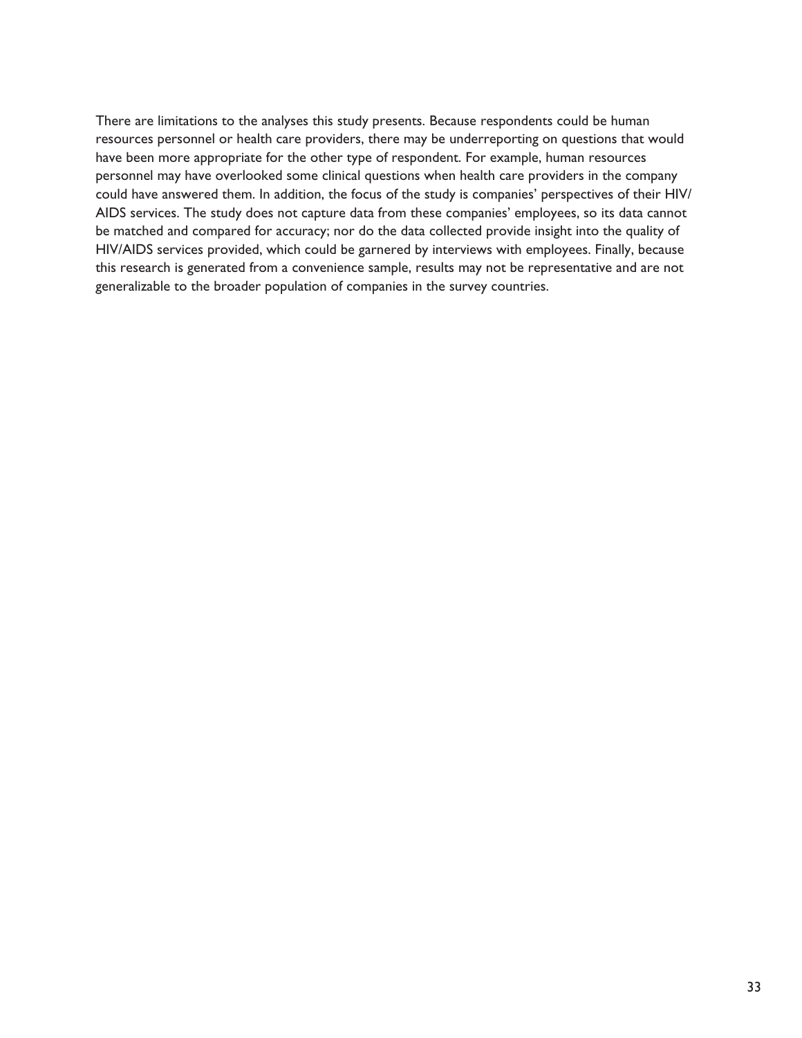There are limitations to the analyses this study presents. Because respondents could be human resources personnel or health care providers, there may be underreporting on questions that would have been more appropriate for the other type of respondent. For example, human resources personnel may have overlooked some clinical questions when health care providers in the company could have answered them. In addition, the focus of the study is companies' perspectives of their HIV/AIDS services. The study does not capture data from these companies' employees, so its data cannot be matched and compared for accuracy; nor do the data collected provide insight into the quality of HIV/AIDS services provided, which could be garnered by interviews with employees. Finally, because this research is generated from a convenience sample, results may not be representative and are not generalizable to the broader population of companies in the survey countries.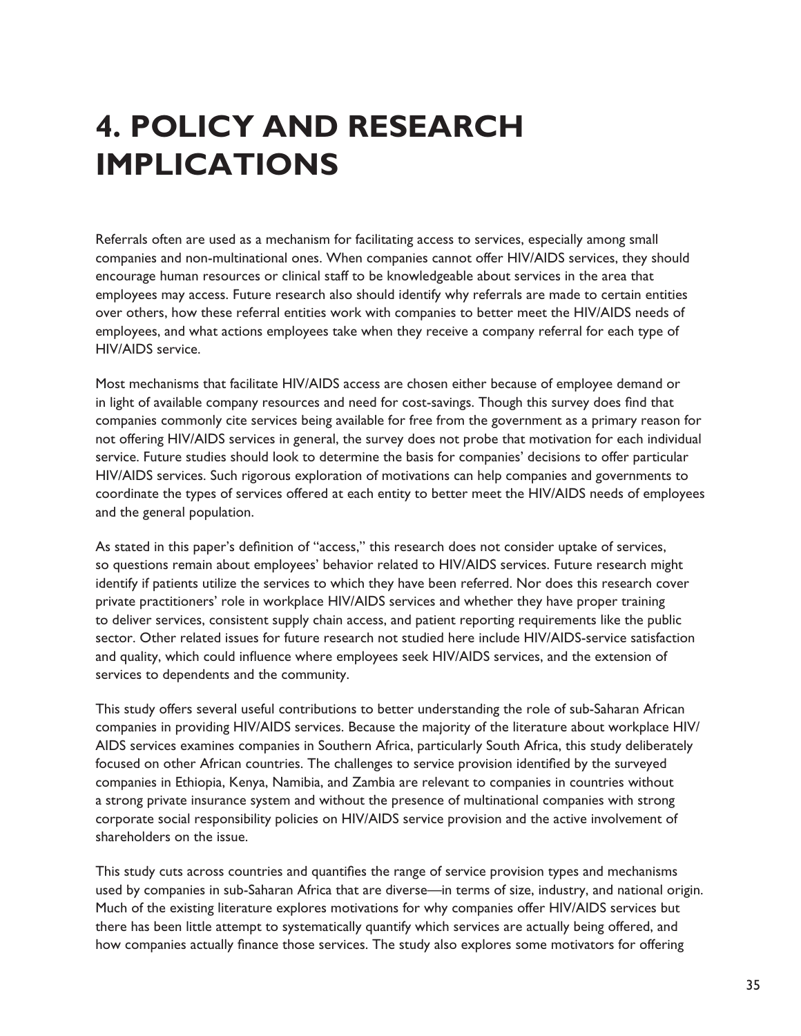# 4. POLICY AND RESEARCH IMPLICATIONS

Referrals often are used as a mechanism for facilitating access to services, especially among small companies and non-multinational ones. When companies cannot offer HIV/AIDS services, they should encourage human resources or clinical staff to be knowledgeable about services in the area that employees may access. Future research also should identify why referrals are made to certain entities over others, how these referral entities work with companies to better meet the HIV/AIDS needs of employees, and what actions employees take when they receive a company referral for each type of HIV/AIDS service.

Most mechanisms that facilitate HIV/AIDS access are chosen either because of employee demand or in light of available company resources and need for cost-savings. Though this survey does find that companies commonly cite services being available for free from the government as a primary reason for not offering HIV/AIDS services in general, the survey does not probe that motivation for each individual service. Future studies should look to determine the basis for companies' decisions to offer particular HIV/AIDS services. Such rigorous exploration of motivations can help companies and governments to coordinate the types of services offered at each entity to better meet the HIV/AIDS needs of employees and the general population.

As stated in this paper's definition of "access," this research does not consider uptake of services, so questions remain about employees' behavior related to HIV/AIDS services. Future research might identify if patients utilize the services to which they have been referred. Nor does this research cover private practitioners' role in workplace HIV/AIDS services and whether they have proper training to deliver services, consistent supply chain access, and patient reporting requirements like the public sector. Other related issues for future research not studied here include HIV/AIDS-service satisfaction and quality, which could influence where employees seek HIV/AIDS services, and the extension of services to dependents and the community.

This study offers several useful contributions to better understanding the role of sub-Saharan African companies in providing HIV/AIDS services. Because the majority of the literature about workplace HIV/AIDS services examines companies in Southern Africa, particularly South Africa, this study deliberately focused on other African countries. The challenges to service provision identified by the surveyed companies in Ethiopia, Kenya, Namibia, and Zambia are relevant to companies in countries without a strong private insurance system and without the presence of multinational companies with strong corporate social responsibility policies on HIV/AIDS service provision and the active involvement of shareholders on the issue.

This study cuts across countries and quantifies the range of service provision types and mechanisms used by companies in sub-Saharan Africa that are diverse—in terms of size, industry, and national origin. Much of the existing literature explores motivations for why companies offer HIV/AIDS services but there has been little attempt to systematically quantify which services are actually being offered, and how companies actually finance those services. The study also explores some motivators for offering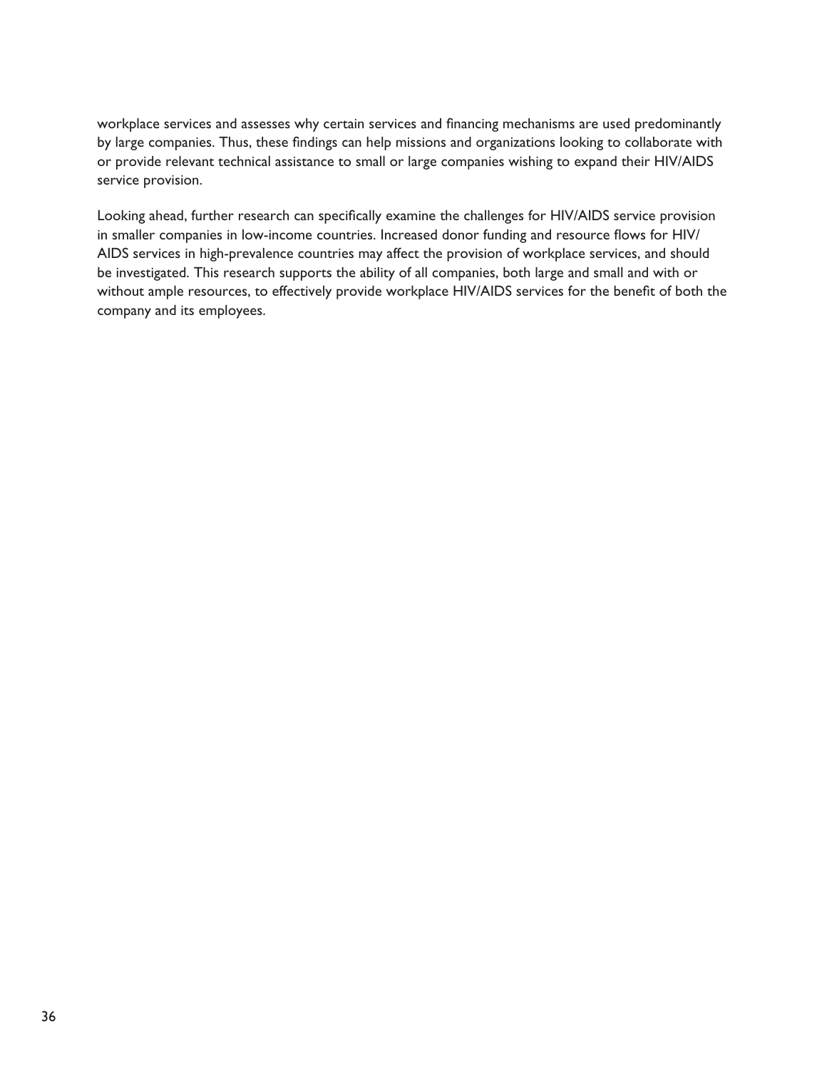workplace services and assesses why certain services and financing mechanisms are used predominantly by large companies. Thus, these findings can help missions and organizations looking to collaborate with or provide relevant technical assistance to small or large companies wishing to expand their HIV/AIDS service provision.

Looking ahead, further research can specifically examine the challenges for HIV/AIDS service provision in smaller companies in low-income countries. Increased donor funding and resource flows for HIV/AIDS services in high-prevalence countries may affect the provision of workplace services, and should be investigated. This research supports the ability of all companies, both large and small and with or without ample resources, to effectively provide workplace HIV/AIDS services for the benefit of both the company and its employees.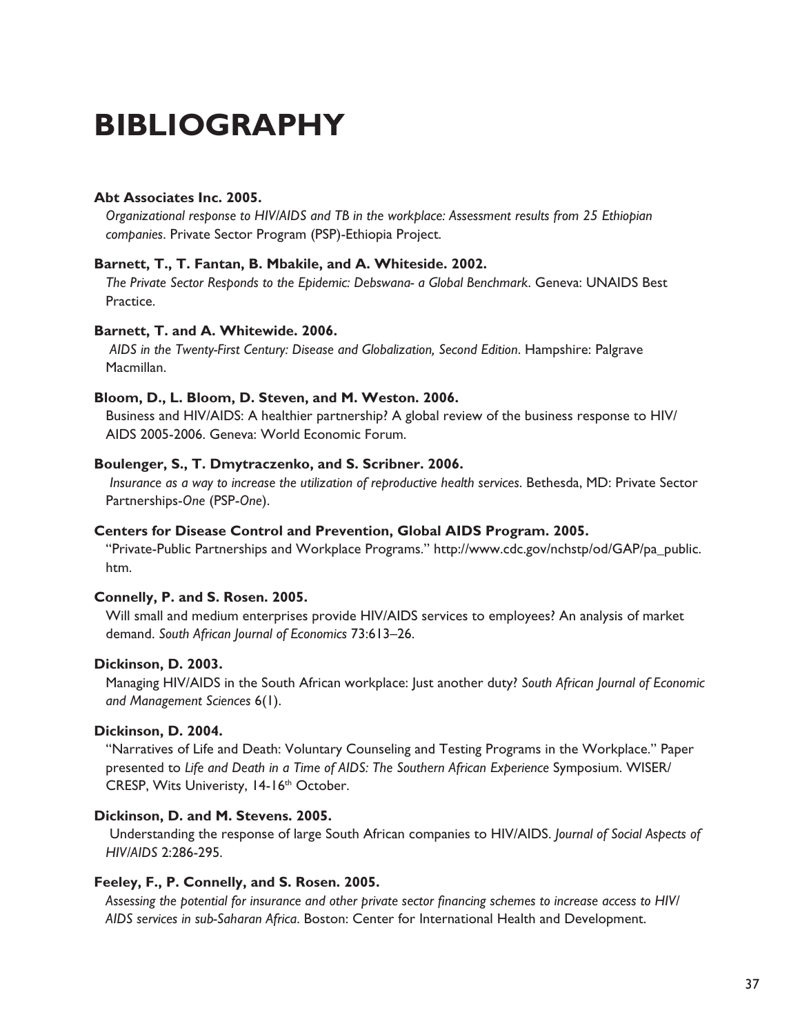# BIBLIOGRAPHY

**Abt Associates Inc. 2005.**
*Organizational response to HIV/AIDS and TB in the workplace: Assessment results from 25 Ethiopian companies*. Private Sector Program (PSP)-Ethiopia Project.

**Barnett, T., T. Fantan, B. Mbakile, and A. Whiteside. 2002.**
*The Private Sector Responds to the Epidemic: Debswana- a Global Benchmark*. Geneva: UNAIDS Best Practice.

**Barnett, T. and A. Whitewide. 2006.**
*AIDS in the Twenty-First Century: Disease and Globalization, Second Edition*. Hampshire: Palgrave Macmillan.

**Bloom, D., L. Bloom, D. Steven, and M. Weston. 2006.**
Business and HIV/AIDS: A healthier partnership? A global review of the business response to HIV/AIDS 2005-2006. Geneva: World Economic Forum.

**Boulenger, S., T. Dmytraczenko, and S. Scribner. 2006.**
*Insurance as a way to increase the utilization of reproductive health services*. Bethesda, MD: Private Sector Partnerships-*One* (PSP-*One*).

**Centers for Disease Control and Prevention, Global AIDS Program. 2005.**
"Private-Public Partnerships and Workplace Programs." http://www.cdc.gov/nchstp/od/GAP/pa_public.htm.

**Connelly, P. and S. Rosen. 2005.**
Will small and medium enterprises provide HIV/AIDS services to employees? An analysis of market demand. *South African Journal of Economics* 73:613–26.

**Dickinson, D. 2003.**
Managing HIV/AIDS in the South African workplace: Just another duty? *South African Journal of Economic and Management Sciences* 6(1).

**Dickinson, D. 2004.**
"Narratives of Life and Death: Voluntary Counseling and Testing Programs in the Workplace." Paper presented to *Life and Death in a Time of AIDS: The Southern African Experience* Symposium. WISER/CRESP, Wits Univeristy, 14-16th October.

**Dickinson, D. and M. Stevens. 2005.**
Understanding the response of large South African companies to HIV/AIDS. *Journal of Social Aspects of HIV/AIDS* 2:286-295.

**Feeley, F., P. Connelly, and S. Rosen. 2005.**
*Assessing the potential for insurance and other private sector financing schemes to increase access to HIV/AIDS services in sub-Saharan Africa*. Boston: Center for International Health and Development.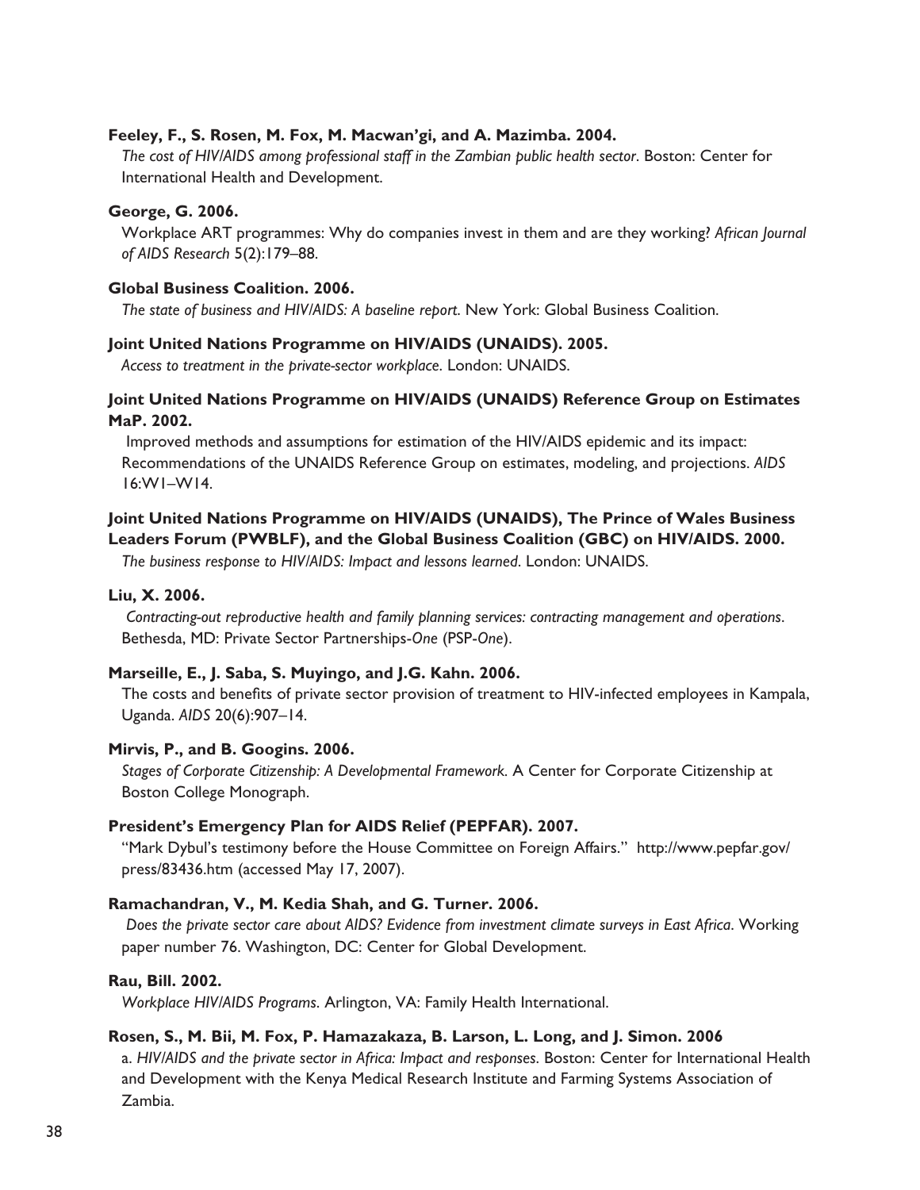**Feeley, F., S. Rosen, M. Fox, M. Macwan'gi, and A. Mazimba. 2004.**
*The cost of HIV/AIDS among professional staff in the Zambian public health sector*. Boston: Center for International Health and Development.

**George, G. 2006.**
Workplace ART programmes: Why do companies invest in them and are they working? *African Journal of AIDS Research* 5(2):179–88.

**Global Business Coalition. 2006.**
*The state of business and HIV/AIDS: A baseline report*. New York: Global Business Coalition.

**Joint United Nations Programme on HIV/AIDS (UNAIDS). 2005.**
*Access to treatment in the private-sector workplace*. London: UNAIDS.

**Joint United Nations Programme on HIV/AIDS (UNAIDS) Reference Group on Estimates MaP. 2002.**
Improved methods and assumptions for estimation of the HIV/AIDS epidemic and its impact: Recommendations of the UNAIDS Reference Group on estimates, modeling, and projections. *AIDS* 16:W1–W14.

**Joint United Nations Programme on HIV/AIDS (UNAIDS), The Prince of Wales Business Leaders Forum (PWBLF), and the Global Business Coalition (GBC) on HIV/AIDS. 2000.**
*The business response to HIV/AIDS: Impact and lessons learned*. London: UNAIDS.

**Liu, X. 2006.**
*Contracting-out reproductive health and family planning services: contracting management and operations*. Bethesda, MD: Private Sector Partnerships-*One* (PSP-*One*).

**Marseille, E., J. Saba, S. Muyingo, and J.G. Kahn. 2006.**
The costs and benefits of private sector provision of treatment to HIV-infected employees in Kampala, Uganda. *AIDS* 20(6):907–14.

**Mirvis, P., and B. Googins. 2006.**
*Stages of Corporate Citizenship: A Developmental Framework*. A Center for Corporate Citizenship at Boston College Monograph.

**President's Emergency Plan for AIDS Relief (PEPFAR). 2007.**
"Mark Dybul's testimony before the House Committee on Foreign Affairs." http://www.pepfar.gov/press/83436.htm (accessed May 17, 2007).

**Ramachandran, V., M. Kedia Shah, and G. Turner. 2006.**
*Does the private sector care about AIDS? Evidence from investment climate surveys in East Africa*. Working paper number 76. Washington, DC: Center for Global Development.

**Rau, Bill. 2002.**
*Workplace HIV/AIDS Programs*. Arlington, VA: Family Health International.

**Rosen, S., M. Bii, M. Fox, P. Hamazakaza, B. Larson, L. Long, and J. Simon. 2006**
a. *HIV/AIDS and the private sector in Africa: Impact and responses*. Boston: Center for International Health and Development with the Kenya Medical Research Institute and Farming Systems Association of Zambia.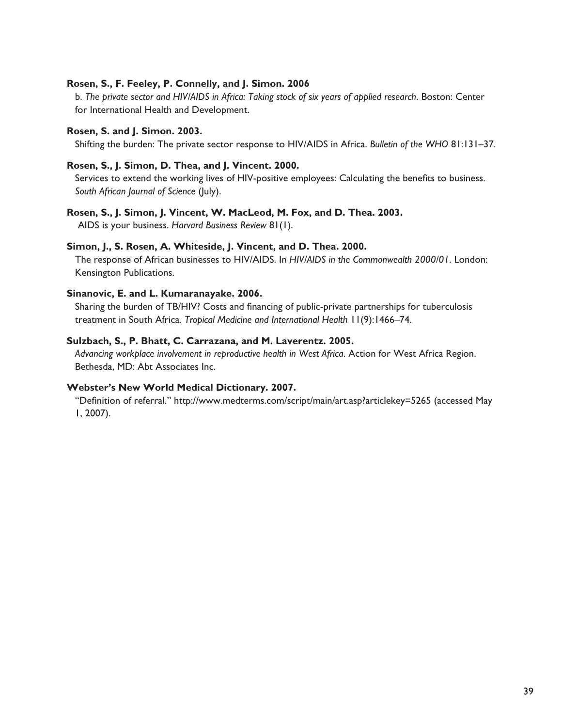**Rosen, S., F. Feeley, P. Connelly, and J. Simon. 2006**

b. *The private sector and HIV/AIDS in Africa: Taking stock of six years of applied research*. Boston: Center for International Health and Development.

**Rosen, S. and J. Simon. 2003.**

Shifting the burden: The private sector response to HIV/AIDS in Africa. *Bulletin of the WHO* 81:131–37.

**Rosen, S., J. Simon, D. Thea, and J. Vincent. 2000.**

Services to extend the working lives of HIV-positive employees: Calculating the benefits to business. *South African Journal of Science* (July).

**Rosen, S., J. Simon, J. Vincent, W. MacLeod, M. Fox, and D. Thea. 2003.**

AIDS is your business. *Harvard Business Review* 81(1).

**Simon, J., S. Rosen, A. Whiteside, J. Vincent, and D. Thea. 2000.**

The response of African businesses to HIV/AIDS. In *HIV/AIDS in the Commonwealth 2000/01*. London: Kensington Publications.

**Sinanovic, E. and L. Kumaranayake. 2006.**

Sharing the burden of TB/HIV? Costs and financing of public-private partnerships for tuberculosis treatment in South Africa. *Tropical Medicine and International Health* 11(9):1466–74.

**Sulzbach, S., P. Bhatt, C. Carrazana, and M. Laverentz. 2005.**

*Advancing workplace involvement in reproductive health in West Africa*. Action for West Africa Region. Bethesda, MD: Abt Associates Inc.

**Webster's New World Medical Dictionary. 2007.**

"Definition of referral." http://www.medterms.com/script/main/art.asp?articlekey=5265 (accessed May 1, 2007).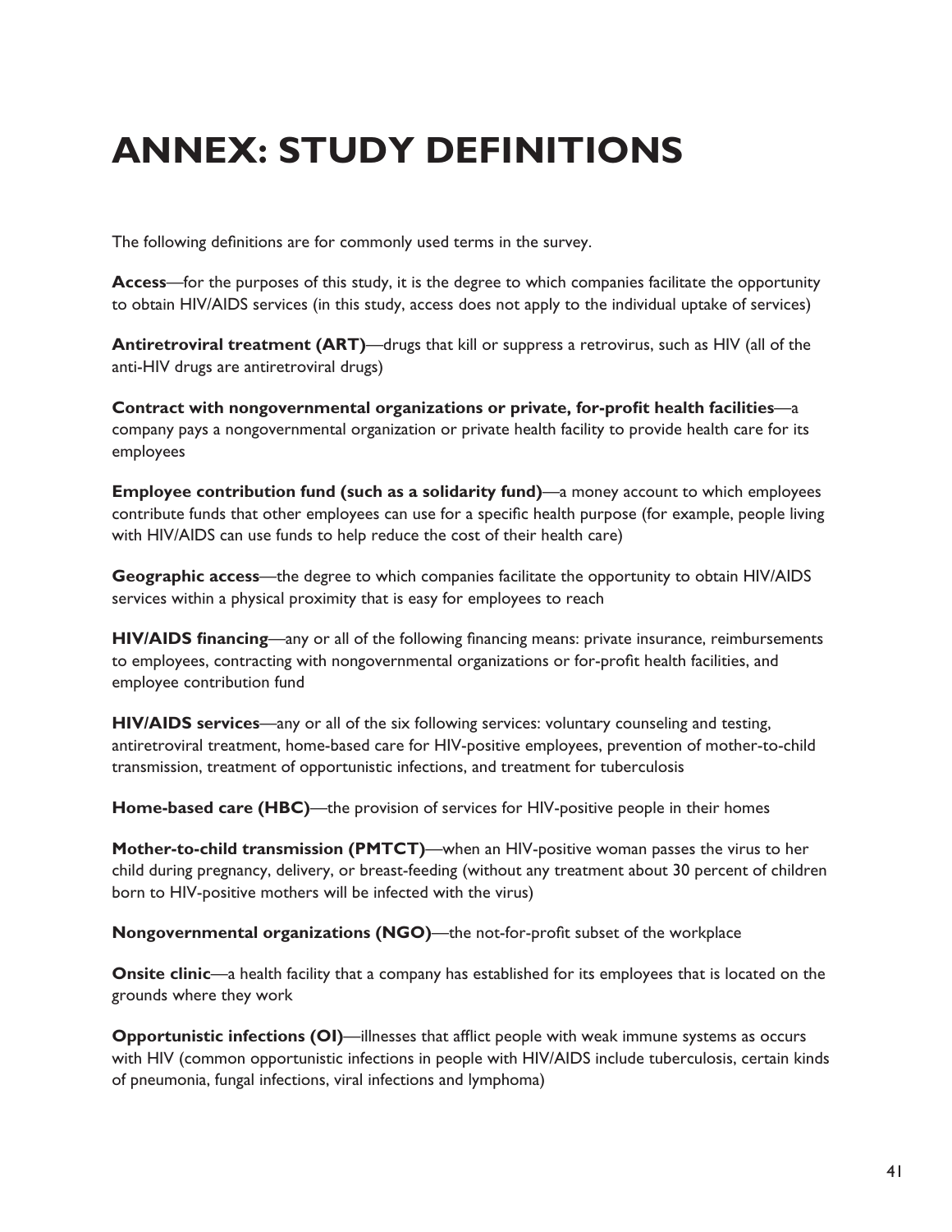# ANNEX: STUDY DEFINITIONS

The following definitions are for commonly used terms in the survey.

**Access**—for the purposes of this study, it is the degree to which companies facilitate the opportunity to obtain HIV/AIDS services (in this study, access does not apply to the individual uptake of services)

**Antiretroviral treatment (ART)**—drugs that kill or suppress a retrovirus, such as HIV (all of the anti-HIV drugs are antiretroviral drugs)

**Contract with nongovernmental organizations or private, for-profit health facilities**—a company pays a nongovernmental organization or private health facility to provide health care for its employees

**Employee contribution fund (such as a solidarity fund)**—a money account to which employees contribute funds that other employees can use for a specific health purpose (for example, people living with HIV/AIDS can use funds to help reduce the cost of their health care)

**Geographic access**—the degree to which companies facilitate the opportunity to obtain HIV/AIDS services within a physical proximity that is easy for employees to reach

**HIV/AIDS financing**—any or all of the following financing means: private insurance, reimbursements to employees, contracting with nongovernmental organizations or for-profit health facilities, and employee contribution fund

**HIV/AIDS services**—any or all of the six following services: voluntary counseling and testing, antiretroviral treatment, home-based care for HIV-positive employees, prevention of mother-to-child transmission, treatment of opportunistic infections, and treatment for tuberculosis

**Home-based care (HBC)**—the provision of services for HIV-positive people in their homes

**Mother-to-child transmission (PMTCT)**—when an HIV-positive woman passes the virus to her child during pregnancy, delivery, or breast-feeding (without any treatment about 30 percent of children born to HIV-positive mothers will be infected with the virus)

**Nongovernmental organizations (NGO)**—the not-for-profit subset of the workplace

**Onsite clinic**—a health facility that a company has established for its employees that is located on the grounds where they work

**Opportunistic infections (OI)**—illnesses that afflict people with weak immune systems as occurs with HIV (common opportunistic infections in people with HIV/AIDS include tuberculosis, certain kinds of pneumonia, fungal infections, viral infections and lymphoma)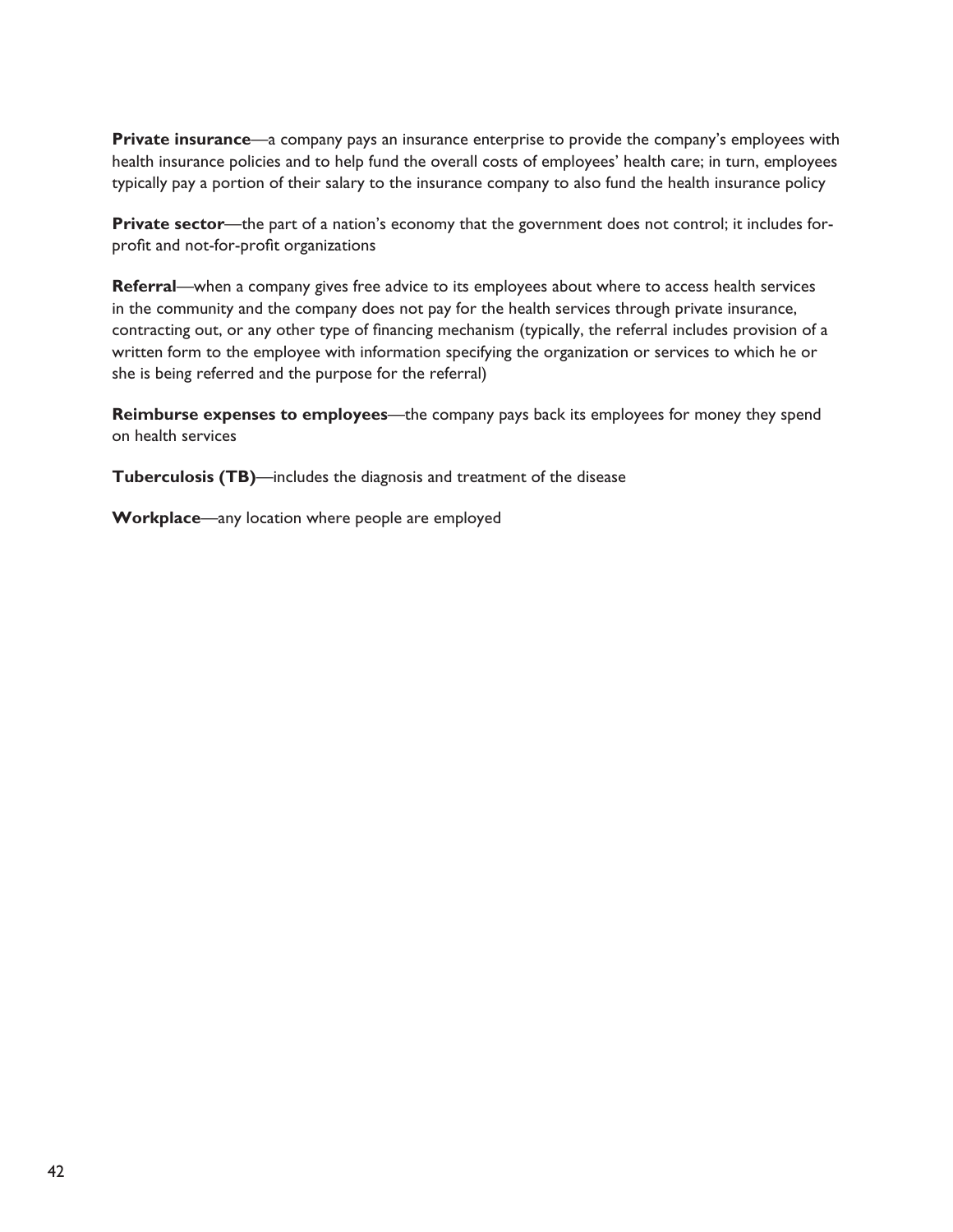**Private insurance**—a company pays an insurance enterprise to provide the company's employees with health insurance policies and to help fund the overall costs of employees' health care; in turn, employees typically pay a portion of their salary to the insurance company to also fund the health insurance policy

**Private sector**—the part of a nation's economy that the government does not control; it includes for-profit and not-for-profit organizations

**Referral**—when a company gives free advice to its employees about where to access health services in the community and the company does not pay for the health services through private insurance, contracting out, or any other type of financing mechanism (typically, the referral includes provision of a written form to the employee with information specifying the organization or services to which he or she is being referred and the purpose for the referral)

**Reimburse expenses to employees**—the company pays back its employees for money they spend on health services

**Tuberculosis (TB)**—includes the diagnosis and treatment of the disease

**Workplace**—any location where people are employed